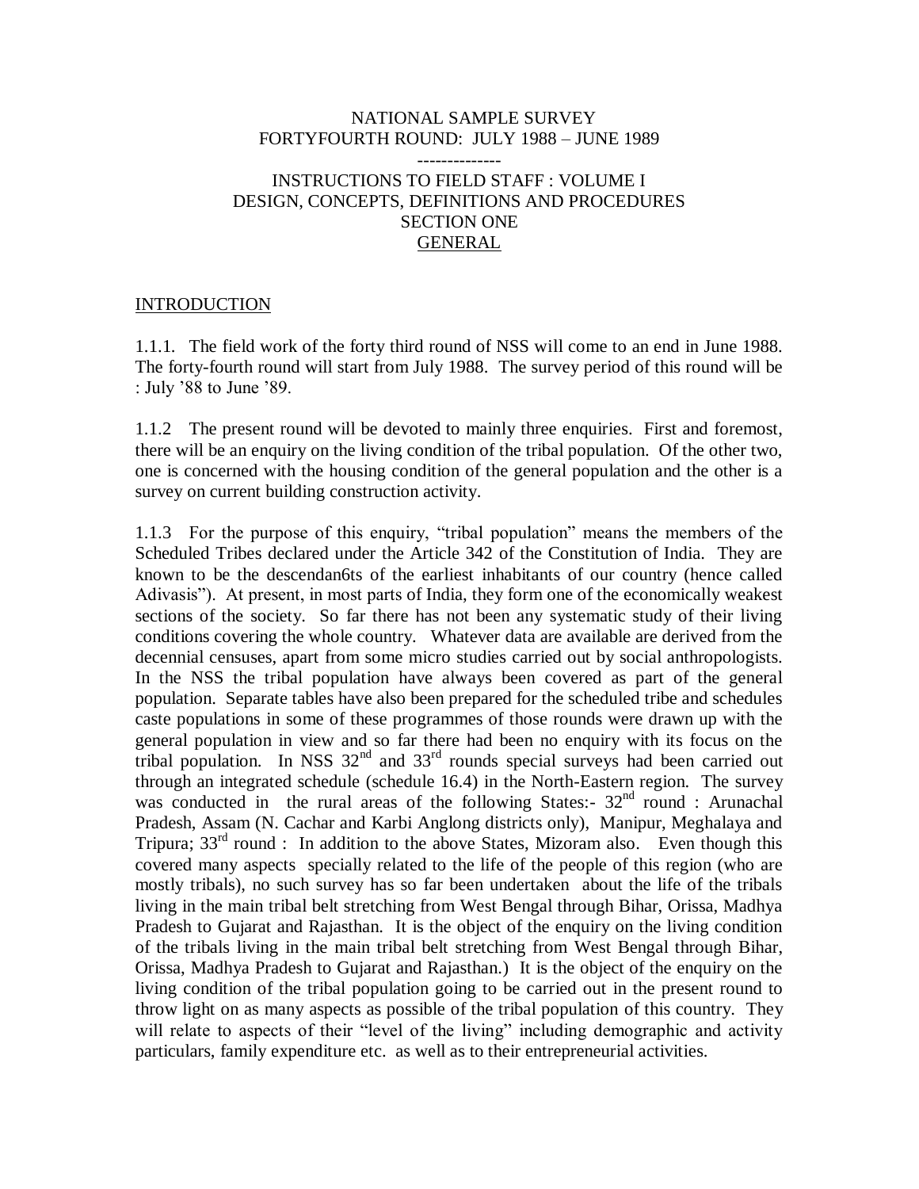NATIONAL SAMPLE SURVEY
FORTYFOURTH ROUND: JULY 1988 – JUNE 1989

--------------

INSTRUCTIONS TO FIELD STAFF : VOLUME I
DESIGN, CONCEPTS, DEFINITIONS AND PROCEDURES
SECTION ONE
GENERAL

## INTRODUCTION

1.1.1. The field work of the forty third round of NSS will come to an end in June 1988. The forty-fourth round will start from July 1988. The survey period of this round will be : July '88 to June '89.

1.1.2 The present round will be devoted to mainly three enquiries. First and foremost, there will be an enquiry on the living condition of the tribal population. Of the other two, one is concerned with the housing condition of the general population and the other is a survey on current building construction activity.

1.1.3 For the purpose of this enquiry, "tribal population" means the members of the Scheduled Tribes declared under the Article 342 of the Constitution of India. They are known to be the descendan6ts of the earliest inhabitants of our country (hence called Adivasis"). At present, in most parts of India, they form one of the economically weakest sections of the society. So far there has not been any systematic study of their living conditions covering the whole country. Whatever data are available are derived from the decennial censuses, apart from some micro studies carried out by social anthropologists. In the NSS the tribal population have always been covered as part of the general population. Separate tables have also been prepared for the scheduled tribe and schedules caste populations in some of these programmes of those rounds were drawn up with the general population in view and so far there had been no enquiry with its focus on the tribal population. In NSS 32nd and 33rd rounds special surveys had been carried out through an integrated schedule (schedule 16.4) in the North-Eastern region. The survey was conducted in the rural areas of the following States:- 32nd round : Arunachal Pradesh, Assam (N. Cachar and Karbi Anglong districts only), Manipur, Meghalaya and Tripura; 33rd round : In addition to the above States, Mizoram also. Even though this covered many aspects specially related to the life of the people of this region (who are mostly tribals), no such survey has so far been undertaken about the life of the tribals living in the main tribal belt stretching from West Bengal through Bihar, Orissa, Madhya Pradesh to Gujarat and Rajasthan. It is the object of the enquiry on the living condition of the tribals living in the main tribal belt stretching from West Bengal through Bihar, Orissa, Madhya Pradesh to Gujarat and Rajasthan.) It is the object of the enquiry on the living condition of the tribal population going to be carried out in the present round to throw light on as many aspects as possible of the tribal population of this country. They will relate to aspects of their "level of the living" including demographic and activity particulars, family expenditure etc. as well as to their entrepreneurial activities.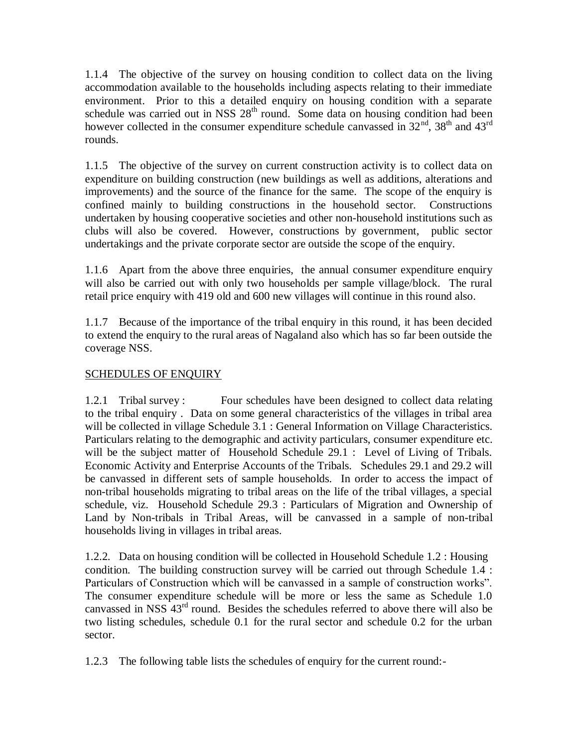1.1.4 The objective of the survey on housing condition to collect data on the living accommodation available to the households including aspects relating to their immediate environment. Prior to this a detailed enquiry on housing condition with a separate schedule was carried out in NSS 28th round. Some data on housing condition had been however collected in the consumer expenditure schedule canvassed in 32nd, 38th and 43rd rounds.

1.1.5 The objective of the survey on current construction activity is to collect data on expenditure on building construction (new buildings as well as additions, alterations and improvements) and the source of the finance for the same. The scope of the enquiry is confined mainly to building constructions in the household sector. Constructions undertaken by housing cooperative societies and other non-household institutions such as clubs will also be covered. However, constructions by government, public sector undertakings and the private corporate sector are outside the scope of the enquiry.

1.1.6 Apart from the above three enquiries, the annual consumer expenditure enquiry will also be carried out with only two households per sample village/block. The rural retail price enquiry with 419 old and 600 new villages will continue in this round also.

1.1.7 Because of the importance of the tribal enquiry in this round, it has been decided to extend the enquiry to the rural areas of Nagaland also which has so far been outside the coverage NSS.

## SCHEDULES OF ENQUIRY

1.2.1 Tribal survey : Four schedules have been designed to collect data relating to the tribal enquiry . Data on some general characteristics of the villages in tribal area will be collected in village Schedule 3.1 : General Information on Village Characteristics. Particulars relating to the demographic and activity particulars, consumer expenditure etc. will be the subject matter of Household Schedule 29.1 : Level of Living of Tribals. Economic Activity and Enterprise Accounts of the Tribals. Schedules 29.1 and 29.2 will be canvassed in different sets of sample households. In order to access the impact of non-tribal households migrating to tribal areas on the life of the tribal villages, a special schedule, viz. Household Schedule 29.3 : Particulars of Migration and Ownership of Land by Non-tribals in Tribal Areas, will be canvassed in a sample of non-tribal households living in villages in tribal areas.

1.2.2. Data on housing condition will be collected in Household Schedule 1.2 : Housing condition. The building construction survey will be carried out through Schedule 1.4 : Particulars of Construction which will be canvassed in a sample of construction works". The consumer expenditure schedule will be more or less the same as Schedule 1.0 canvassed in NSS 43rd round. Besides the schedules referred to above there will also be two listing schedules, schedule 0.1 for the rural sector and schedule 0.2 for the urban sector.

1.2.3 The following table lists the schedules of enquiry for the current round:-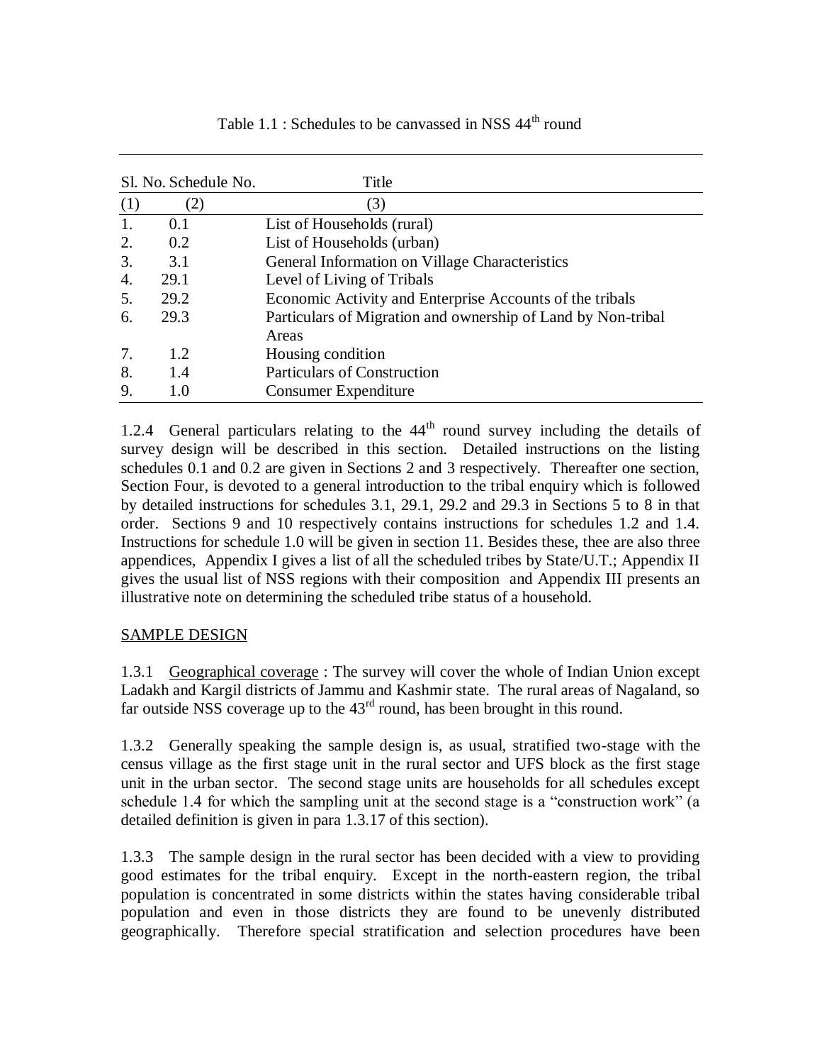Table 1.1 : Schedules to be canvassed in NSS 44th round

| Sl. No. | Schedule No. | Title |
|---|---|---|
| (1) | (2) | (3) |
| 1. | 0.1 | List of Households (rural) |
| 2. | 0.2 | List of Households (urban) |
| 3. | 3.1 | General Information on Village Characteristics |
| 4. | 29.1 | Level of Living of Tribals |
| 5. | 29.2 | Economic Activity and Enterprise Accounts of the tribals |
| 6. | 29.3 | Particulars of Migration and ownership of Land by Non-tribal Areas |
| 7. | 1.2 | Housing condition |
| 8. | 1.4 | Particulars of Construction |
| 9. | 1.0 | Consumer Expenditure |

1.2.4 General particulars relating to the 44th round survey including the details of survey design will be described in this section. Detailed instructions on the listing schedules 0.1 and 0.2 are given in Sections 2 and 3 respectively. Thereafter one section, Section Four, is devoted to a general introduction to the tribal enquiry which is followed by detailed instructions for schedules 3.1, 29.1, 29.2 and 29.3 in Sections 5 to 8 in that order. Sections 9 and 10 respectively contains instructions for schedules 1.2 and 1.4. Instructions for schedule 1.0 will be given in section 11. Besides these, thee are also three appendices, Appendix I gives a list of all the scheduled tribes by State/U.T.; Appendix II gives the usual list of NSS regions with their composition and Appendix III presents an illustrative note on determining the scheduled tribe status of a household.

## SAMPLE DESIGN

1.3.1 Geographical coverage : The survey will cover the whole of Indian Union except Ladakh and Kargil districts of Jammu and Kashmir state. The rural areas of Nagaland, so far outside NSS coverage up to the 43rd round, has been brought in this round.

1.3.2 Generally speaking the sample design is, as usual, stratified two-stage with the census village as the first stage unit in the rural sector and UFS block as the first stage unit in the urban sector. The second stage units are households for all schedules except schedule 1.4 for which the sampling unit at the second stage is a "construction work" (a detailed definition is given in para 1.3.17 of this section).

1.3.3 The sample design in the rural sector has been decided with a view to providing good estimates for the tribal enquiry. Except in the north-eastern region, the tribal population is concentrated in some districts within the states having considerable tribal population and even in those districts they are found to be unevenly distributed geographically. Therefore special stratification and selection procedures have been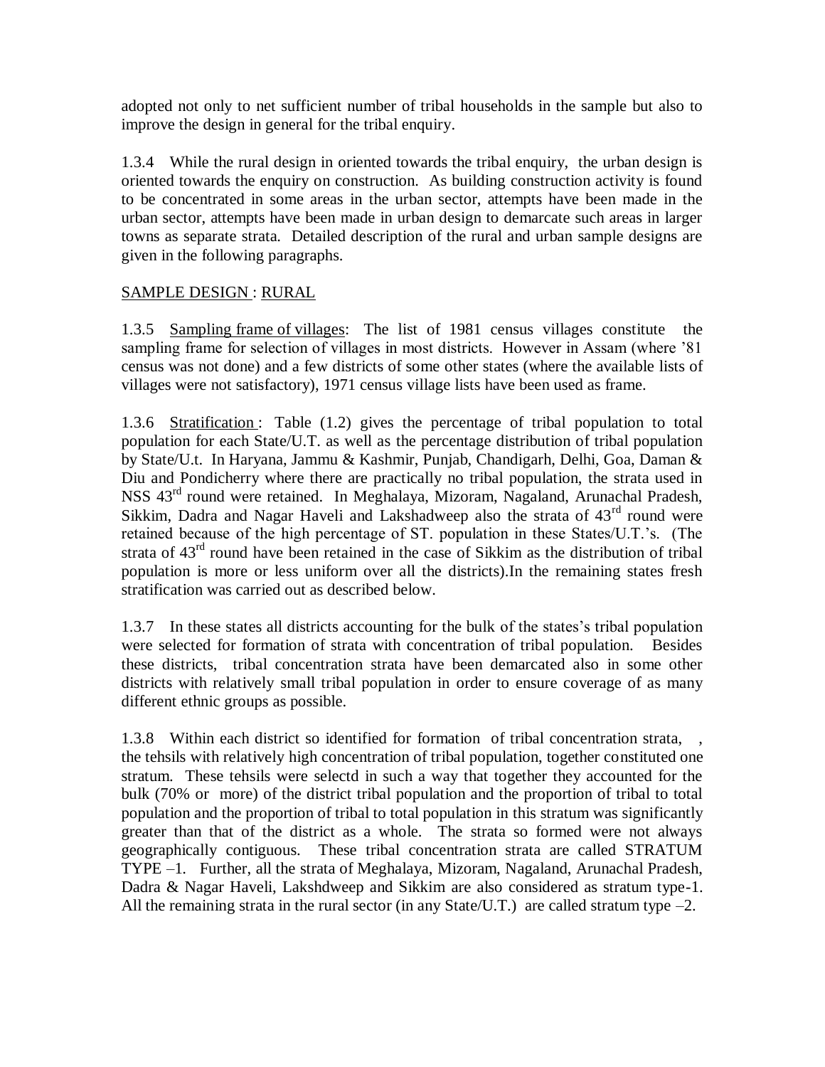adopted not only to net sufficient number of tribal households in the sample but also to improve the design in general for the tribal enquiry.

1.3.4 While the rural design in oriented towards the tribal enquiry, the urban design is oriented towards the enquiry on construction. As building construction activity is found to be concentrated in some areas in the urban sector, attempts have been made in the urban sector, attempts have been made in urban design to demarcate such areas in larger towns as separate strata. Detailed description of the rural and urban sample designs are given in the following paragraphs.

SAMPLE DESIGN : RURAL

1.3.5 Sampling frame of villages: The list of 1981 census villages constitute the sampling frame for selection of villages in most districts. However in Assam (where '81 census was not done) and a few districts of some other states (where the available lists of villages were not satisfactory), 1971 census village lists have been used as frame.

1.3.6 Stratification : Table (1.2) gives the percentage of tribal population to total population for each State/U.T. as well as the percentage distribution of tribal population by State/U.t. In Haryana, Jammu & Kashmir, Punjab, Chandigarh, Delhi, Goa, Daman & Diu and Pondicherry where there are practically no tribal population, the strata used in NSS 43rd round were retained. In Meghalaya, Mizoram, Nagaland, Arunachal Pradesh, Sikkim, Dadra and Nagar Haveli and Lakshadweep also the strata of 43rd round were retained because of the high percentage of ST. population in these States/U.T.'s. (The strata of 43rd round have been retained in the case of Sikkim as the distribution of tribal population is more or less uniform over all the districts).In the remaining states fresh stratification was carried out as described below.

1.3.7 In these states all districts accounting for the bulk of the states's tribal population were selected for formation of strata with concentration of tribal population. Besides these districts, tribal concentration strata have been demarcated also in some other districts with relatively small tribal population in order to ensure coverage of as many different ethnic groups as possible.

1.3.8 Within each district so identified for formation of tribal concentration strata, , the tehsils with relatively high concentration of tribal population, together constituted one stratum. These tehsils were selectd in such a way that together they accounted for the bulk (70% or more) of the district tribal population and the proportion of tribal to total population and the proportion of tribal to total population in this stratum was significantly greater than that of the district as a whole. The strata so formed were not always geographically contiguous. These tribal concentration strata are called STRATUM TYPE –1. Further, all the strata of Meghalaya, Mizoram, Nagaland, Arunachal Pradesh, Dadra & Nagar Haveli, Lakshdweep and Sikkim are also considered as stratum type-1. All the remaining strata in the rural sector (in any State/U.T.) are called stratum type –2.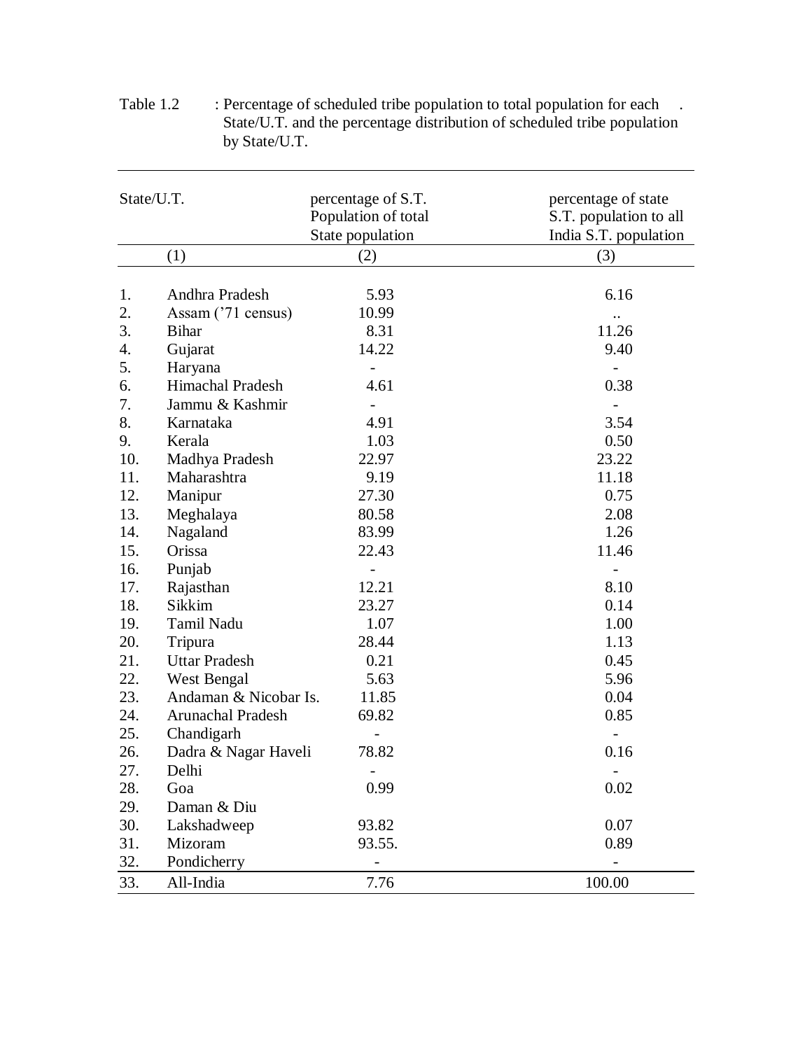Table 1.2 : Percentage of scheduled tribe population to total population for each . State/U.T. and the percentage distribution of scheduled tribe population by State/U.T.

| | State/U.T. | percentage of S.T. Population of total State population | percentage of state S.T. population to all India S.T. population |
|---|---|---|---|
| | (1) | (2) | (3) |
| 1. | Andhra Pradesh | 5.93 | 6.16 |
| 2. | Assam ('71 census) | 10.99 | .. |
| 3. | Bihar | 8.31 | 11.26 |
| 4. | Gujarat | 14.22 | 9.40 |
| 5. | Haryana | - | - |
| 6. | Himachal Pradesh | 4.61 | 0.38 |
| 7. | Jammu & Kashmir | - | - |
| 8. | Karnataka | 4.91 | 3.54 |
| 9. | Kerala | 1.03 | 0.50 |
| 10. | Madhya Pradesh | 22.97 | 23.22 |
| 11. | Maharashtra | 9.19 | 11.18 |
| 12. | Manipur | 27.30 | 0.75 |
| 13. | Meghalaya | 80.58 | 2.08 |
| 14. | Nagaland | 83.99 | 1.26 |
| 15. | Orissa | 22.43 | 11.46 |
| 16. | Punjab | - | - |
| 17. | Rajasthan | 12.21 | 8.10 |
| 18. | Sikkim | 23.27 | 0.14 |
| 19. | Tamil Nadu | 1.07 | 1.00 |
| 20. | Tripura | 28.44 | 1.13 |
| 21. | Uttar Pradesh | 0.21 | 0.45 |
| 22. | West Bengal | 5.63 | 5.96 |
| 23. | Andaman & Nicobar Is. | 11.85 | 0.04 |
| 24. | Arunachal Pradesh | 69.82 | 0.85 |
| 25. | Chandigarh | - | - |
| 26. | Dadra & Nagar Haveli | 78.82 | 0.16 |
| 27. | Delhi | - | - |
| 28. | Goa | 0.99 | 0.02 |
| 29. | Daman & Diu | | |
| 30. | Lakshadweep | 93.82 | 0.07 |
| 31. | Mizoram | 93.55. | 0.89 |
| 32. | Pondicherry | - | - |
| 33. | All-India | 7.76 | 100.00 |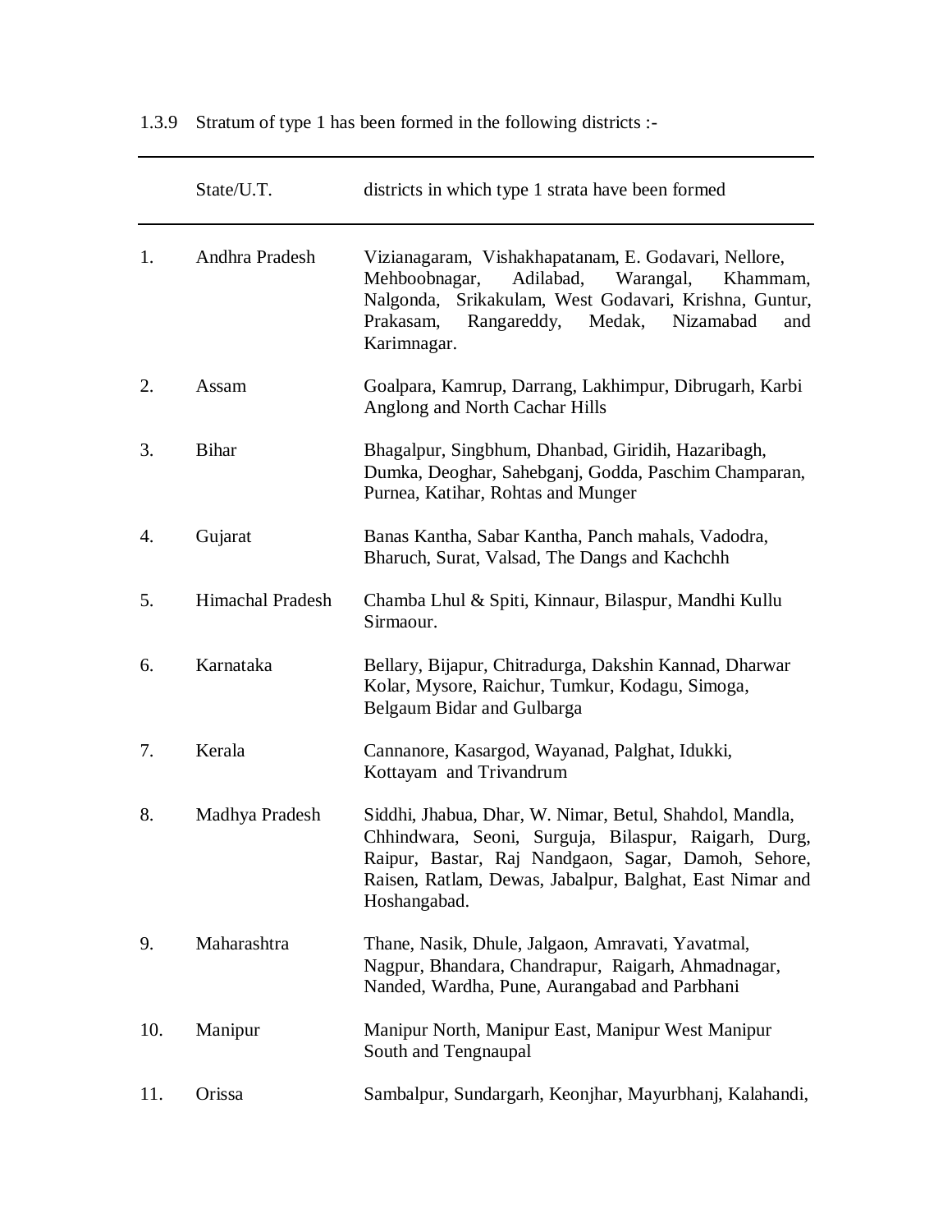1.3.9 Stratum of type 1 has been formed in the following districts :-

| | State/U.T. | districts in which type 1 strata have been formed |
|---|---|---|
| 1. | Andhra Pradesh | Vizianagaram, Vishakhapatanam, E. Godavari, Nellore, Mehboobnagar, Adilabad, Warangal, Khammam, Nalgonda, Srikakulam, West Godavari, Krishna, Guntur, Prakasam, Rangareddy, Medak, Nizamabad and Karimnagar. |
| 2. | Assam | Goalpara, Kamrup, Darrang, Lakhimpur, Dibrugarh, Karbi Anglong and North Cachar Hills |
| 3. | Bihar | Bhagalpur, Singbhum, Dhanbad, Giridih, Hazaribagh, Dumka, Deoghar, Sahebganj, Godda, Paschim Champaran, Purnea, Katihar, Rohtas and Munger |
| 4. | Gujarat | Banas Kantha, Sabar Kantha, Panch mahals, Vadodra, Bharuch, Surat, Valsad, The Dangs and Kachchh |
| 5. | Himachal Pradesh | Chamba Lhul & Spiti, Kinnaur, Bilaspur, Mandhi Kullu Sirmaour. |
| 6. | Karnataka | Bellary, Bijapur, Chitradurga, Dakshin Kannad, Dharwar Kolar, Mysore, Raichur, Tumkur, Kodagu, Simoga, Belgaum Bidar and Gulbarga |
| 7. | Kerala | Cannanore, Kasargod, Wayanad, Palghat, Idukki, Kottayam and Trivandrum |
| 8. | Madhya Pradesh | Siddhi, Jhabua, Dhar, W. Nimar, Betul, Shahdol, Mandla, Chhindwara, Seoni, Surguja, Bilaspur, Raigarh, Durg, Raipur, Bastar, Raj Nandgaon, Sagar, Damoh, Sehore, Raisen, Ratlam, Dewas, Jabalpur, Balghat, East Nimar and Hoshangabad. |
| 9. | Maharashtra | Thane, Nasik, Dhule, Jalgaon, Amravati, Yavatmal, Nagpur, Bhandara, Chandrapur, Raigarh, Ahmadnagar, Nanded, Wardha, Pune, Aurangabad and Parbhani |
| 10. | Manipur | Manipur North, Manipur East, Manipur West Manipur South and Tengnaupal |
| 11. | Orissa | Sambalpur, Sundargarh, Keonjhar, Mayurbhanj, Kalahandi, |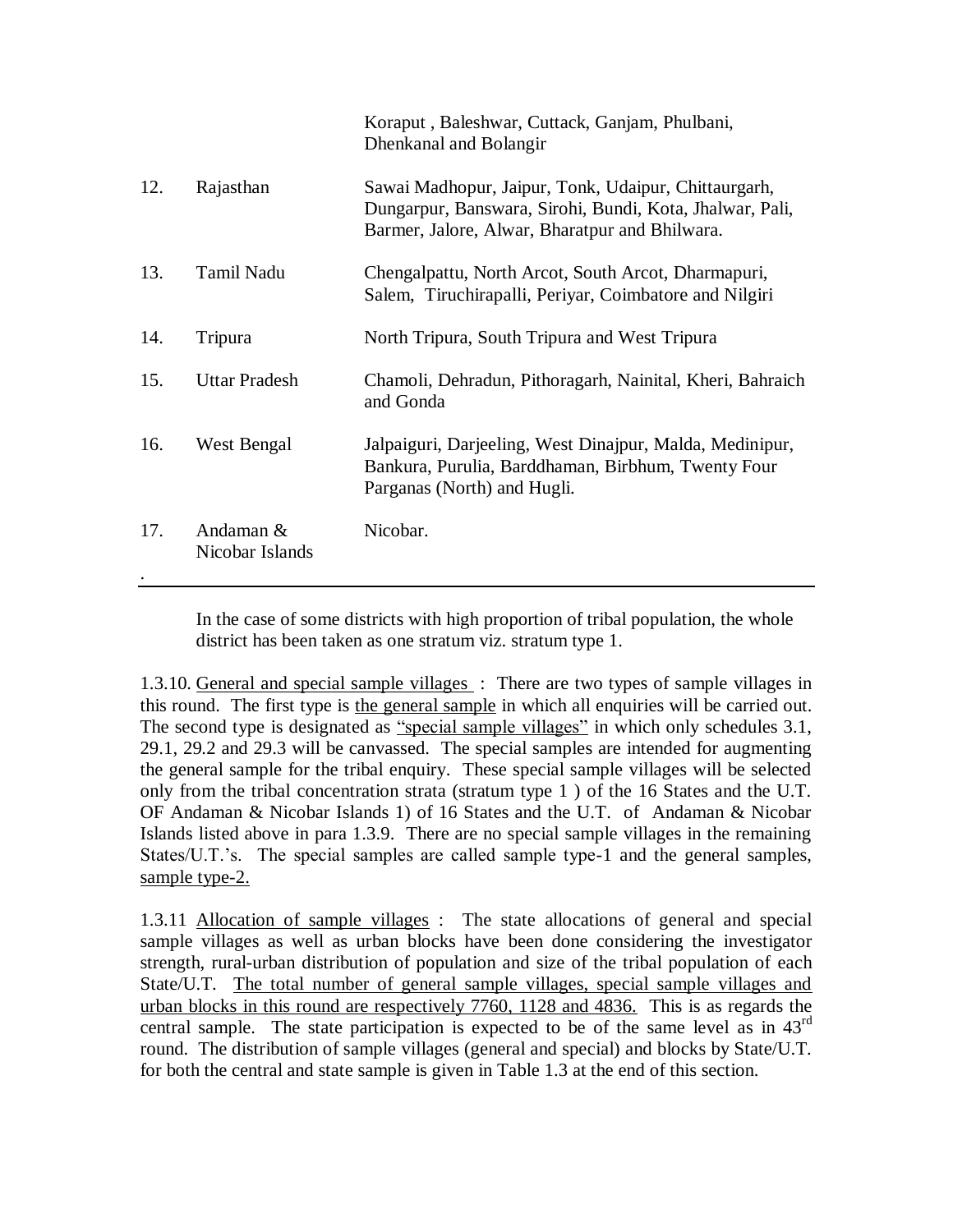| | | |
|---|---|---|
| | | Koraput , Baleshwar, Cuttack, Ganjam, Phulbani, Dhenkanal and Bolangir |
| 12. | Rajasthan | Sawai Madhopur, Jaipur, Tonk, Udaipur, Chittaurgarh, Dungarpur, Banswara, Sirohi, Bundi, Kota, Jhalwar, Pali, Barmer, Jalore, Alwar, Bharatpur and Bhilwara. |
| 13. | Tamil Nadu | Chengalpattu, North Arcot, South Arcot, Dharmapuri, Salem, Tiruchirapalli, Periyar, Coimbatore and Nilgiri |
| 14. | Tripura | North Tripura, South Tripura and West Tripura |
| 15. | Uttar Pradesh | Chamoli, Dehradun, Pithoragarh, Nainital, Kheri, Bahraich and Gonda |
| 16. | West Bengal | Jalpaiguri, Darjeeling, West Dinajpur, Malda, Medinipur, Bankura, Purulia, Barddhaman, Birbhum, Twenty Four Parganas (North) and Hugli. |
| 17. | Andaman & Nicobar Islands | Nicobar. |

In the case of some districts with high proportion of tribal population, the whole district has been taken as one stratum viz. stratum type 1.

1.3.10. General and special sample villages : There are two types of sample villages in this round. The first type is the general sample in which all enquiries will be carried out. The second type is designated as "special sample villages" in which only schedules 3.1, 29.1, 29.2 and 29.3 will be canvassed. The special samples are intended for augmenting the general sample for the tribal enquiry. These special sample villages will be selected only from the tribal concentration strata (stratum type 1 ) of the 16 States and the U.T. OF Andaman & Nicobar Islands 1) of 16 States and the U.T. of Andaman & Nicobar Islands listed above in para 1.3.9. There are no special sample villages in the remaining States/U.T.'s. The special samples are called sample type-1 and the general samples, sample type-2.

1.3.11 Allocation of sample villages : The state allocations of general and special sample villages as well as urban blocks have been done considering the investigator strength, rural-urban distribution of population and size of the tribal population of each State/U.T. The total number of general sample villages, special sample villages and urban blocks in this round are respectively 7760, 1128 and 4836. This is as regards the central sample. The state participation is expected to be of the same level as in 43rd round. The distribution of sample villages (general and special) and blocks by State/U.T. for both the central and state sample is given in Table 1.3 at the end of this section.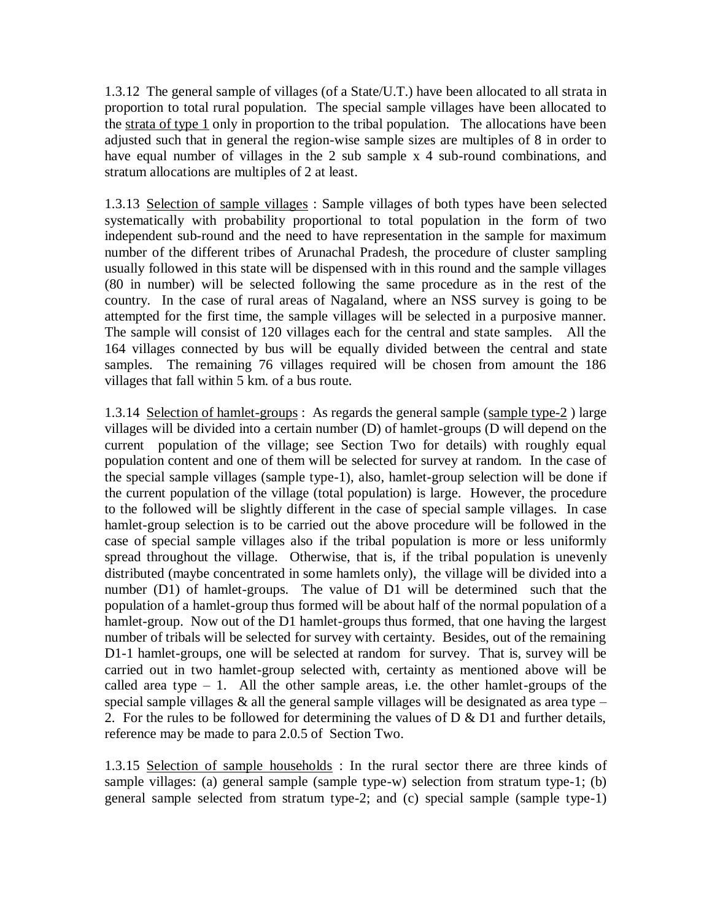1.3.12 The general sample of villages (of a State/U.T.) have been allocated to all strata in proportion to total rural population. The special sample villages have been allocated to the strata of type 1 only in proportion to the tribal population. The allocations have been adjusted such that in general the region-wise sample sizes are multiples of 8 in order to have equal number of villages in the 2 sub sample x 4 sub-round combinations, and stratum allocations are multiples of 2 at least.

1.3.13 Selection of sample villages : Sample villages of both types have been selected systematically with probability proportional to total population in the form of two independent sub-round and the need to have representation in the sample for maximum number of the different tribes of Arunachal Pradesh, the procedure of cluster sampling usually followed in this state will be dispensed with in this round and the sample villages (80 in number) will be selected following the same procedure as in the rest of the country. In the case of rural areas of Nagaland, where an NSS survey is going to be attempted for the first time, the sample villages will be selected in a purposive manner. The sample will consist of 120 villages each for the central and state samples. All the 164 villages connected by bus will be equally divided between the central and state samples. The remaining 76 villages required will be chosen from amount the 186 villages that fall within 5 km. of a bus route.

1.3.14 Selection of hamlet-groups : As regards the general sample (sample type-2 ) large villages will be divided into a certain number (D) of hamlet-groups (D will depend on the current population of the village; see Section Two for details) with roughly equal population content and one of them will be selected for survey at random. In the case of the special sample villages (sample type-1), also, hamlet-group selection will be done if the current population of the village (total population) is large. However, the procedure to the followed will be slightly different in the case of special sample villages. In case hamlet-group selection is to be carried out the above procedure will be followed in the case of special sample villages also if the tribal population is more or less uniformly spread throughout the village. Otherwise, that is, if the tribal population is unevenly distributed (maybe concentrated in some hamlets only), the village will be divided into a number (D1) of hamlet-groups. The value of D1 will be determined such that the population of a hamlet-group thus formed will be about half of the normal population of a hamlet-group. Now out of the D1 hamlet-groups thus formed, that one having the largest number of tribals will be selected for survey with certainty. Besides, out of the remaining D1-1 hamlet-groups, one will be selected at random for survey. That is, survey will be carried out in two hamlet-group selected with, certainty as mentioned above will be called area type – 1. All the other sample areas, i.e. the other hamlet-groups of the special sample villages & all the general sample villages will be designated as area type – 2. For the rules to be followed for determining the values of D & D1 and further details, reference may be made to para 2.0.5 of Section Two.

1.3.15 Selection of sample households : In the rural sector there are three kinds of sample villages: (a) general sample (sample type-w) selection from stratum type-1; (b) general sample selected from stratum type-2; and (c) special sample (sample type-1)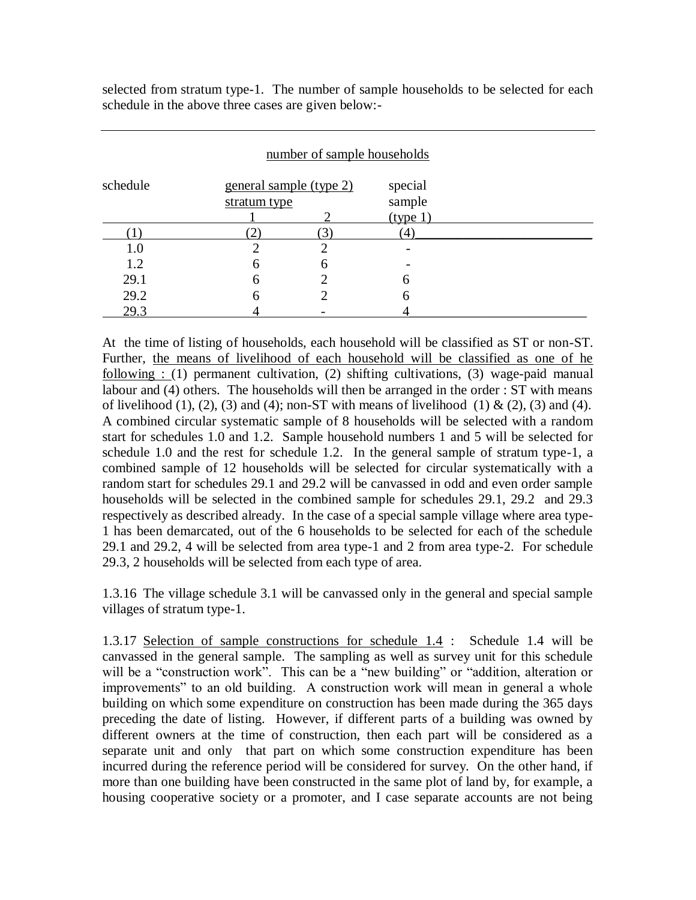selected from stratum type-1. The number of sample households to be selected for each schedule in the above three cases are given below:-

| schedule | number of sample households | | |
|---|---|---|---|
| | general sample (type 2) stratum type | | special sample (type 1) |
| | 1 | 2 | |
| (1) | (2) | (3) | (4) |
| 1.0 | 2 | 2 | - |
| 1.2 | 6 | 6 | - |
| 29.1 | 6 | 2 | 6 |
| 29.2 | 6 | 2 | 6 |
| 29.3 | 4 | - | 4 |

At the time of listing of households, each household will be classified as ST or non-ST. Further, the means of livelihood of each household will be classified as one of he following : (1) permanent cultivation, (2) shifting cultivations, (3) wage-paid manual labour and (4) others. The households will then be arranged in the order : ST with means of livelihood (1), (2), (3) and (4); non-ST with means of livelihood (1) & (2), (3) and (4). A combined circular systematic sample of 8 households will be selected with a random start for schedules 1.0 and 1.2. Sample household numbers 1 and 5 will be selected for schedule 1.0 and the rest for schedule 1.2. In the general sample of stratum type-1, a combined sample of 12 households will be selected for circular systematically with a random start for schedules 29.1 and 29.2 will be canvassed in odd and even order sample households will be selected in the combined sample for schedules 29.1, 29.2 and 29.3 respectively as described already. In the case of a special sample village where area type-1 has been demarcated, out of the 6 households to be selected for each of the schedule 29.1 and 29.2, 4 will be selected from area type-1 and 2 from area type-2. For schedule 29.3, 2 households will be selected from each type of area.

1.3.16 The village schedule 3.1 will be canvassed only in the general and special sample villages of stratum type-1.

1.3.17 Selection of sample constructions for schedule 1.4 : Schedule 1.4 will be canvassed in the general sample. The sampling as well as survey unit for this schedule will be a "construction work". This can be a "new building" or "addition, alteration or improvements" to an old building. A construction work will mean in general a whole building on which some expenditure on construction has been made during the 365 days preceding the date of listing. However, if different parts of a building was owned by different owners at the time of construction, then each part will be considered as a separate unit and only that part on which some construction expenditure has been incurred during the reference period will be considered for survey. On the other hand, if more than one building have been constructed in the same plot of land by, for example, a housing cooperative society or a promoter, and I case separate accounts are not being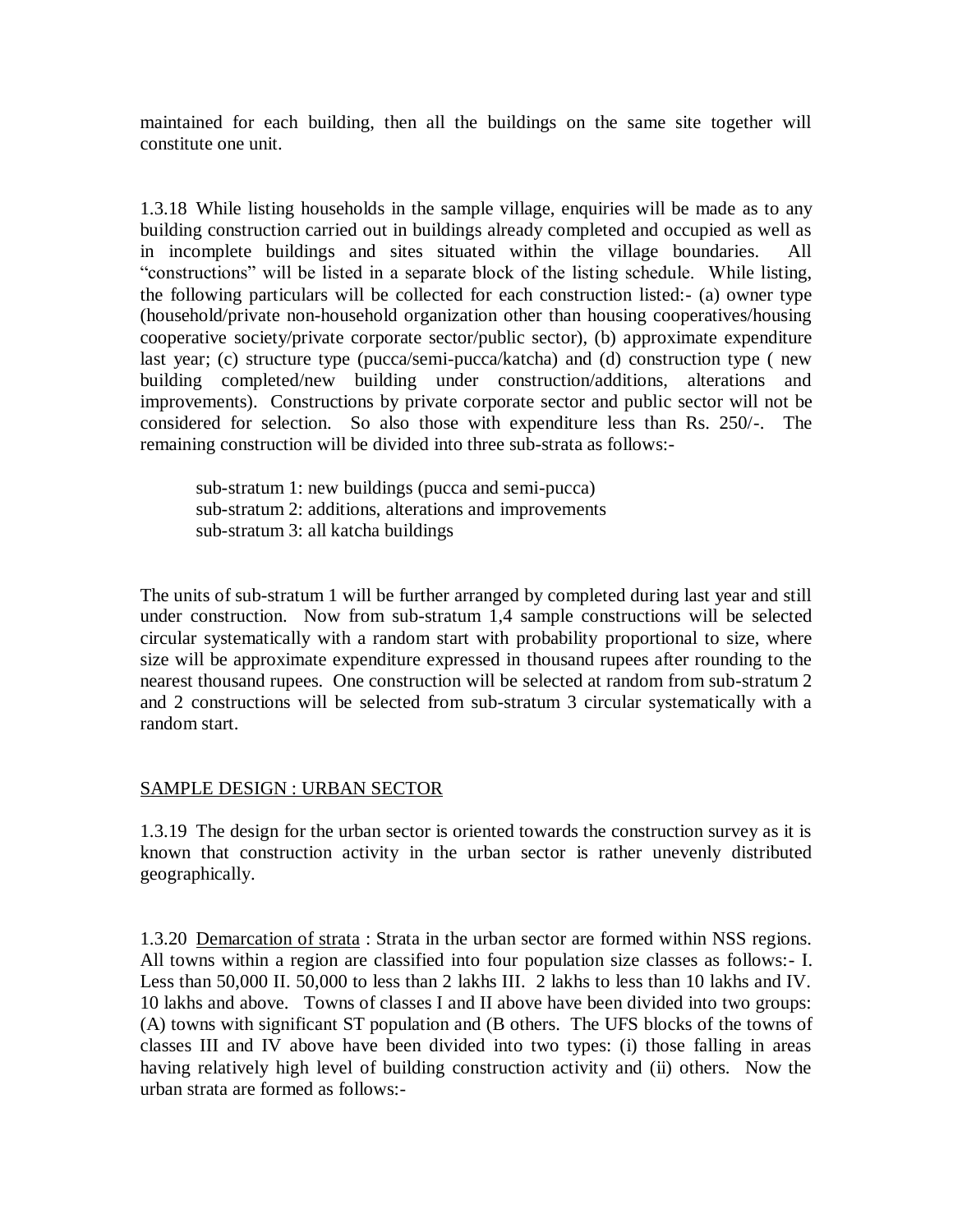maintained for each building, then all the buildings on the same site together will constitute one unit.

1.3.18 While listing households in the sample village, enquiries will be made as to any building construction carried out in buildings already completed and occupied as well as in incomplete buildings and sites situated within the village boundaries. All "constructions" will be listed in a separate block of the listing schedule. While listing, the following particulars will be collected for each construction listed:- (a) owner type (household/private non-household organization other than housing cooperatives/housing cooperative society/private corporate sector/public sector), (b) approximate expenditure last year; (c) structure type (pucca/semi-pucca/katcha) and (d) construction type ( new building completed/new building under construction/additions, alterations and improvements). Constructions by private corporate sector and public sector will not be considered for selection. So also those with expenditure less than Rs. 250/-. The remaining construction will be divided into three sub-strata as follows:-

sub-stratum 1: new buildings (pucca and semi-pucca)
sub-stratum 2: additions, alterations and improvements
sub-stratum 3: all katcha buildings

The units of sub-stratum 1 will be further arranged by completed during last year and still under construction. Now from sub-stratum 1,4 sample constructions will be selected circular systematically with a random start with probability proportional to size, where size will be approximate expenditure expressed in thousand rupees after rounding to the nearest thousand rupees. One construction will be selected at random from sub-stratum 2 and 2 constructions will be selected from sub-stratum 3 circular systematically with a random start.

## SAMPLE DESIGN : URBAN SECTOR

1.3.19 The design for the urban sector is oriented towards the construction survey as it is known that construction activity in the urban sector is rather unevenly distributed geographically.

1.3.20 Demarcation of strata : Strata in the urban sector are formed within NSS regions. All towns within a region are classified into four population size classes as follows:- I. Less than 50,000 II. 50,000 to less than 2 lakhs III. 2 lakhs to less than 10 lakhs and IV. 10 lakhs and above. Towns of classes I and II above have been divided into two groups: (A) towns with significant ST population and (B others. The UFS blocks of the towns of classes III and IV above have been divided into two types: (i) those falling in areas having relatively high level of building construction activity and (ii) others. Now the urban strata are formed as follows:-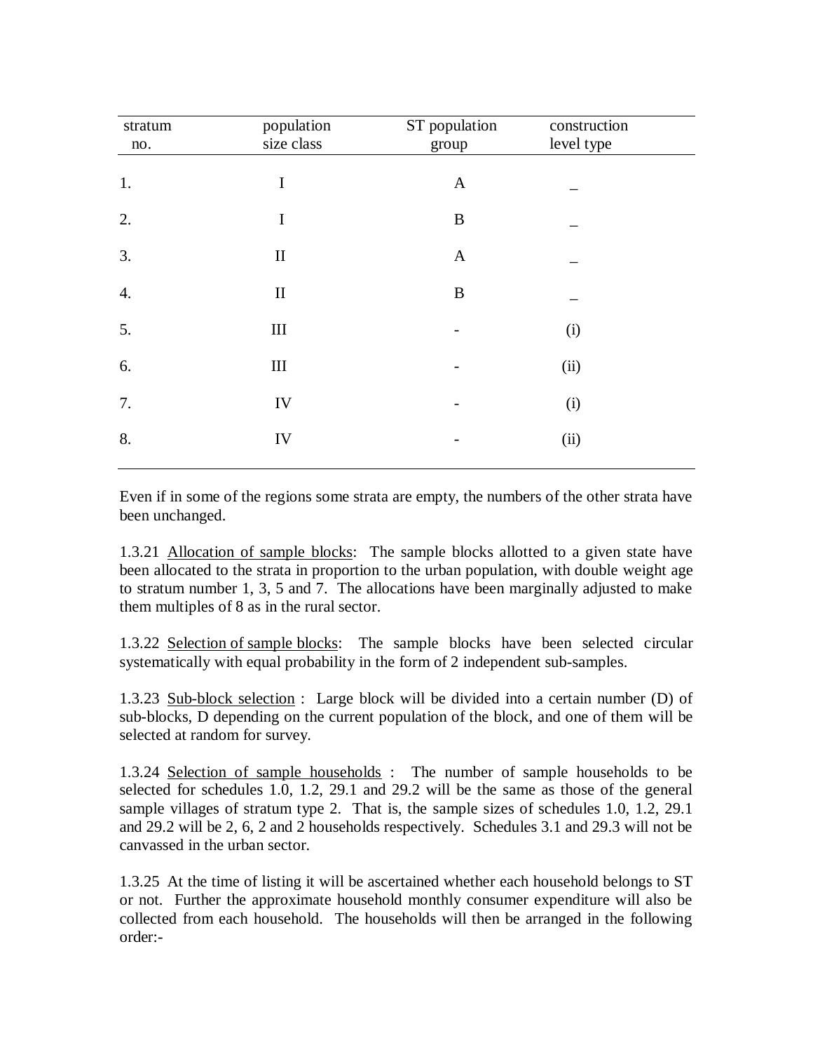| stratum no. | population size class | ST population group | construction level type |
|---|---|---|---|
| 1. | I | A | _ |
| 2. | I | B | _ |
| 3. | II | A | _ |
| 4. | II | B | _ |
| 5. | III | - | (i) |
| 6. | III | - | (ii) |
| 7. | IV | - | (i) |
| 8. | IV | - | (ii) |

Even if in some of the regions some strata are empty, the numbers of the other strata have been unchanged.

1.3.21 Allocation of sample blocks: The sample blocks allotted to a given state have been allocated to the strata in proportion to the urban population, with double weight age to stratum number 1, 3, 5 and 7. The allocations have been marginally adjusted to make them multiples of 8 as in the rural sector.

1.3.22 Selection of sample blocks: The sample blocks have been selected circular systematically with equal probability in the form of 2 independent sub-samples.

1.3.23 Sub-block selection : Large block will be divided into a certain number (D) of sub-blocks, D depending on the current population of the block, and one of them will be selected at random for survey.

1.3.24 Selection of sample households : The number of sample households to be selected for schedules 1.0, 1.2, 29.1 and 29.2 will be the same as those of the general sample villages of stratum type 2. That is, the sample sizes of schedules 1.0, 1.2, 29.1 and 29.2 will be 2, 6, 2 and 2 households respectively. Schedules 3.1 and 29.3 will not be canvassed in the urban sector.

1.3.25 At the time of listing it will be ascertained whether each household belongs to ST or not. Further the approximate household monthly consumer expenditure will also be collected from each household. The households will then be arranged in the following order:-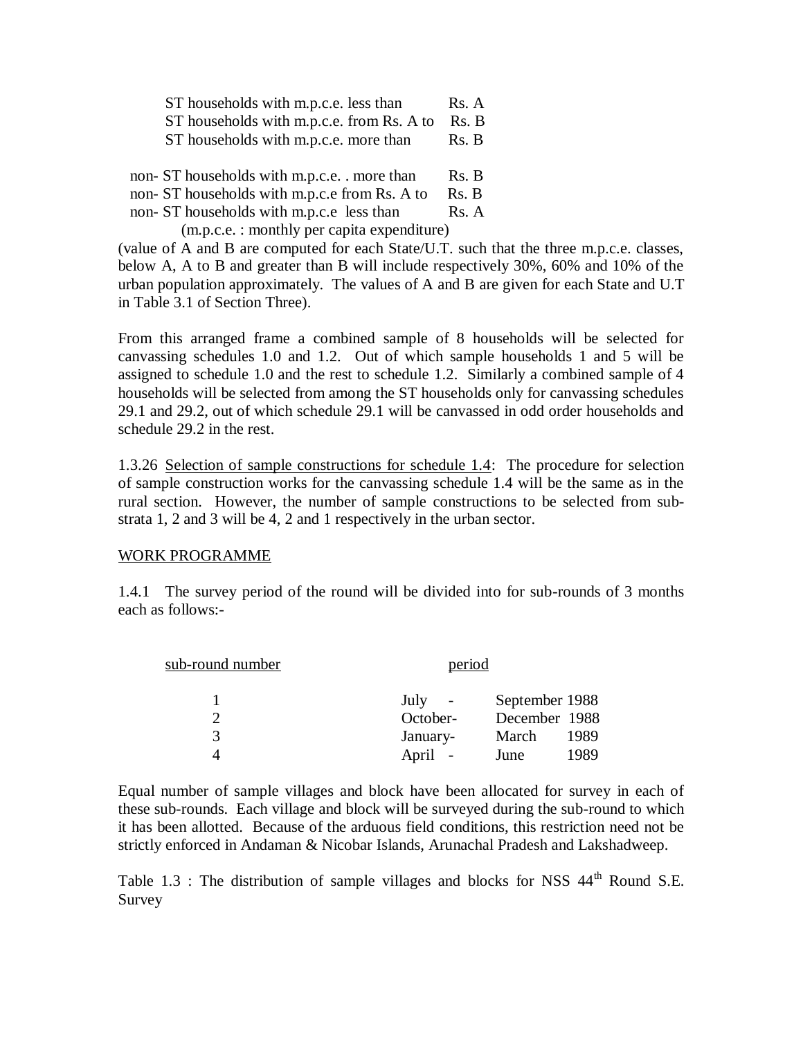ST households with m.p.c.e. less than Rs. A
ST households with m.p.c.e. from Rs. A to Rs. B
ST households with m.p.c.e. more than Rs. B

non- ST households with m.p.c.e. . more than Rs. B
non- ST households with m.p.c.e from Rs. A to Rs. B
non- ST households with m.p.c.e less than Rs. A

(m.p.c.e. : monthly per capita expenditure)

(value of A and B are computed for each State/U.T. such that the three m.p.c.e. classes, below A, A to B and greater than B will include respectively 30%, 60% and 10% of the urban population approximately. The values of A and B are given for each State and U.T in Table 3.1 of Section Three).

From this arranged frame a combined sample of 8 households will be selected for canvassing schedules 1.0 and 1.2. Out of which sample households 1 and 5 will be assigned to schedule 1.0 and the rest to schedule 1.2. Similarly a combined sample of 4 households will be selected from among the ST households only for canvassing schedules 29.1 and 29.2, out of which schedule 29.1 will be canvassed in odd order households and schedule 29.2 in the rest.

1.3.26 Selection of sample constructions for schedule 1.4: The procedure for selection of sample construction works for the canvassing schedule 1.4 will be the same as in the rural section. However, the number of sample constructions to be selected from sub-strata 1, 2 and 3 will be 4, 2 and 1 respectively in the urban sector.

WORK PROGRAMME

1.4.1 The survey period of the round will be divided into for sub-rounds of 3 months each as follows:-

| sub-round number | period |
|---|---|
| 1 | July - September 1988 |
| 2 | October- December 1988 |
| 3 | January- March 1989 |
| 4 | April - June 1989 |

Equal number of sample villages and block have been allocated for survey in each of these sub-rounds. Each village and block will be surveyed during the sub-round to which it has been allotted. Because of the arduous field conditions, this restriction need not be strictly enforced in Andaman & Nicobar Islands, Arunachal Pradesh and Lakshadweep.

Table 1.3 : The distribution of sample villages and blocks for NSS 44th Round S.E. Survey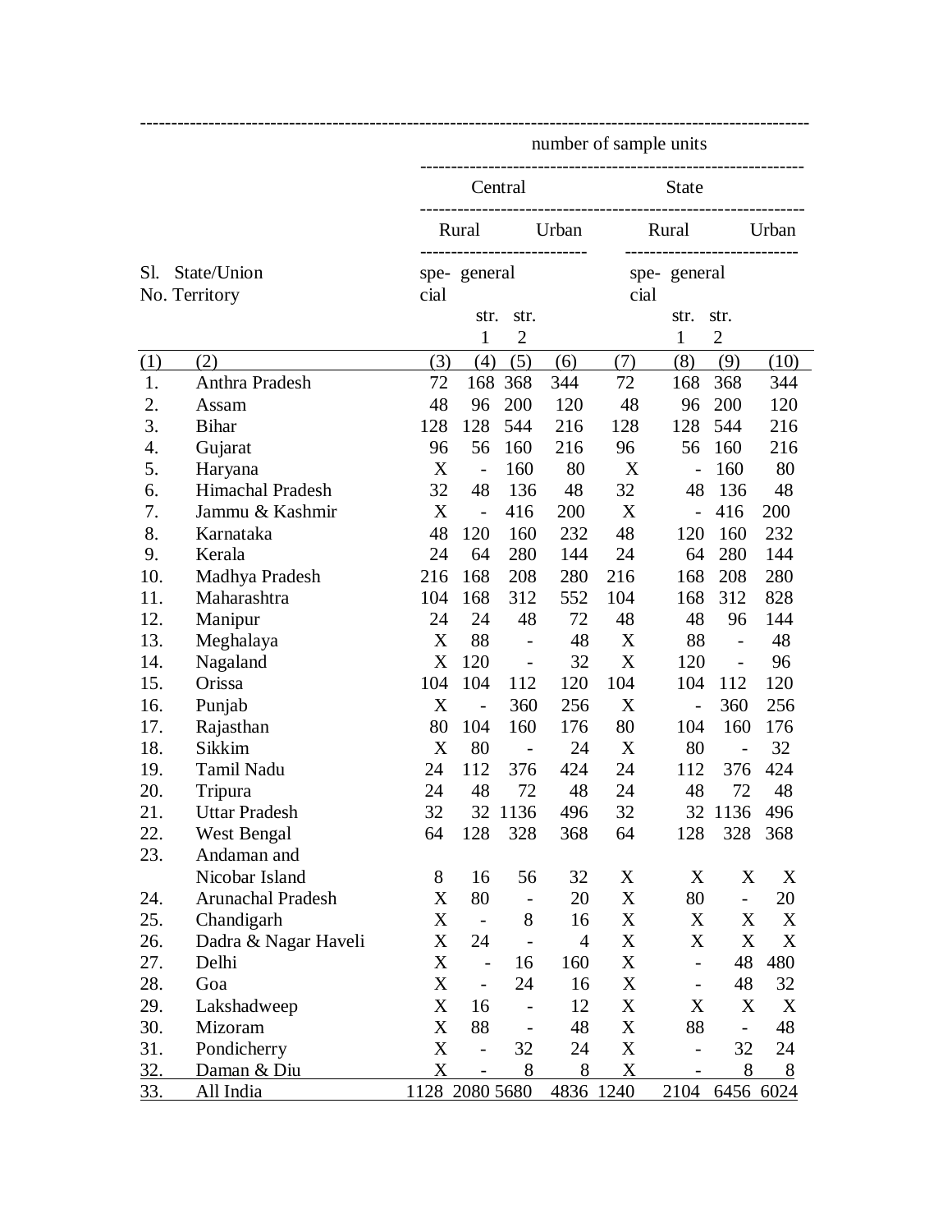| Sl. No. | State/Union Territory | number of sample units | | | | | | | |
|---|---|---|---|---|---|---|---|---|---|
| | | Central | | | | State | | | |
| | | Rural | | | Urban | Rural | | | Urban |
| | | special | general | | | special | general | | |
| | | | str. 1 | str. 2 | | | str. 1 | str. 2 | |
| (1) | (2) | (3) | (4) | (5) | (6) | (7) | (8) | (9) | (10) |
| 1. | Anthra Pradesh | 72 | 168 | 368 | 344 | 72 | 168 | 368 | 344 |
| 2. | Assam | 48 | 96 | 200 | 120 | 48 | 96 | 200 | 120 |
| 3. | Bihar | 128 | 128 | 544 | 216 | 128 | 128 | 544 | 216 |
| 4. | Gujarat | 96 | 56 | 160 | 216 | 96 | 56 | 160 | 216 |
| 5. | Haryana | X | - | 160 | 80 | X | - | 160 | 80 |
| 6. | Himachal Pradesh | 32 | 48 | 136 | 48 | 32 | 48 | 136 | 48 |
| 7. | Jammu & Kashmir | X | - | 416 | 200 | X | - | 416 | 200 |
| 8. | Karnataka | 48 | 120 | 160 | 232 | 48 | 120 | 160 | 232 |
| 9. | Kerala | 24 | 64 | 280 | 144 | 24 | 64 | 280 | 144 |
| 10. | Madhya Pradesh | 216 | 168 | 208 | 280 | 216 | 168 | 208 | 280 |
| 11. | Maharashtra | 104 | 168 | 312 | 552 | 104 | 168 | 312 | 828 |
| 12. | Manipur | 24 | 24 | 48 | 72 | 48 | 48 | 96 | 144 |
| 13. | Meghalaya | X | 88 | - | 48 | X | 88 | - | 48 |
| 14. | Nagaland | X | 120 | - | 32 | X | 120 | - | 96 |
| 15. | Orissa | 104 | 104 | 112 | 120 | 104 | 104 | 112 | 120 |
| 16. | Punjab | X | - | 360 | 256 | X | - | 360 | 256 |
| 17. | Rajasthan | 80 | 104 | 160 | 176 | 80 | 104 | 160 | 176 |
| 18. | Sikkim | X | 80 | - | 24 | X | 80 | - | 32 |
| 19. | Tamil Nadu | 24 | 112 | 376 | 424 | 24 | 112 | 376 | 424 |
| 20. | Tripura | 24 | 48 | 72 | 48 | 24 | 48 | 72 | 48 |
| 21. | Uttar Pradesh | 32 | 32 | 1136 | 496 | 32 | 32 | 1136 | 496 |
| 22. | West Bengal | 64 | 128 | 328 | 368 | 64 | 128 | 328 | 368 |
| 23. | Andaman and Nicobar Island | 8 | 16 | 56 | 32 | X | X | X | X |
| 24. | Arunachal Pradesh | X | 80 | - | 20 | X | 80 | - | 20 |
| 25. | Chandigarh | X | - | 8 | 16 | X | X | X | X |
| 26. | Dadra & Nagar Haveli | X | 24 | - | 4 | X | X | X | X |
| 27. | Delhi | X | - | 16 | 160 | X | - | 48 | 480 |
| 28. | Goa | X | - | 24 | 16 | X | - | 48 | 32 |
| 29. | Lakshadweep | X | 16 | - | 12 | X | X | X | X |
| 30. | Mizoram | X | 88 | - | 48 | X | 88 | - | 48 |
| 31. | Pondicherry | X | - | 32 | 24 | X | - | 32 | 24 |
| 32. | Daman & Diu | X | - | 8 | 8 | X | - | 8 | 8 |
| 33. | All India | 1128 | 2080 | 5680 | 4836 | 1240 | 2104 | 6456 | 6024 |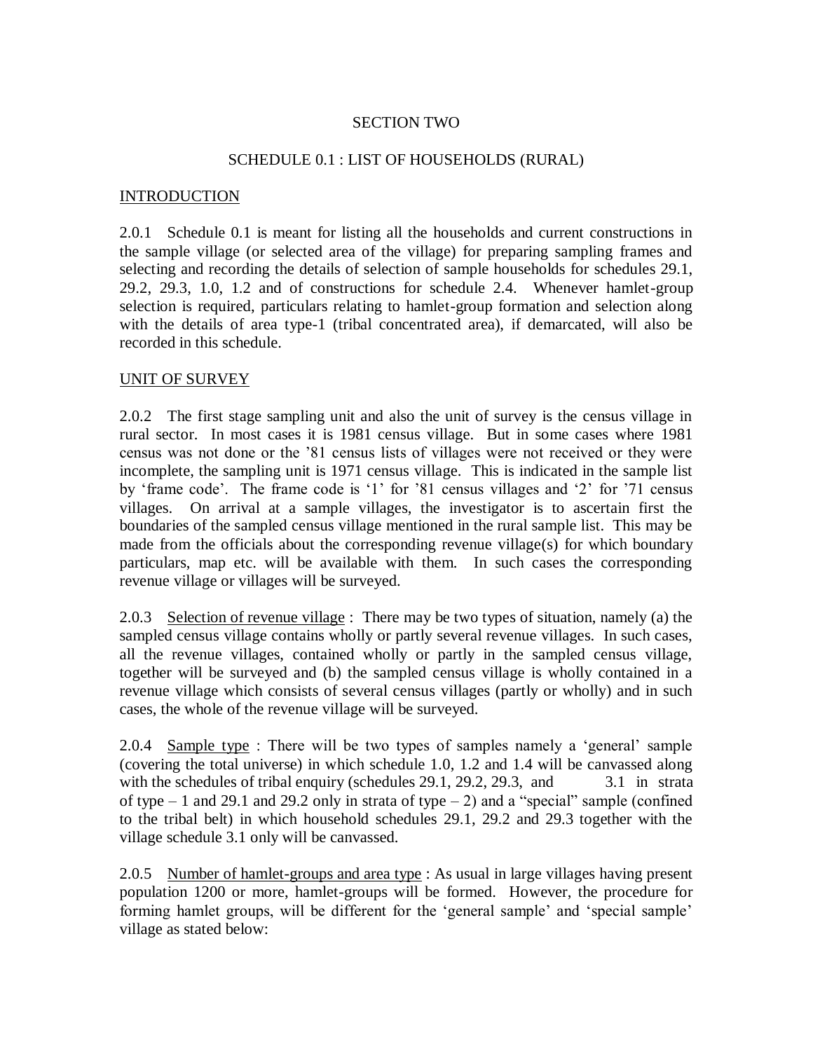# SECTION TWO

## SCHEDULE 0.1 : LIST OF HOUSEHOLDS (RURAL)

### INTRODUCTION

2.0.1 Schedule 0.1 is meant for listing all the households and current constructions in the sample village (or selected area of the village) for preparing sampling frames and selecting and recording the details of selection of sample households for schedules 29.1, 29.2, 29.3, 1.0, 1.2 and of constructions for schedule 2.4. Whenever hamlet-group selection is required, particulars relating to hamlet-group formation and selection along with the details of area type-1 (tribal concentrated area), if demarcated, will also be recorded in this schedule.

### UNIT OF SURVEY

2.0.2 The first stage sampling unit and also the unit of survey is the census village in rural sector. In most cases it is 1981 census village. But in some cases where 1981 census was not done or the '81 census lists of villages were not received or they were incomplete, the sampling unit is 1971 census village. This is indicated in the sample list by 'frame code'. The frame code is '1' for '81 census villages and '2' for '71 census villages. On arrival at a sample villages, the investigator is to ascertain first the boundaries of the sampled census village mentioned in the rural sample list. This may be made from the officials about the corresponding revenue village(s) for which boundary particulars, map etc. will be available with them. In such cases the corresponding revenue village or villages will be surveyed.

2.0.3 Selection of revenue village : There may be two types of situation, namely (a) the sampled census village contains wholly or partly several revenue villages. In such cases, all the revenue villages, contained wholly or partly in the sampled census village, together will be surveyed and (b) the sampled census village is wholly contained in a revenue village which consists of several census villages (partly or wholly) and in such cases, the whole of the revenue village will be surveyed.

2.0.4 Sample type : There will be two types of samples namely a 'general' sample (covering the total universe) in which schedule 1.0, 1.2 and 1.4 will be canvassed along with the schedules of tribal enquiry (schedules 29.1, 29.2, 29.3, and 3.1 in strata of type – 1 and 29.1 and 29.2 only in strata of type – 2) and a "special" sample (confined to the tribal belt) in which household schedules 29.1, 29.2 and 29.3 together with the village schedule 3.1 only will be canvassed.

2.0.5 Number of hamlet-groups and area type : As usual in large villages having present population 1200 or more, hamlet-groups will be formed. However, the procedure for forming hamlet groups, will be different for the 'general sample' and 'special sample' village as stated below: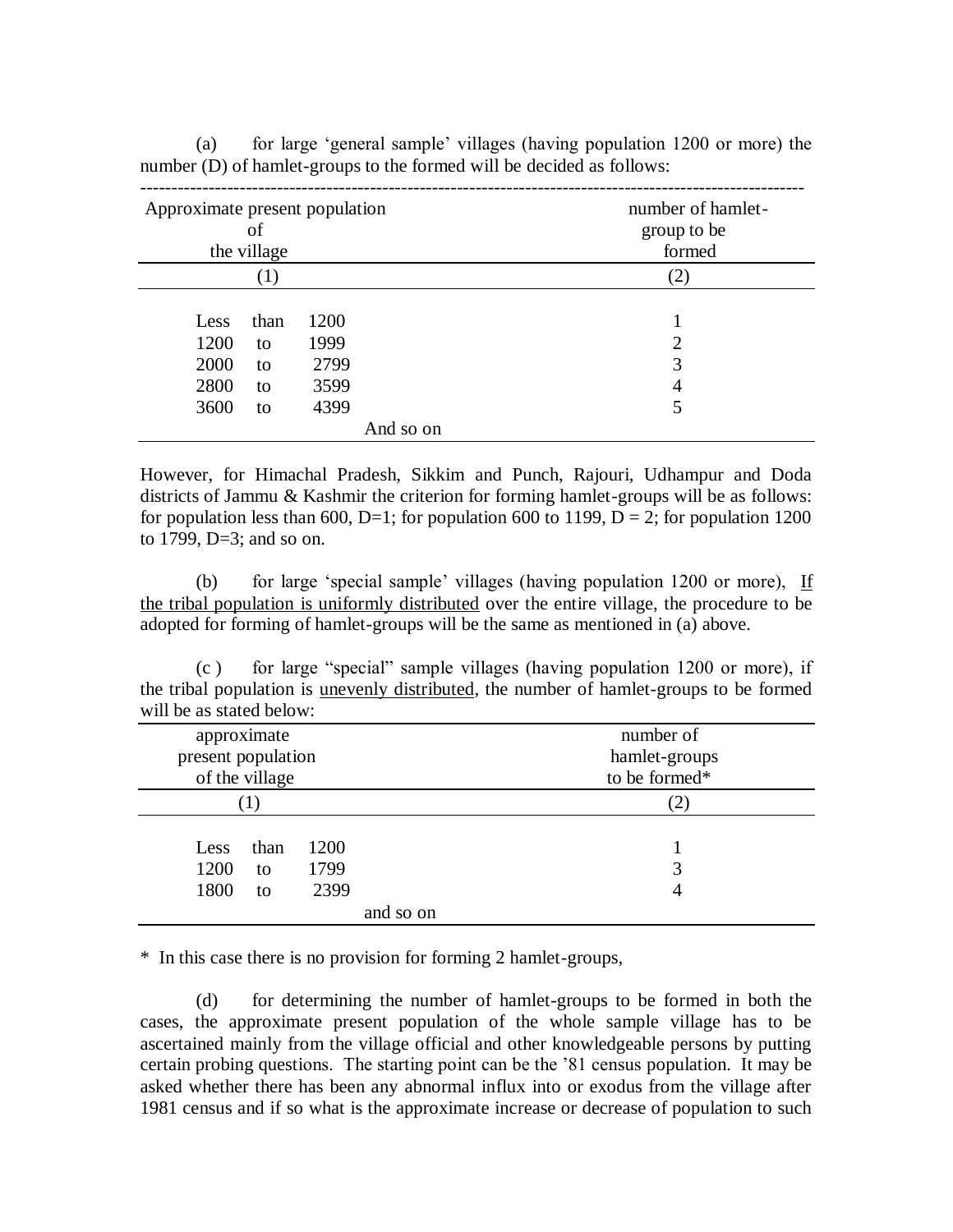(a) for large 'general sample' villages (having population 1200 or more) the number (D) of hamlet-groups to the formed will be decided as follows:

| Approximate present population of the village | number of hamlet-group to be formed |
|---|---|
| (1) | (2) |
| Less than 1200 | 1 |
| 1200 to 1999 | 2 |
| 2000 to 2799 | 3 |
| 2800 to 3599 | 4 |
| 3600 to 4399 | 5 |
| And so on | |

However, for Himachal Pradesh, Sikkim and Punch, Rajouri, Udhampur and Doda districts of Jammu & Kashmir the criterion for forming hamlet-groups will be as follows: for population less than 600, D=1; for population 600 to 1199, D = 2; for population 1200 to 1799, D=3; and so on.

(b) for large 'special sample' villages (having population 1200 or more), If the tribal population is uniformly distributed over the entire village, the procedure to be adopted for forming of hamlet-groups will be the same as mentioned in (a) above.

(c ) for large "special" sample villages (having population 1200 or more), if the tribal population is unevenly distributed, the number of hamlet-groups to be formed will be as stated below:

| approximate present population of the village | number of hamlet-groups to be formed* |
|---|---|
| (1) | (2) |
| Less than 1200 | 1 |
| 1200 to 1799 | 3 |
| 1800 to 2399 | 4 |
| and so on | |

\* In this case there is no provision for forming 2 hamlet-groups,

(d) for determining the number of hamlet-groups to be formed in both the cases, the approximate present population of the whole sample village has to be ascertained mainly from the village official and other knowledgeable persons by putting certain probing questions. The starting point can be the '81 census population. It may be asked whether there has been any abnormal influx into or exodus from the village after 1981 census and if so what is the approximate increase or decrease of population to such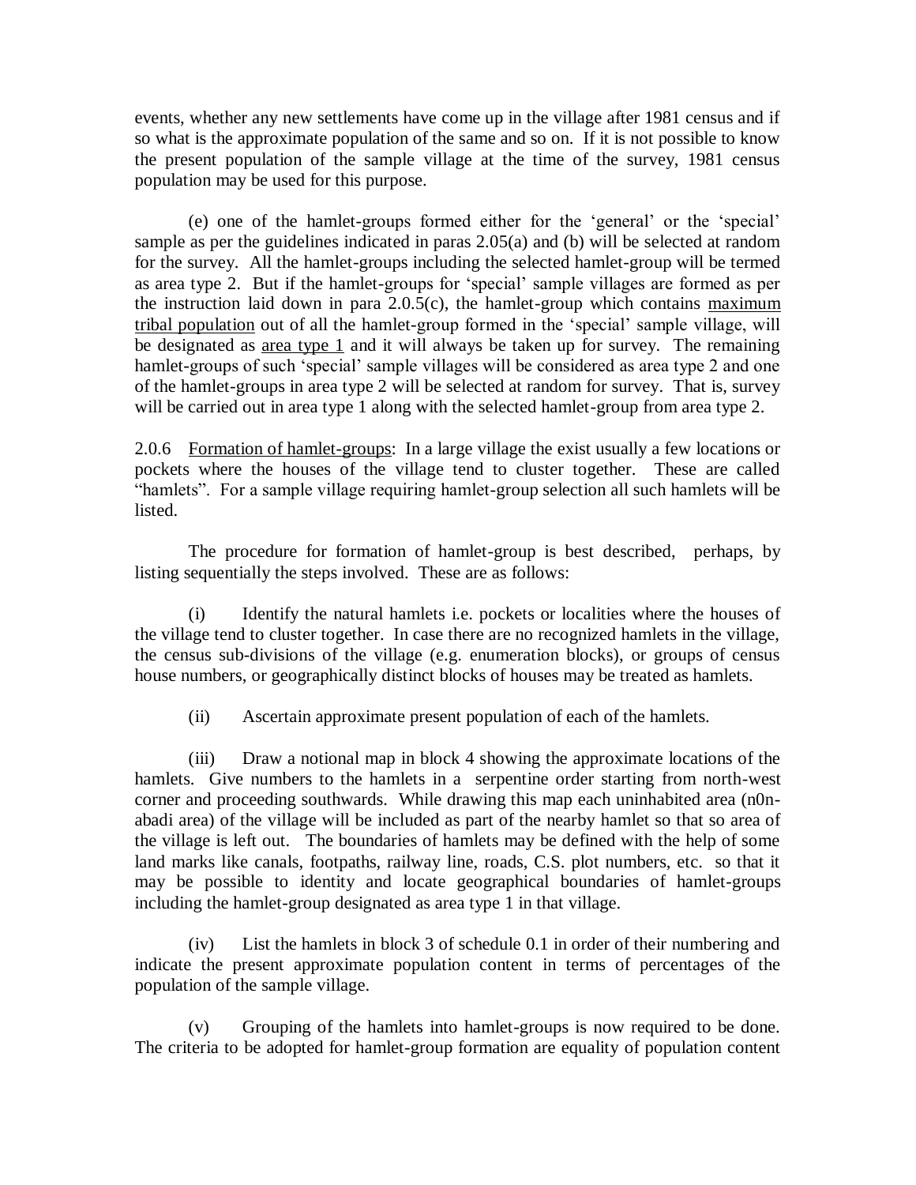events, whether any new settlements have come up in the village after 1981 census and if so what is the approximate population of the same and so on. If it is not possible to know the present population of the sample village at the time of the survey, 1981 census population may be used for this purpose.

(e) one of the hamlet-groups formed either for the 'general' or the 'special' sample as per the guidelines indicated in paras 2.05(a) and (b) will be selected at random for the survey. All the hamlet-groups including the selected hamlet-group will be termed as area type 2. But if the hamlet-groups for 'special' sample villages are formed as per the instruction laid down in para 2.0.5(c), the hamlet-group which contains <u>maximum tribal population</u> out of all the hamlet-group formed in the 'special' sample village, will be designated as <u>area type 1</u> and it will always be taken up for survey. The remaining hamlet-groups of such 'special' sample villages will be considered as area type 2 and one of the hamlet-groups in area type 2 will be selected at random for survey. That is, survey will be carried out in area type 1 along with the selected hamlet-group from area type 2.

2.0.6 <u>Formation of hamlet-groups</u>: In a large village the exist usually a few locations or pockets where the houses of the village tend to cluster together. These are called "hamlets". For a sample village requiring hamlet-group selection all such hamlets will be listed.

The procedure for formation of hamlet-group is best described, perhaps, by listing sequentially the steps involved. These are as follows:

(i) Identify the natural hamlets i.e. pockets or localities where the houses of the village tend to cluster together. In case there are no recognized hamlets in the village, the census sub-divisions of the village (e.g. enumeration blocks), or groups of census house numbers, or geographically distinct blocks of houses may be treated as hamlets.

(ii) Ascertain approximate present population of each of the hamlets.

(iii) Draw a notional map in block 4 showing the approximate locations of the hamlets. Give numbers to the hamlets in a serpentine order starting from north-west corner and proceeding southwards. While drawing this map each uninhabited area (n0n-abadi area) of the village will be included as part of the nearby hamlet so that so area of the village is left out. The boundaries of hamlets may be defined with the help of some land marks like canals, footpaths, railway line, roads, C.S. plot numbers, etc. so that it may be possible to identity and locate geographical boundaries of hamlet-groups including the hamlet-group designated as area type 1 in that village.

(iv) List the hamlets in block 3 of schedule 0.1 in order of their numbering and indicate the present approximate population content in terms of percentages of the population of the sample village.

(v) Grouping of the hamlets into hamlet-groups is now required to be done. The criteria to be adopted for hamlet-group formation are equality of population content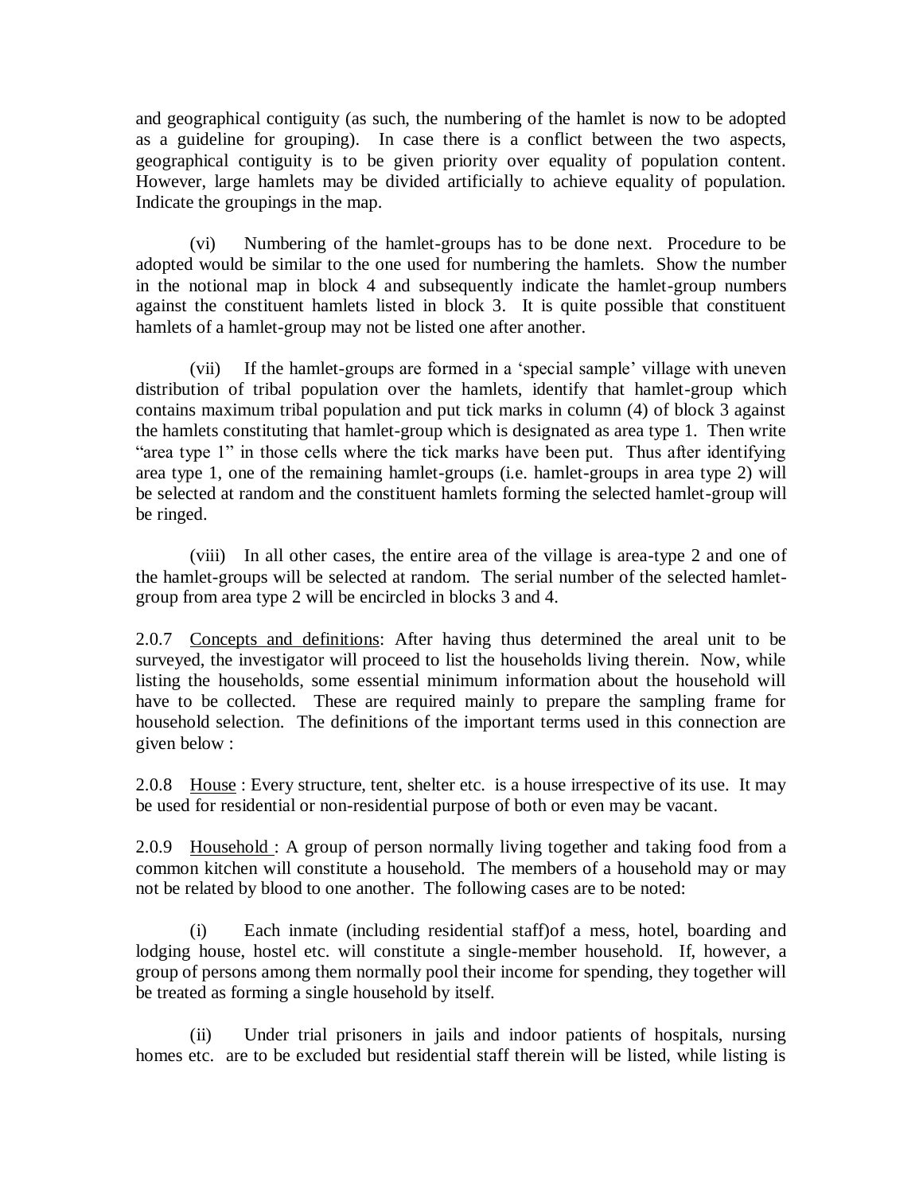and geographical contiguity (as such, the numbering of the hamlet is now to be adopted as a guideline for grouping). In case there is a conflict between the two aspects, geographical contiguity is to be given priority over equality of population content. However, large hamlets may be divided artificially to achieve equality of population. Indicate the groupings in the map.

(vi) Numbering of the hamlet-groups has to be done next. Procedure to be adopted would be similar to the one used for numbering the hamlets. Show the number in the notional map in block 4 and subsequently indicate the hamlet-group numbers against the constituent hamlets listed in block 3. It is quite possible that constituent hamlets of a hamlet-group may not be listed one after another.

(vii) If the hamlet-groups are formed in a 'special sample' village with uneven distribution of tribal population over the hamlets, identify that hamlet-group which contains maximum tribal population and put tick marks in column (4) of block 3 against the hamlets constituting that hamlet-group which is designated as area type 1. Then write "area type 1" in those cells where the tick marks have been put. Thus after identifying area type 1, one of the remaining hamlet-groups (i.e. hamlet-groups in area type 2) will be selected at random and the constituent hamlets forming the selected hamlet-group will be ringed.

(viii) In all other cases, the entire area of the village is area-type 2 and one of the hamlet-groups will be selected at random. The serial number of the selected hamlet-group from area type 2 will be encircled in blocks 3 and 4.

2.0.7 Concepts and definitions: After having thus determined the areal unit to be surveyed, the investigator will proceed to list the households living therein. Now, while listing the households, some essential minimum information about the household will have to be collected. These are required mainly to prepare the sampling frame for household selection. The definitions of the important terms used in this connection are given below :

2.0.8 House : Every structure, tent, shelter etc. is a house irrespective of its use. It may be used for residential or non-residential purpose of both or even may be vacant.

2.0.9 Household : A group of person normally living together and taking food from a common kitchen will constitute a household. The members of a household may or may not be related by blood to one another. The following cases are to be noted:

(i) Each inmate (including residential staff)of a mess, hotel, boarding and lodging house, hostel etc. will constitute a single-member household. If, however, a group of persons among them normally pool their income for spending, they together will be treated as forming a single household by itself.

(ii) Under trial prisoners in jails and indoor patients of hospitals, nursing homes etc. are to be excluded but residential staff therein will be listed, while listing is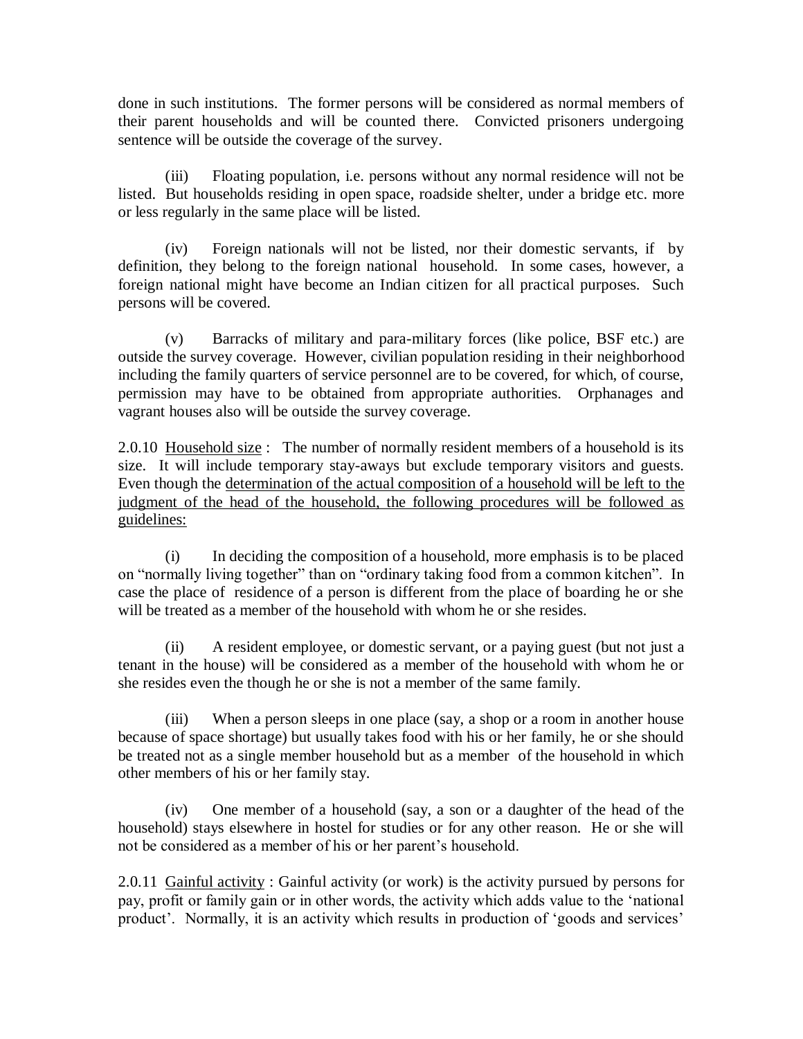done in such institutions. The former persons will be considered as normal members of their parent households and will be counted there. Convicted prisoners undergoing sentence will be outside the coverage of the survey.

(iii) Floating population, i.e. persons without any normal residence will not be listed. But households residing in open space, roadside shelter, under a bridge etc. more or less regularly in the same place will be listed.

(iv) Foreign nationals will not be listed, nor their domestic servants, if by definition, they belong to the foreign national household. In some cases, however, a foreign national might have become an Indian citizen for all practical purposes. Such persons will be covered.

(v) Barracks of military and para-military forces (like police, BSF etc.) are outside the survey coverage. However, civilian population residing in their neighborhood including the family quarters of service personnel are to be covered, for which, of course, permission may have to be obtained from appropriate authorities. Orphanages and vagrant houses also will be outside the survey coverage.

2.0.10 Household size : The number of normally resident members of a household is its size. It will include temporary stay-aways but exclude temporary visitors and guests. Even though the determination of the actual composition of a household will be left to the judgment of the head of the household, the following procedures will be followed as guidelines:

(i) In deciding the composition of a household, more emphasis is to be placed on "normally living together" than on "ordinary taking food from a common kitchen". In case the place of residence of a person is different from the place of boarding he or she will be treated as a member of the household with whom he or she resides.

(ii) A resident employee, or domestic servant, or a paying guest (but not just a tenant in the house) will be considered as a member of the household with whom he or she resides even the though he or she is not a member of the same family.

(iii) When a person sleeps in one place (say, a shop or a room in another house because of space shortage) but usually takes food with his or her family, he or she should be treated not as a single member household but as a member of the household in which other members of his or her family stay.

(iv) One member of a household (say, a son or a daughter of the head of the household) stays elsewhere in hostel for studies or for any other reason. He or she will not be considered as a member of his or her parent's household.

2.0.11 Gainful activity : Gainful activity (or work) is the activity pursued by persons for pay, profit or family gain or in other words, the activity which adds value to the 'national product'. Normally, it is an activity which results in production of 'goods and services'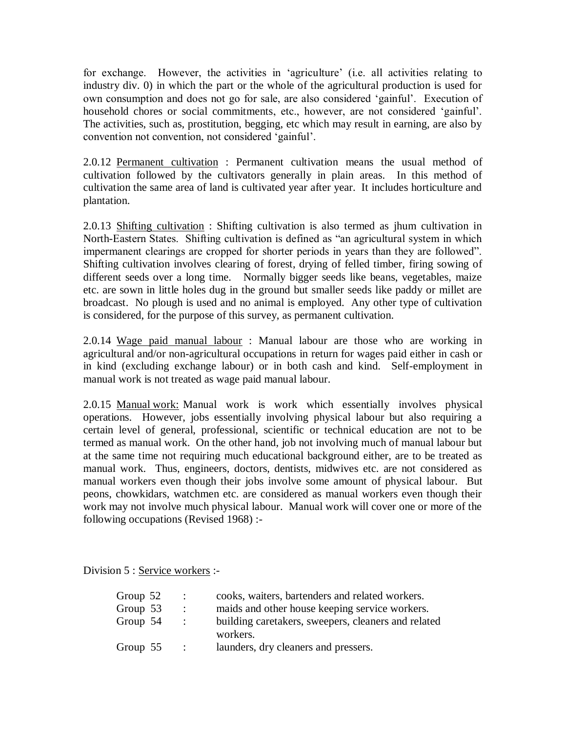for exchange. However, the activities in 'agriculture' (i.e. all activities relating to industry div. 0) in which the part or the whole of the agricultural production is used for own consumption and does not go for sale, are also considered 'gainful'. Execution of household chores or social commitments, etc., however, are not considered 'gainful'. The activities, such as, prostitution, begging, etc which may result in earning, are also by convention not convention, not considered 'gainful'.

2.0.12 Permanent cultivation : Permanent cultivation means the usual method of cultivation followed by the cultivators generally in plain areas. In this method of cultivation the same area of land is cultivated year after year. It includes horticulture and plantation.

2.0.13 Shifting cultivation : Shifting cultivation is also termed as jhum cultivation in North-Eastern States. Shifting cultivation is defined as "an agricultural system in which impermanent clearings are cropped for shorter periods in years than they are followed". Shifting cultivation involves clearing of forest, drying of felled timber, firing sowing of different seeds over a long time. Normally bigger seeds like beans, vegetables, maize etc. are sown in little holes dug in the ground but smaller seeds like paddy or millet are broadcast. No plough is used and no animal is employed. Any other type of cultivation is considered, for the purpose of this survey, as permanent cultivation.

2.0.14 Wage paid manual labour : Manual labour are those who are working in agricultural and/or non-agricultural occupations in return for wages paid either in cash or in kind (excluding exchange labour) or in both cash and kind. Self-employment in manual work is not treated as wage paid manual labour.

2.0.15 Manual work: Manual work is work which essentially involves physical operations. However, jobs essentially involving physical labour but also requiring a certain level of general, professional, scientific or technical education are not to be termed as manual work. On the other hand, job not involving much of manual labour but at the same time not requiring much educational background either, are to be treated as manual work. Thus, engineers, doctors, dentists, midwives etc. are not considered as manual workers even though their jobs involve some amount of physical labour. But peons, chowkidars, watchmen etc. are considered as manual workers even though their work may not involve much physical labour. Manual work will cover one or more of the following occupations (Revised 1968) :-

Division 5 : Service workers :-

| | | |
|---|---|---|
| Group 52 | : | cooks, waiters, bartenders and related workers. |
| Group 53 | : | maids and other house keeping service workers. |
| Group 54 | : | building caretakers, sweepers, cleaners and related workers. |
| Group 55 | : | launders, dry cleaners and pressers. |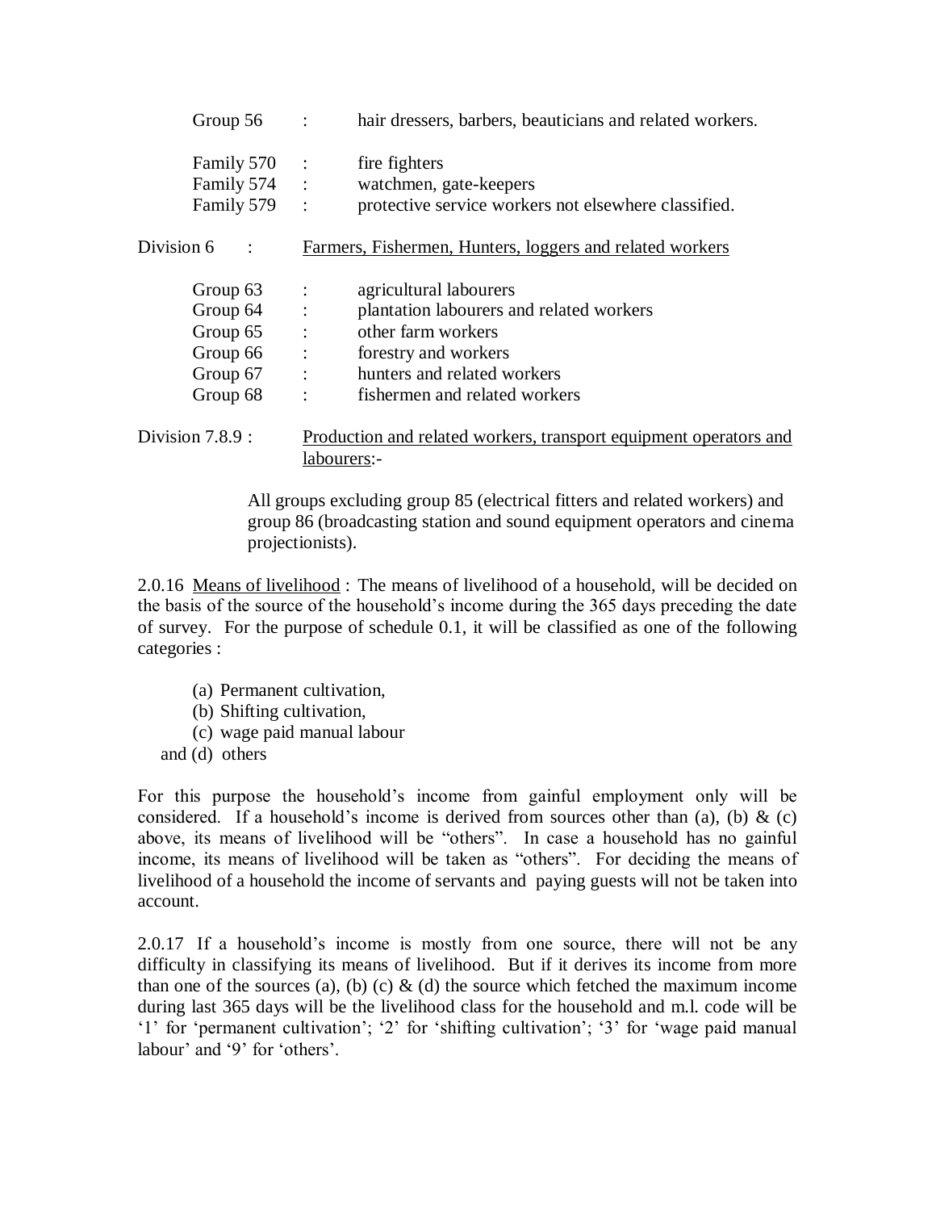Group 56 : hair dressers, barbers, beauticians and related workers.

Family 570 : fire fighters
Family 574 : watchmen, gate-keepers
Family 579 : protective service workers not elsewhere classified.

Division 6 : <u>Farmers, Fishermen, Hunters, loggers and related workers</u>

Group 63 : agricultural labourers
Group 64 : plantation labourers and related workers
Group 65 : other farm workers
Group 66 : forestry and workers
Group 67 : hunters and related workers
Group 68 : fishermen and related workers

Division 7.8.9 : <u>Production and related workers, transport equipment operators and labourers</u>:-

All groups excluding group 85 (electrical fitters and related workers) and group 86 (broadcasting station and sound equipment operators and cinema projectionists).

2.0.16 <u>Means of livelihood</u> : The means of livelihood of a household, will be decided on the basis of the source of the household's income during the 365 days preceding the date of survey. For the purpose of schedule 0.1, it will be classified as one of the following categories :

(a) Permanent cultivation,
(b) Shifting cultivation,
(c) wage paid manual labour
and (d) others

For this purpose the household's income from gainful employment only will be considered. If a household's income is derived from sources other than (a), (b) & (c) above, its means of livelihood will be "others". In case a household has no gainful income, its means of livelihood will be taken as "others". For deciding the means of livelihood of a household the income of servants and paying guests will not be taken into account.

2.0.17 If a household's income is mostly from one source, there will not be any difficulty in classifying its means of livelihood. But if it derives its income from more than one of the sources (a), (b) (c) & (d) the source which fetched the maximum income during last 365 days will be the livelihood class for the household and m.l. code will be '1' for 'permanent cultivation'; '2' for 'shifting cultivation'; '3' for 'wage paid manual labour' and '9' for 'others'.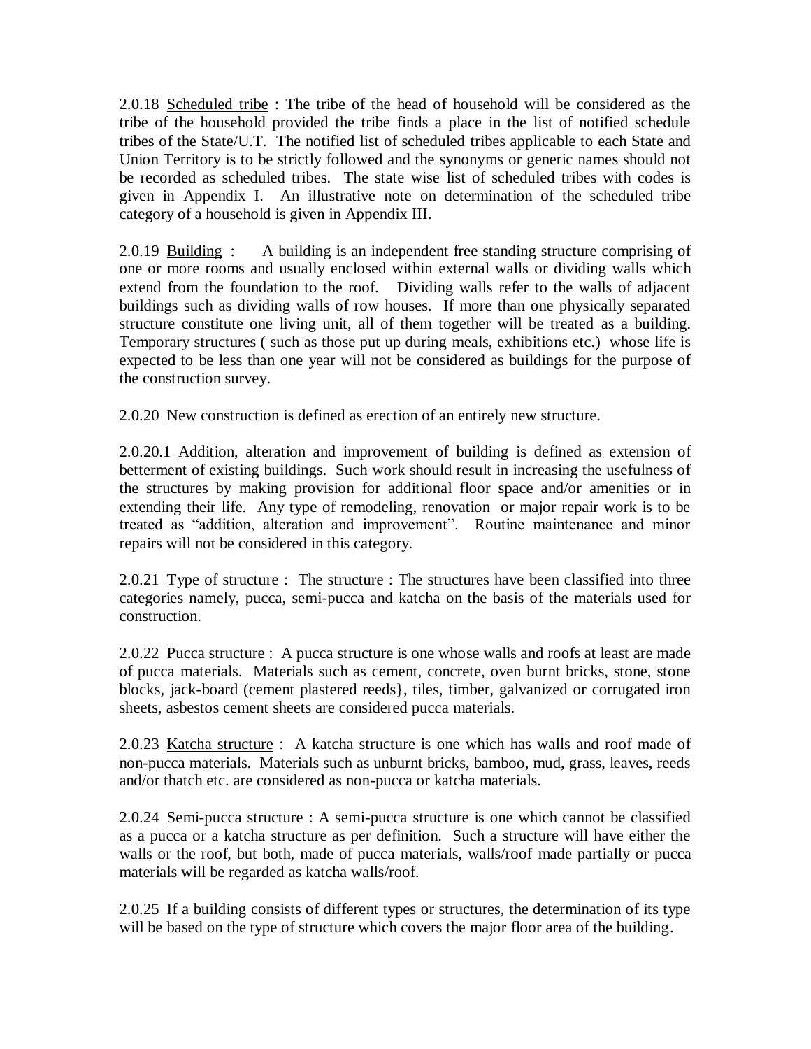2.0.18 <u>Scheduled tribe</u> : The tribe of the head of household will be considered as the tribe of the household provided the tribe finds a place in the list of notified schedule tribes of the State/U.T. The notified list of scheduled tribes applicable to each State and Union Territory is to be strictly followed and the synonyms or generic names should not be recorded as scheduled tribes. The state wise list of scheduled tribes with codes is given in Appendix I. An illustrative note on determination of the scheduled tribe category of a household is given in Appendix III.

2.0.19 <u>Building</u> : A building is an independent free standing structure comprising of one or more rooms and usually enclosed within external walls or dividing walls which extend from the foundation to the roof. Dividing walls refer to the walls of adjacent buildings such as dividing walls of row houses. If more than one physically separated structure constitute one living unit, all of them together will be treated as a building. Temporary structures ( such as those put up during meals, exhibitions etc.) whose life is expected to be less than one year will not be considered as buildings for the purpose of the construction survey.

2.0.20 <u>New construction</u> is defined as erection of an entirely new structure.

2.0.20.1 <u>Addition, alteration and improvement</u> of building is defined as extension of betterment of existing buildings. Such work should result in increasing the usefulness of the structures by making provision for additional floor space and/or amenities or in extending their life. Any type of remodeling, renovation or major repair work is to be treated as "addition, alteration and improvement". Routine maintenance and minor repairs will not be considered in this category.

2.0.21 <u>Type of structure</u> : The structure : The structures have been classified into three categories namely, pucca, semi-pucca and katcha on the basis of the materials used for construction.

2.0.22 Pucca structure : A pucca structure is one whose walls and roofs at least are made of pucca materials. Materials such as cement, concrete, oven burnt bricks, stone, stone blocks, jack-board (cement plastered reeds}, tiles, timber, galvanized or corrugated iron sheets, asbestos cement sheets are considered pucca materials.

2.0.23 <u>Katcha structure</u> : A katcha structure is one which has walls and roof made of non-pucca materials. Materials such as unburnt bricks, bamboo, mud, grass, leaves, reeds and/or thatch etc. are considered as non-pucca or katcha materials.

2.0.24 <u>Semi-pucca structure</u> : A semi-pucca structure is one which cannot be classified as a pucca or a katcha structure as per definition. Such a structure will have either the walls or the roof, but both, made of pucca materials, walls/roof made partially or pucca materials will be regarded as katcha walls/roof.

2.0.25 If a building consists of different types or structures, the determination of its type will be based on the type of structure which covers the major floor area of the building.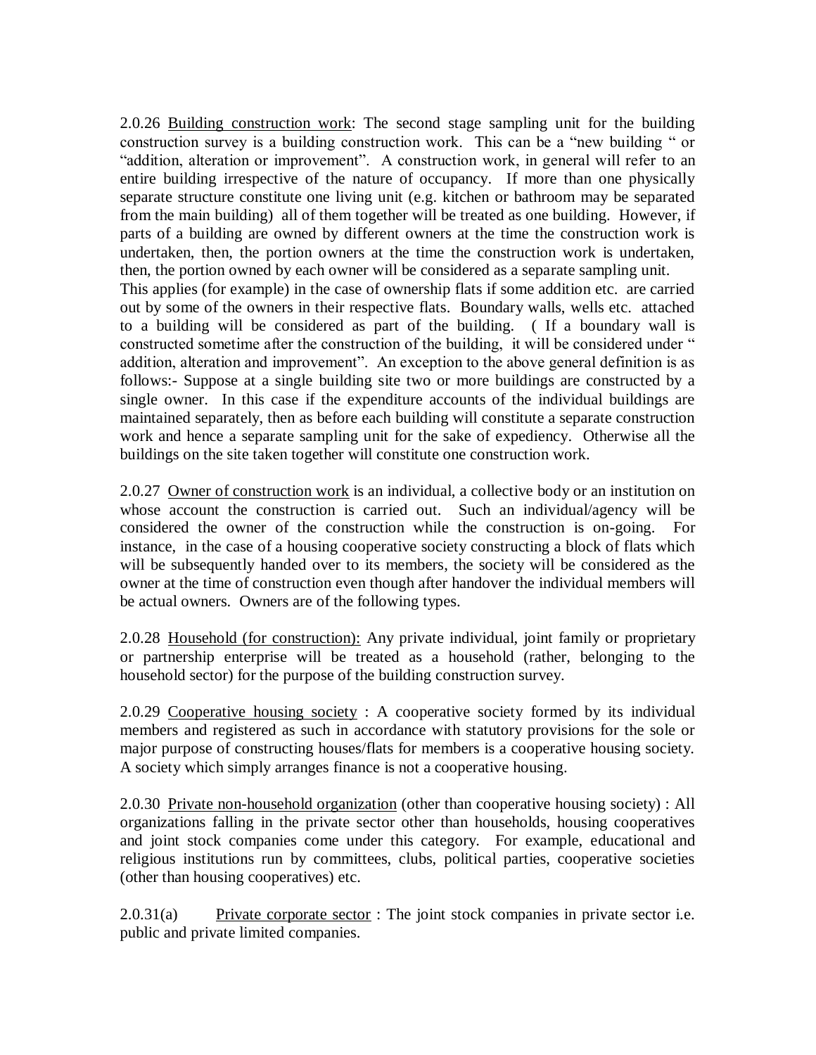2.0.26 Building construction work: The second stage sampling unit for the building construction survey is a building construction work. This can be a "new building " or "addition, alteration or improvement". A construction work, in general will refer to an entire building irrespective of the nature of occupancy. If more than one physically separate structure constitute one living unit (e.g. kitchen or bathroom may be separated from the main building) all of them together will be treated as one building. However, if parts of a building are owned by different owners at the time the construction work is undertaken, then, the portion owners at the time the construction work is undertaken, then, the portion owned by each owner will be considered as a separate sampling unit. This applies (for example) in the case of ownership flats if some addition etc. are carried out by some of the owners in their respective flats. Boundary walls, wells etc. attached to a building will be considered as part of the building. ( If a boundary wall is constructed sometime after the construction of the building, it will be considered under " addition, alteration and improvement". An exception to the above general definition is as follows:- Suppose at a single building site two or more buildings are constructed by a single owner. In this case if the expenditure accounts of the individual buildings are maintained separately, then as before each building will constitute a separate construction work and hence a separate sampling unit for the sake of expediency. Otherwise all the buildings on the site taken together will constitute one construction work.

2.0.27 Owner of construction work is an individual, a collective body or an institution on whose account the construction is carried out. Such an individual/agency will be considered the owner of the construction while the construction is on-going. For instance, in the case of a housing cooperative society constructing a block of flats which will be subsequently handed over to its members, the society will be considered as the owner at the time of construction even though after handover the individual members will be actual owners. Owners are of the following types.

2.0.28 Household (for construction): Any private individual, joint family or proprietary or partnership enterprise will be treated as a household (rather, belonging to the household sector) for the purpose of the building construction survey.

2.0.29 Cooperative housing society : A cooperative society formed by its individual members and registered as such in accordance with statutory provisions for the sole or major purpose of constructing houses/flats for members is a cooperative housing society. A society which simply arranges finance is not a cooperative housing.

2.0.30 Private non-household organization (other than cooperative housing society) : All organizations falling in the private sector other than households, housing cooperatives and joint stock companies come under this category. For example, educational and religious institutions run by committees, clubs, political parties, cooperative societies (other than housing cooperatives) etc.

2.0.31(a) Private corporate sector : The joint stock companies in private sector i.e. public and private limited companies.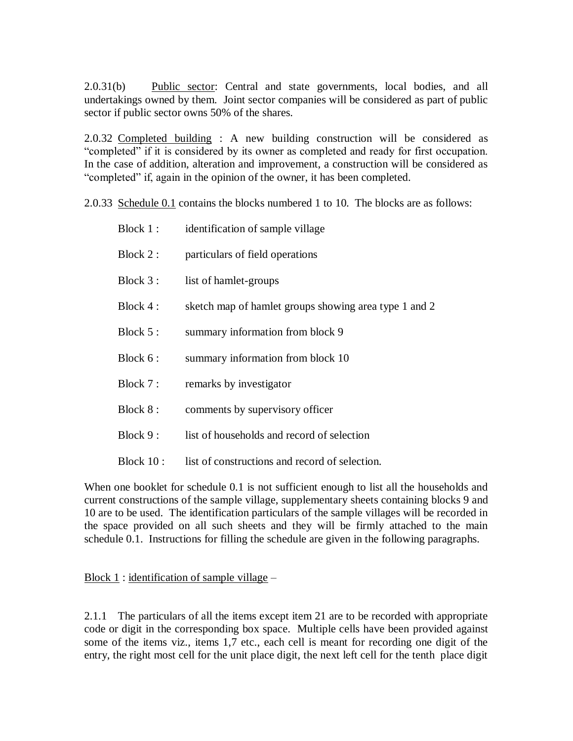2.0.31(b) Public sector: Central and state governments, local bodies, and all undertakings owned by them. Joint sector companies will be considered as part of public sector if public sector owns 50% of the shares.

2.0.32 Completed building : A new building construction will be considered as "completed" if it is considered by its owner as completed and ready for first occupation. In the case of addition, alteration and improvement, a construction will be considered as "completed" if, again in the opinion of the owner, it has been completed.

2.0.33 Schedule 0.1 contains the blocks numbered 1 to 10. The blocks are as follows:

| | |
|---|---|
| Block 1 : | identification of sample village |
| Block 2 : | particulars of field operations |
| Block 3 : | list of hamlet-groups |
| Block 4 : | sketch map of hamlet groups showing area type 1 and 2 |
| Block 5 : | summary information from block 9 |
| Block 6 : | summary information from block 10 |
| Block 7 : | remarks by investigator |
| Block 8 : | comments by supervisory officer |
| Block 9 : | list of households and record of selection |
| Block 10 : | list of constructions and record of selection. |

When one booklet for schedule 0.1 is not sufficient enough to list all the households and current constructions of the sample village, supplementary sheets containing blocks 9 and 10 are to be used. The identification particulars of the sample villages will be recorded in the space provided on all such sheets and they will be firmly attached to the main schedule 0.1. Instructions for filling the schedule are given in the following paragraphs.

Block 1 : identification of sample village –

2.1.1 The particulars of all the items except item 21 are to be recorded with appropriate code or digit in the corresponding box space. Multiple cells have been provided against some of the items viz., items 1,7 etc., each cell is meant for recording one digit of the entry, the right most cell for the unit place digit, the next left cell for the tenth place digit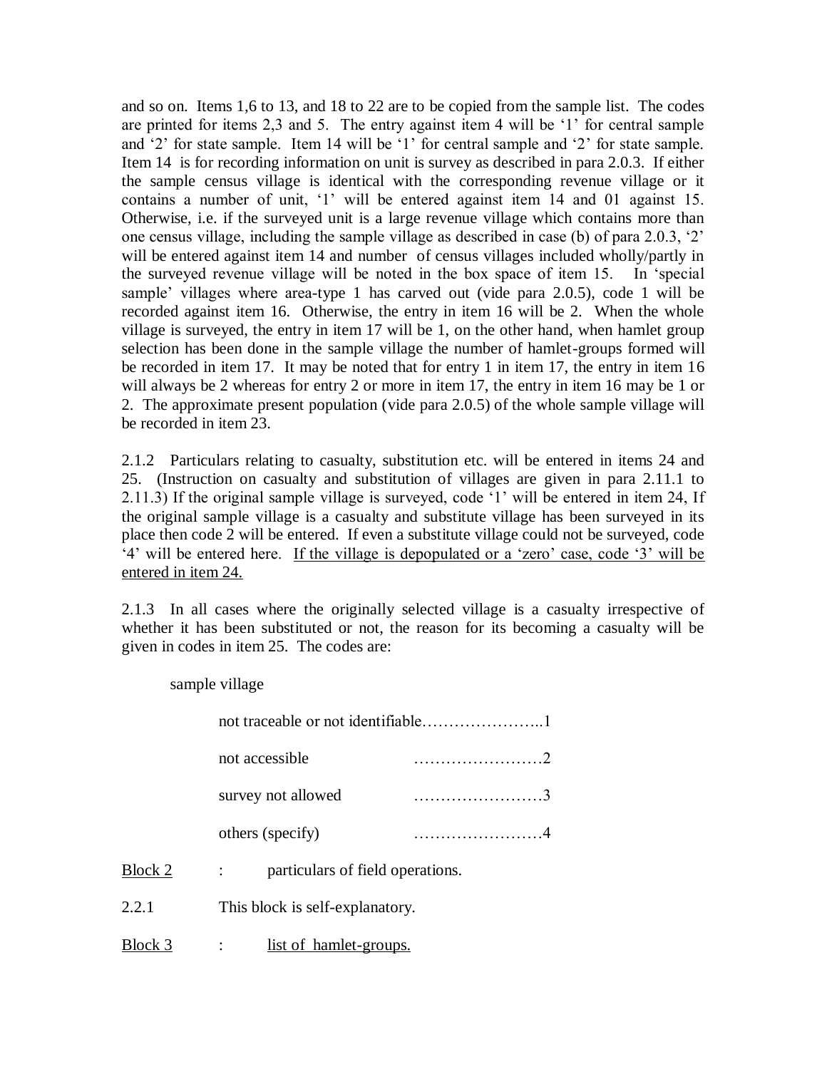and so on. Items 1,6 to 13, and 18 to 22 are to be copied from the sample list. The codes are printed for items 2,3 and 5. The entry against item 4 will be '1' for central sample and '2' for state sample. Item 14 will be '1' for central sample and '2' for state sample. Item 14 is for recording information on unit is survey as described in para 2.0.3. If either the sample census village is identical with the corresponding revenue village or it contains a number of unit, '1' will be entered against item 14 and 01 against 15. Otherwise, i.e. if the surveyed unit is a large revenue village which contains more than one census village, including the sample village as described in case (b) of para 2.0.3, '2' will be entered against item 14 and number of census villages included wholly/partly in the surveyed revenue village will be noted in the box space of item 15. In 'special sample' villages where area-type 1 has carved out (vide para 2.0.5), code 1 will be recorded against item 16. Otherwise, the entry in item 16 will be 2. When the whole village is surveyed, the entry in item 17 will be 1, on the other hand, when hamlet group selection has been done in the sample village the number of hamlet-groups formed will be recorded in item 17. It may be noted that for entry 1 in item 17, the entry in item 16 will always be 2 whereas for entry 2 or more in item 17, the entry in item 16 may be 1 or 2. The approximate present population (vide para 2.0.5) of the whole sample village will be recorded in item 23.

2.1.2 Particulars relating to casualty, substitution etc. will be entered in items 24 and 25. (Instruction on casualty and substitution of villages are given in para 2.11.1 to 2.11.3) If the original sample village is surveyed, code '1' will be entered in item 24, If the original sample village is a casualty and substitute village has been surveyed in its place then code 2 will be entered. If even a substitute village could not be surveyed, code '4' will be entered here. <u>If the village is depopulated or a 'zero' case, code '3' will be entered in item 24.</u>

2.1.3 In all cases where the originally selected village is a casualty irrespective of whether it has been substituted or not, the reason for its becoming a casualty will be given in codes in item 25. The codes are:

sample village

- not traceable or not identifiable…………………..1
- not accessible ……………………2
- survey not allowed ……………………3
- others (specify) ……………………4

<u>Block 2</u> : particulars of field operations.

2.2.1 This block is self-explanatory.

<u>Block 3</u> : <u>list of hamlet-groups.</u>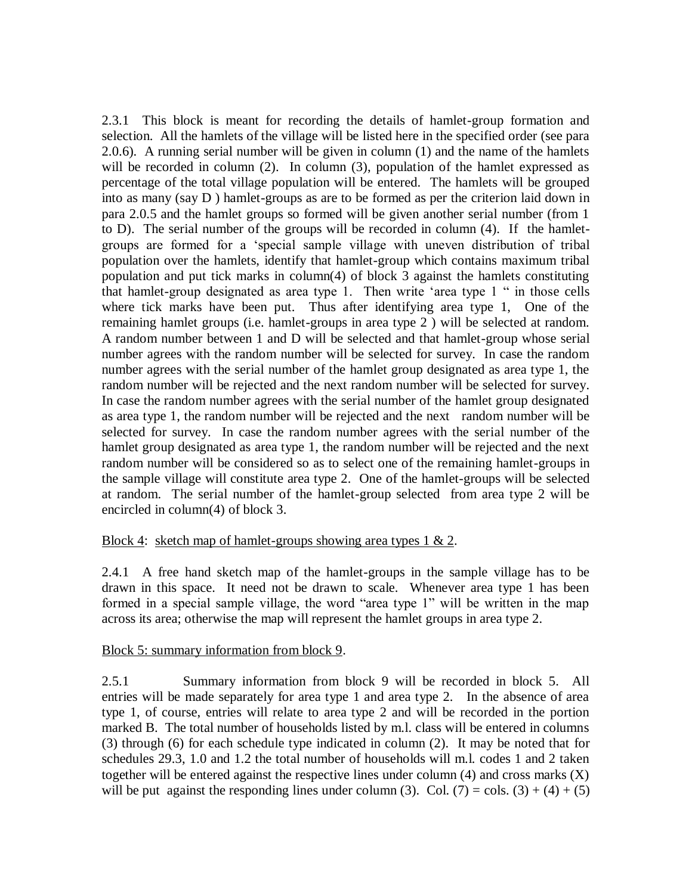2.3.1 This block is meant for recording the details of hamlet-group formation and selection. All the hamlets of the village will be listed here in the specified order (see para 2.0.6). A running serial number will be given in column (1) and the name of the hamlets will be recorded in column (2). In column (3), population of the hamlet expressed as percentage of the total village population will be entered. The hamlets will be grouped into as many (say D ) hamlet-groups as are to be formed as per the criterion laid down in para 2.0.5 and the hamlet groups so formed will be given another serial number (from 1 to D). The serial number of the groups will be recorded in column (4). If the hamlet-groups are formed for a 'special sample village with uneven distribution of tribal population over the hamlets, identify that hamlet-group which contains maximum tribal population and put tick marks in column(4) of block 3 against the hamlets constituting that hamlet-group designated as area type 1. Then write 'area type 1 " in those cells where tick marks have been put. Thus after identifying area type 1, One of the remaining hamlet groups (i.e. hamlet-groups in area type 2 ) will be selected at random. A random number between 1 and D will be selected and that hamlet-group whose serial number agrees with the random number will be selected for survey. In case the random number agrees with the serial number of the hamlet group designated as area type 1, the random number will be rejected and the next random number will be selected for survey. In case the random number agrees with the serial number of the hamlet group designated as area type 1, the random number will be rejected and the next random number will be selected for survey. In case the random number agrees with the serial number of the hamlet group designated as area type 1, the random number will be rejected and the next random number will be considered so as to select one of the remaining hamlet-groups in the sample village will constitute area type 2. One of the hamlet-groups will be selected at random. The serial number of the hamlet-group selected from area type 2 will be encircled in column(4) of block 3.

<u>Block 4</u>: <u>sketch map of hamlet-groups showing area types 1 & 2</u>.

2.4.1 A free hand sketch map of the hamlet-groups in the sample village has to be drawn in this space. It need not be drawn to scale. Whenever area type 1 has been formed in a special sample village, the word "area type 1" will be written in the map across its area; otherwise the map will represent the hamlet groups in area type 2.

<u>Block 5: summary information from block 9</u>.

2.5.1 Summary information from block 9 will be recorded in block 5. All entries will be made separately for area type 1 and area type 2. In the absence of area type 1, of course, entries will relate to area type 2 and will be recorded in the portion marked B. The total number of households listed by m.l. class will be entered in columns (3) through (6) for each schedule type indicated in column (2). It may be noted that for schedules 29.3, 1.0 and 1.2 the total number of households will m.l. codes 1 and 2 taken together will be entered against the respective lines under column (4) and cross marks (X) will be put against the responding lines under column (3). Col. (7) = cols. (3) + (4) + (5)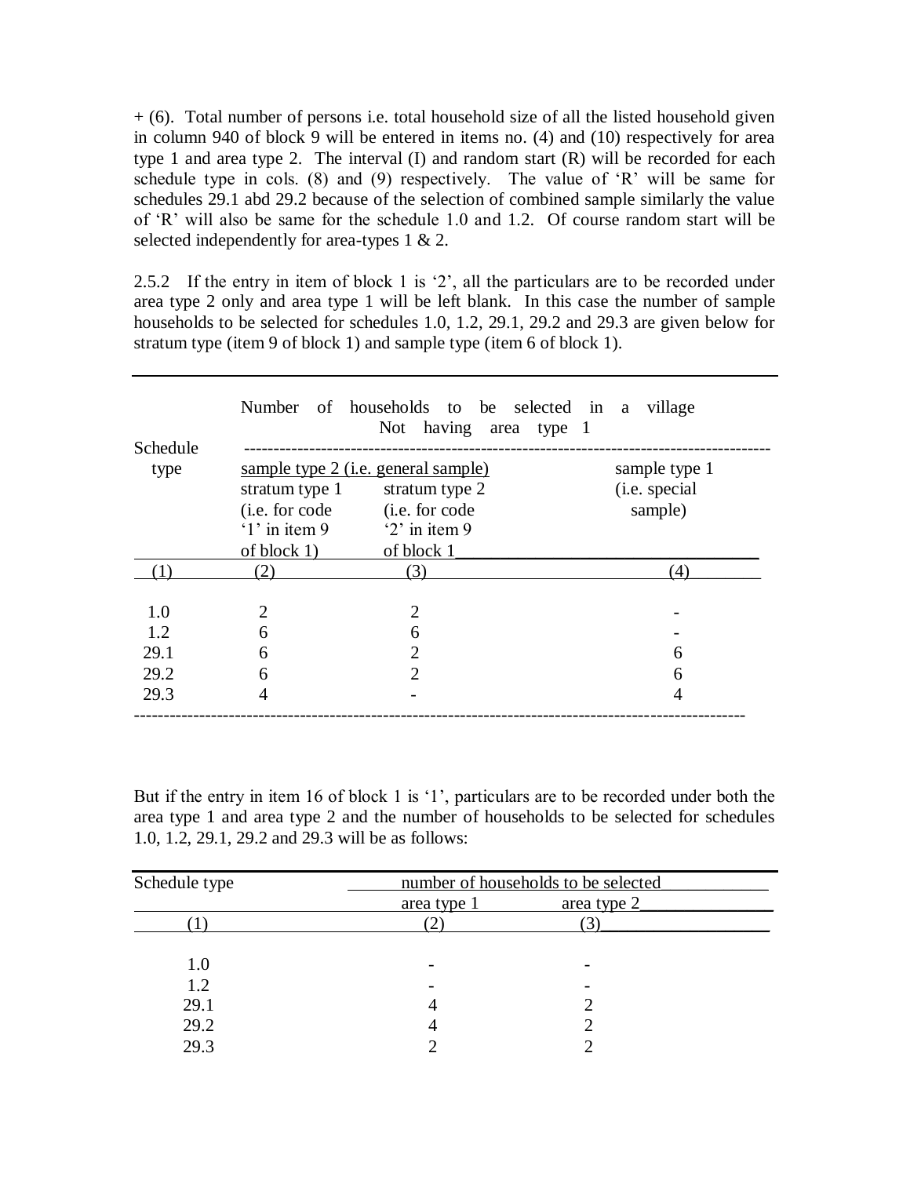+ (6). Total number of persons i.e. total household size of all the listed household given in column 940 of block 9 will be entered in items no. (4) and (10) respectively for area type 1 and area type 2. The interval (I) and random start (R) will be recorded for each schedule type in cols. (8) and (9) respectively. The value of 'R' will be same for schedules 29.1 abd 29.2 because of the selection of combined sample similarly the value of 'R' will also be same for the schedule 1.0 and 1.2. Of course random start will be selected independently for area-types 1 & 2.

2.5.2 If the entry in item of block 1 is '2', all the particulars are to be recorded under area type 2 only and area type 1 will be left blank. In this case the number of sample households to be selected for schedules 1.0, 1.2, 29.1, 29.2 and 29.3 are given below for stratum type (item 9 of block 1) and sample type (item 6 of block 1).

| Schedule type | Number of households to be selected in a village Not having area type 1 | | |
|---|---|---|---|
| | sample type 2 (i.e. general sample) | | sample type 1 (i.e. special sample) |
| | stratum type 1 (i.e. for code '1' in item 9 of block 1) | stratum type 2 (i.e. for code '2' in item 9 of block 1 | |
| (1) | (2) | (3) | (4) |
| 1.0 | 2 | 2 | - |
| 1.2 | 6 | 6 | - |
| 29.1 | 6 | 2 | 6 |
| 29.2 | 6 | 2 | 6 |
| 29.3 | 4 | - | 4 |

But if the entry in item 16 of block 1 is '1', particulars are to be recorded under both the area type 1 and area type 2 and the number of households to be selected for schedules 1.0, 1.2, 29.1, 29.2 and 29.3 will be as follows:

| Schedule type | number of households to be selected | |
|---|---|---|
| | area type 1 | area type 2 |
| (1) | (2) | (3) |
| 1.0 | - | - |
| 1.2 | - | - |
| 29.1 | 4 | 2 |
| 29.2 | 4 | 2 |
| 29.3 | 2 | 2 |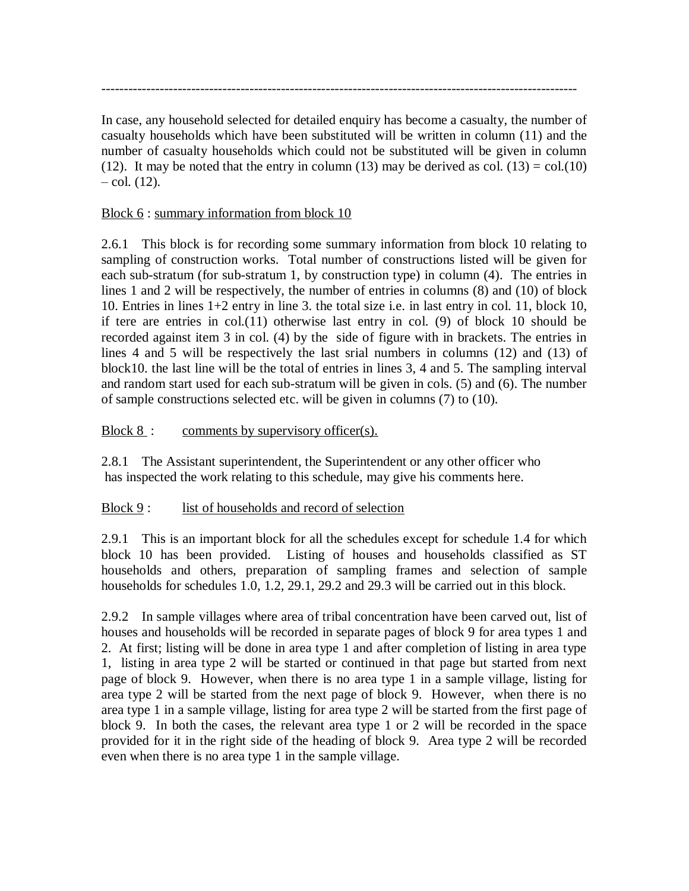---

In case, any household selected for detailed enquiry has become a casualty, the number of casualty households which have been substituted will be written in column (11) and the number of casualty households which could not be substituted will be given in column (12). It may be noted that the entry in column (13) may be derived as col. (13) = col.(10) – col. (12).

Block 6 : summary information from block 10

2.6.1 This block is for recording some summary information from block 10 relating to sampling of construction works. Total number of constructions listed will be given for each sub-stratum (for sub-stratum 1, by construction type) in column (4). The entries in lines 1 and 2 will be respectively, the number of entries in columns (8) and (10) of block 10. Entries in lines 1+2 entry in line 3. the total size i.e. in last entry in col. 11, block 10, if tere are entries in col.(11) otherwise last entry in col. (9) of block 10 should be recorded against item 3 in col. (4) by the side of figure with in brackets. The entries in lines 4 and 5 will be respectively the last srial numbers in columns (12) and (13) of block10. the last line will be the total of entries in lines 3, 4 and 5. The sampling interval and random start used for each sub-stratum will be given in cols. (5) and (6). The number of sample constructions selected etc. will be given in columns (7) to (10).

Block 8 : comments by supervisory officer(s).

2.8.1 The Assistant superintendent, the Superintendent or any other officer who has inspected the work relating to this schedule, may give his comments here.

Block 9 : list of households and record of selection

2.9.1 This is an important block for all the schedules except for schedule 1.4 for which block 10 has been provided. Listing of houses and households classified as ST households and others, preparation of sampling frames and selection of sample households for schedules 1.0, 1.2, 29.1, 29.2 and 29.3 will be carried out in this block.

2.9.2 In sample villages where area of tribal concentration have been carved out, list of houses and households will be recorded in separate pages of block 9 for area types 1 and 2. At first; listing will be done in area type 1 and after completion of listing in area type 1, listing in area type 2 will be started or continued in that page but started from next page of block 9. However, when there is no area type 1 in a sample village, listing for area type 2 will be started from the next page of block 9. However, when there is no area type 1 in a sample village, listing for area type 2 will be started from the first page of block 9. In both the cases, the relevant area type 1 or 2 will be recorded in the space provided for it in the right side of the heading of block 9. Area type 2 will be recorded even when there is no area type 1 in the sample village.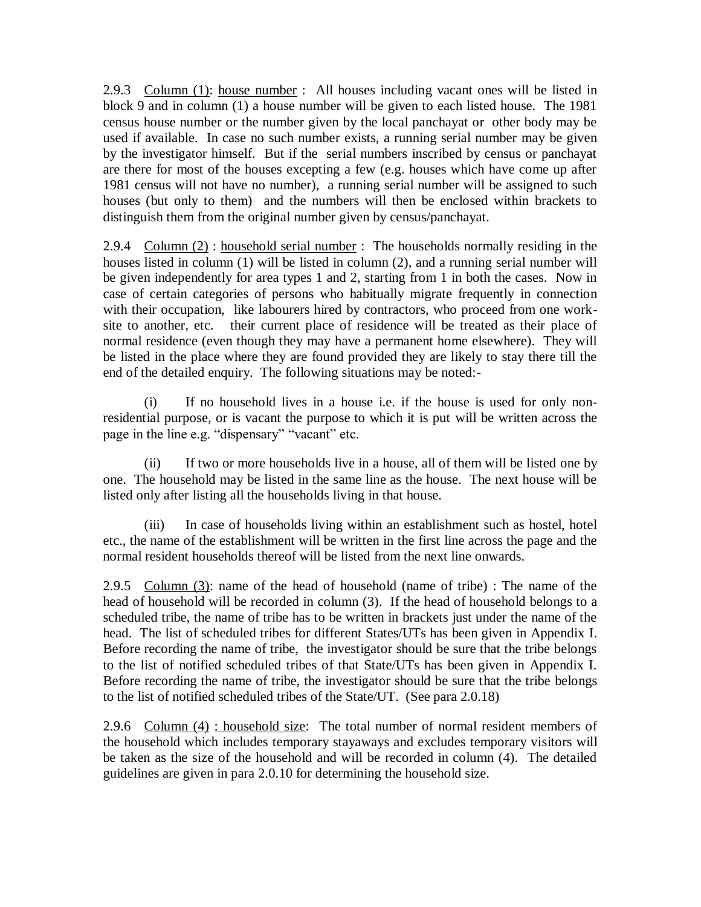2.9.3 Column (1): house number : All houses including vacant ones will be listed in block 9 and in column (1) a house number will be given to each listed house. The 1981 census house number or the number given by the local panchayat or other body may be used if available. In case no such number exists, a running serial number may be given by the investigator himself. But if the serial numbers inscribed by census or panchayat are there for most of the houses excepting a few (e.g. houses which have come up after 1981 census will not have no number), a running serial number will be assigned to such houses (but only to them) and the numbers will then be enclosed within brackets to distinguish them from the original number given by census/panchayat.

2.9.4 Column (2) : household serial number : The households normally residing in the houses listed in column (1) will be listed in column (2), and a running serial number will be given independently for area types 1 and 2, starting from 1 in both the cases. Now in case of certain categories of persons who habitually migrate frequently in connection with their occupation, like labourers hired by contractors, who proceed from one work-site to another, etc. their current place of residence will be treated as their place of normal residence (even though they may have a permanent home elsewhere). They will be listed in the place where they are found provided they are likely to stay there till the end of the detailed enquiry. The following situations may be noted:-

(i) If no household lives in a house i.e. if the house is used for only non-residential purpose, or is vacant the purpose to which it is put will be written across the page in the line e.g. "dispensary" "vacant" etc.

(ii) If two or more households live in a house, all of them will be listed one by one. The household may be listed in the same line as the house. The next house will be listed only after listing all the households living in that house.

(iii) In case of households living within an establishment such as hostel, hotel etc., the name of the establishment will be written in the first line across the page and the normal resident households thereof will be listed from the next line onwards.

2.9.5 Column (3): name of the head of household (name of tribe) : The name of the head of household will be recorded in column (3). If the head of household belongs to a scheduled tribe, the name of tribe has to be written in brackets just under the name of the head. The list of scheduled tribes for different States/UTs has been given in Appendix I. Before recording the name of tribe, the investigator should be sure that the tribe belongs to the list of notified scheduled tribes of that State/UTs has been given in Appendix I. Before recording the name of tribe, the investigator should be sure that the tribe belongs to the list of notified scheduled tribes of the State/UT. (See para 2.0.18)

2.9.6 Column (4) : household size: The total number of normal resident members of the household which includes temporary stayaways and excludes temporary visitors will be taken as the size of the household and will be recorded in column (4). The detailed guidelines are given in para 2.0.10 for determining the household size.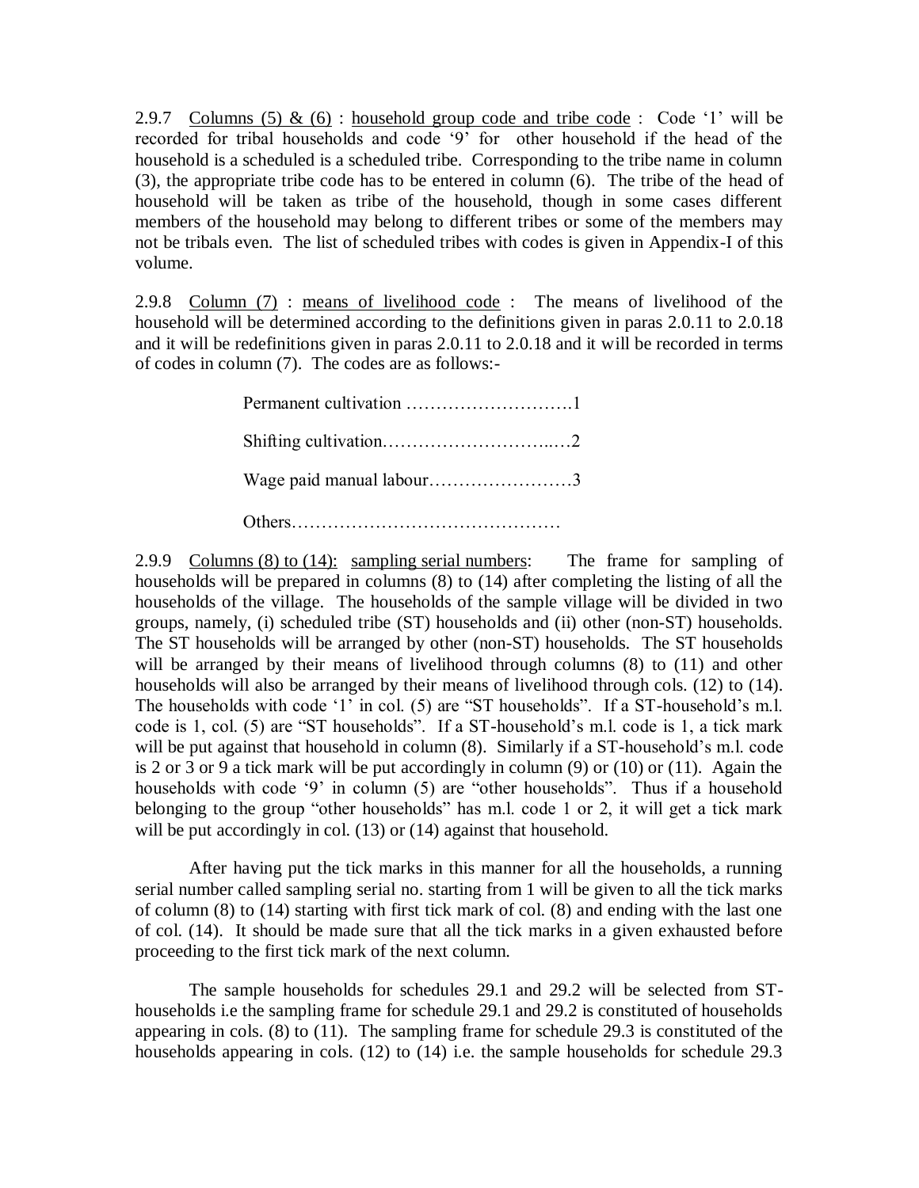2.9.7 Columns (5) & (6) : household group code and tribe code : Code '1' will be recorded for tribal households and code '9' for other household if the head of the household is a scheduled is a scheduled tribe. Corresponding to the tribe name in column (3), the appropriate tribe code has to be entered in column (6). The tribe of the head of household will be taken as tribe of the household, though in some cases different members of the household may belong to different tribes or some of the members may not be tribals even. The list of scheduled tribes with codes is given in Appendix-I of this volume.

2.9.8 Column (7) : means of livelihood code : The means of livelihood of the household will be determined according to the definitions given in paras 2.0.11 to 2.0.18 and it will be redefinitions given in paras 2.0.11 to 2.0.18 and it will be recorded in terms of codes in column (7). The codes are as follows:-

Permanent cultivation ……………………….1

Shifting cultivation…………………………..…2

Wage paid manual labour……………………3

Others………………………………………

2.9.9 Columns (8) to (14): sampling serial numbers: The frame for sampling of households will be prepared in columns (8) to (14) after completing the listing of all the households of the village. The households of the sample village will be divided in two groups, namely, (i) scheduled tribe (ST) households and (ii) other (non-ST) households. The ST households will be arranged by other (non-ST) households. The ST households will be arranged by their means of livelihood through columns (8) to (11) and other households will also be arranged by their means of livelihood through cols. (12) to (14). The households with code '1' in col. (5) are "ST households". If a ST-household's m.l. code is 1, col. (5) are "ST households". If a ST-household's m.l. code is 1, a tick mark will be put against that household in column (8). Similarly if a ST-household's m.l. code is 2 or 3 or 9 a tick mark will be put accordingly in column (9) or (10) or (11). Again the households with code '9' in column (5) are "other households". Thus if a household belonging to the group "other households" has m.l. code 1 or 2, it will get a tick mark will be put accordingly in col. (13) or (14) against that household.

After having put the tick marks in this manner for all the households, a running serial number called sampling serial no. starting from 1 will be given to all the tick marks of column (8) to (14) starting with first tick mark of col. (8) and ending with the last one of col. (14). It should be made sure that all the tick marks in a given exhausted before proceeding to the first tick mark of the next column.

The sample households for schedules 29.1 and 29.2 will be selected from ST-households i.e the sampling frame for schedule 29.1 and 29.2 is constituted of households appearing in cols. (8) to (11). The sampling frame for schedule 29.3 is constituted of the households appearing in cols. (12) to (14) i.e. the sample households for schedule 29.3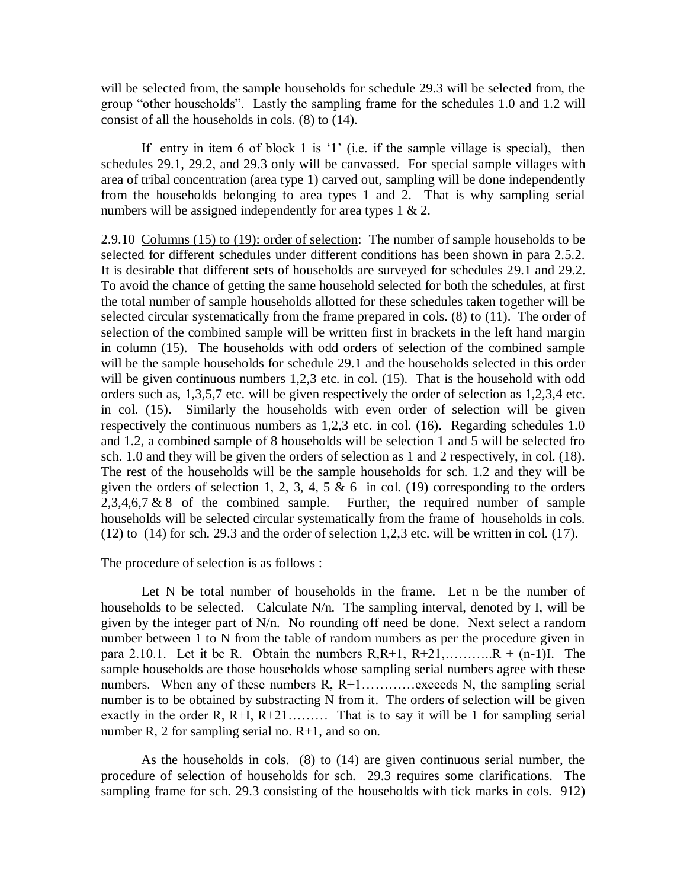will be selected from, the sample households for schedule 29.3 will be selected from, the group "other households". Lastly the sampling frame for the schedules 1.0 and 1.2 will consist of all the households in cols. (8) to (14).

If entry in item 6 of block 1 is '1' (i.e. if the sample village is special), then schedules 29.1, 29.2, and 29.3 only will be canvassed. For special sample villages with area of tribal concentration (area type 1) carved out, sampling will be done independently from the households belonging to area types 1 and 2. That is why sampling serial numbers will be assigned independently for area types 1 & 2.

2.9.10 Columns (15) to (19): order of selection: The number of sample households to be selected for different schedules under different conditions has been shown in para 2.5.2. It is desirable that different sets of households are surveyed for schedules 29.1 and 29.2. To avoid the chance of getting the same household selected for both the schedules, at first the total number of sample households allotted for these schedules taken together will be selected circular systematically from the frame prepared in cols. (8) to (11). The order of selection of the combined sample will be written first in brackets in the left hand margin in column (15). The households with odd orders of selection of the combined sample will be the sample households for schedule 29.1 and the households selected in this order will be given continuous numbers 1,2,3 etc. in col. (15). That is the household with odd orders such as, 1,3,5,7 etc. will be given respectively the order of selection as 1,2,3,4 etc. in col. (15). Similarly the households with even order of selection will be given respectively the continuous numbers as 1,2,3 etc. in col. (16). Regarding schedules 1.0 and 1.2, a combined sample of 8 households will be selection 1 and 5 will be selected fro sch. 1.0 and they will be given the orders of selection as 1 and 2 respectively, in col. (18). The rest of the households will be the sample households for sch. 1.2 and they will be given the orders of selection 1, 2, 3, 4, 5 & 6 in col. (19) corresponding to the orders 2,3,4,6,7 & 8 of the combined sample. Further, the required number of sample households will be selected circular systematically from the frame of households in cols. (12) to (14) for sch. 29.3 and the order of selection 1,2,3 etc. will be written in col. (17).

The procedure of selection is as follows :

Let N be total number of households in the frame. Let n be the number of households to be selected. Calculate N/n. The sampling interval, denoted by I, will be given by the integer part of N/n. No rounding off need be done. Next select a random number between 1 to N from the table of random numbers as per the procedure given in para 2.10.1. Let it be R. Obtain the numbers R,R+1, R+21,………..R + (n-1)I. The sample households are those households whose sampling serial numbers agree with these numbers. When any of these numbers R, R+1…………exceeds N, the sampling serial number is to be obtained by substracting N from it. The orders of selection will be given exactly in the order R, R+I, R+21……… That is to say it will be 1 for sampling serial number R, 2 for sampling serial no. R+1, and so on.

As the households in cols. (8) to (14) are given continuous serial number, the procedure of selection of households for sch. 29.3 requires some clarifications. The sampling frame for sch. 29.3 consisting of the households with tick marks in cols. 912)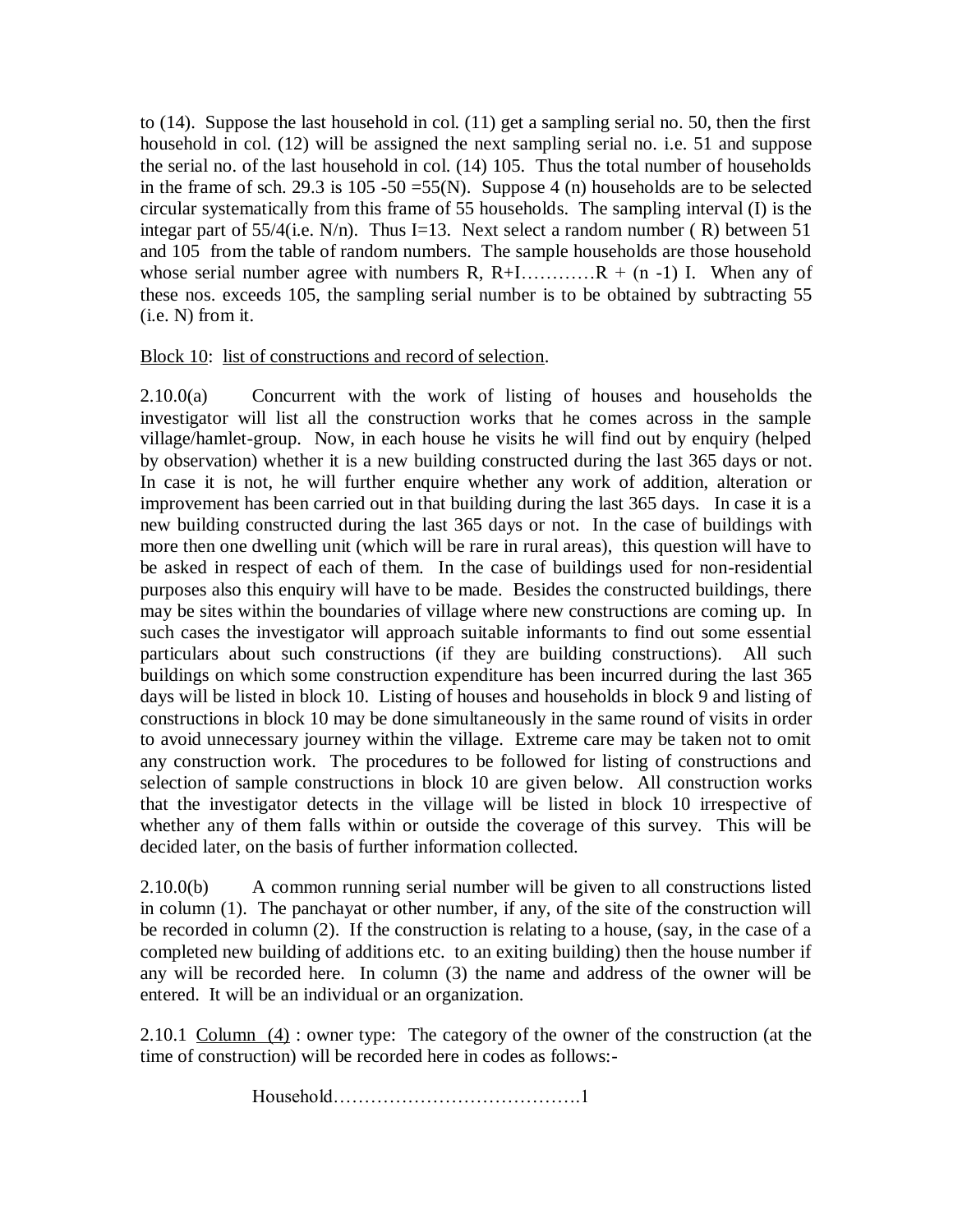to (14). Suppose the last household in col. (11) get a sampling serial no. 50, then the first household in col. (12) will be assigned the next sampling serial no. i.e. 51 and suppose the serial no. of the last household in col. (14) 105. Thus the total number of households in the frame of sch. 29.3 is 105 -50 =55(N). Suppose 4 (n) households are to be selected circular systematically from this frame of 55 households. The sampling interval (I) is the integer part of 55/4(i.e. N/n). Thus I=13. Next select a random number ( R) between 51 and 105 from the table of random numbers. The sample households are those household whose serial number agree with numbers R, R+I…………R + (n -1) I. When any of these nos. exceeds 105, the sampling serial number is to be obtained by subtracting 55 (i.e. N) from it.

<u>Block 10</u>: <u>list of constructions and record of selection</u>.

2.10.0(a) Concurrent with the work of listing of houses and households the investigator will list all the construction works that he comes across in the sample village/hamlet-group. Now, in each house he visits he will find out by enquiry (helped by observation) whether it is a new building constructed during the last 365 days or not. In case it is not, he will further enquire whether any work of addition, alteration or improvement has been carried out in that building during the last 365 days. In case it is a new building constructed during the last 365 days or not. In the case of buildings with more then one dwelling unit (which will be rare in rural areas), this question will have to be asked in respect of each of them. In the case of buildings used for non-residential purposes also this enquiry will have to be made. Besides the constructed buildings, there may be sites within the boundaries of village where new constructions are coming up. In such cases the investigator will approach suitable informants to find out some essential particulars about such constructions (if they are building constructions). All such buildings on which some construction expenditure has been incurred during the last 365 days will be listed in block 10. Listing of houses and households in block 9 and listing of constructions in block 10 may be done simultaneously in the same round of visits in order to avoid unnecessary journey within the village. Extreme care may be taken not to omit any construction work. The procedures to be followed for listing of constructions and selection of sample constructions in block 10 are given below. All construction works that the investigator detects in the village will be listed in block 10 irrespective of whether any of them falls within or outside the coverage of this survey. This will be decided later, on the basis of further information collected.

2.10.0(b) A common running serial number will be given to all constructions listed in column (1). The panchayat or other number, if any, of the site of the construction will be recorded in column (2). If the construction is relating to a house, (say, in the case of a completed new building of additions etc. to an exiting building) then the house number if any will be recorded here. In column (3) the name and address of the owner will be entered. It will be an individual or an organization.

2.10.1 <u>Column (4)</u> : owner type: The category of the owner of the construction (at the time of construction) will be recorded here in codes as follows:-

Household………………………………….1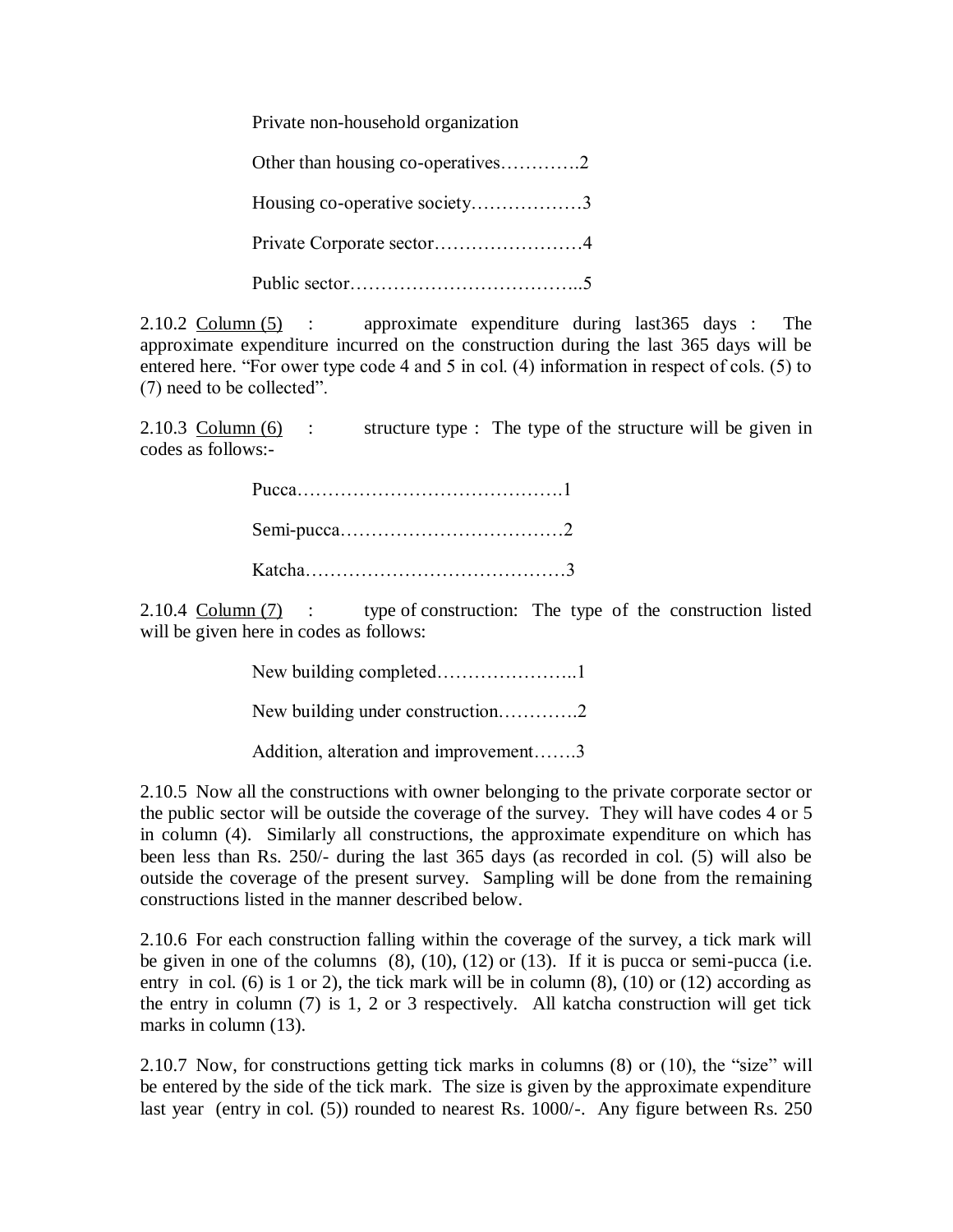Private non-household organization

Other than housing co-operatives………….2

Housing co-operative society………………3

Private Corporate sector……………………4

Public sector………………………………..5

2.10.2 Column (5) : approximate expenditure during last365 days : The approximate expenditure incurred on the construction during the last 365 days will be entered here. "For ower type code 4 and 5 in col. (4) information in respect of cols. (5) to (7) need to be collected".

2.10.3 Column (6) : structure type : The type of the structure will be given in codes as follows:-

Pucca…………………………………….1

Semi-pucca………………………………2

Katcha……………………………………3

2.10.4 Column (7) : type of construction: The type of the construction listed will be given here in codes as follows:

New building completed…………………..1

New building under construction………….2

Addition, alteration and improvement…….3

2.10.5 Now all the constructions with owner belonging to the private corporate sector or the public sector will be outside the coverage of the survey. They will have codes 4 or 5 in column (4). Similarly all constructions, the approximate expenditure on which has been less than Rs. 250/- during the last 365 days (as recorded in col. (5) will also be outside the coverage of the present survey. Sampling will be done from the remaining constructions listed in the manner described below.

2.10.6 For each construction falling within the coverage of the survey, a tick mark will be given in one of the columns (8), (10), (12) or (13). If it is pucca or semi-pucca (i.e. entry in col. (6) is 1 or 2), the tick mark will be in column (8), (10) or (12) according as the entry in column (7) is 1, 2 or 3 respectively. All katcha construction will get tick marks in column (13).

2.10.7 Now, for constructions getting tick marks in columns (8) or (10), the "size" will be entered by the side of the tick mark. The size is given by the approximate expenditure last year (entry in col. (5)) rounded to nearest Rs. 1000/-. Any figure between Rs. 250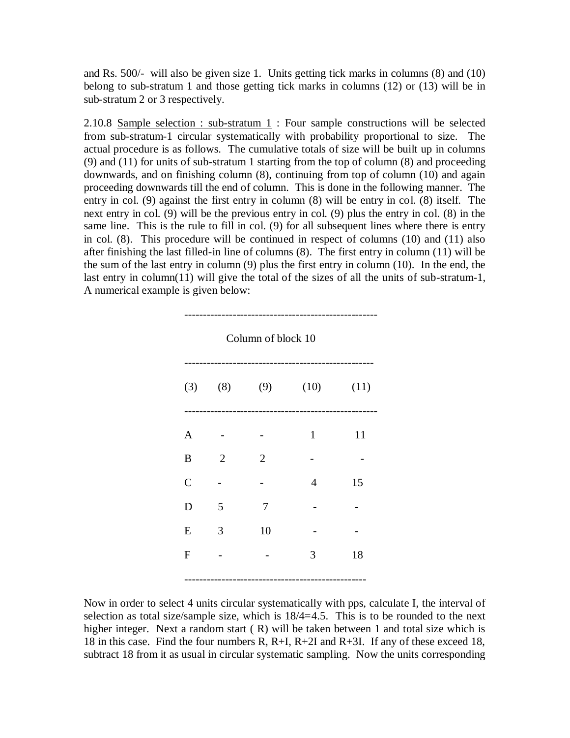and Rs. 500/- will also be given size 1. Units getting tick marks in columns (8) and (10) belong to sub-stratum 1 and those getting tick marks in columns (12) or (13) will be in sub-stratum 2 or 3 respectively.

2.10.8 Sample selection : sub-stratum 1 : Four sample constructions will be selected from sub-stratum-1 circular systematically with probability proportional to size. The actual procedure is as follows. The cumulative totals of size will be built up in columns (9) and (11) for units of sub-stratum 1 starting from the top of column (8) and proceeding downwards, and on finishing column (8), continuing from top of column (10) and again proceeding downwards till the end of column. This is done in the following manner. The entry in col. (9) against the first entry in column (8) will be entry in col. (8) itself. The next entry in col. (9) will be the previous entry in col. (9) plus the entry in col. (8) in the same line. This is the rule to fill in col. (9) for all subsequent lines where there is entry in col. (8). This procedure will be continued in respect of columns (10) and (11) also after finishing the last filled-in line of columns (8). The first entry in column (11) will be the sum of the last entry in column (9) plus the first entry in column (10). In the end, the last entry in column(11) will give the total of the sizes of all the units of sub-stratum-1, A numerical example is given below:

Column of block 10

| (3) | (8) | (9) | (10) | (11) |
|---|---|---|---|---|
| A | - | - | 1 | 11 |
| B | 2 | 2 | - | - |
| C | - | - | 4 | 15 |
| D | 5 | 7 | - | - |
| E | 3 | 10 | - | - |
| F | - | - | 3 | 18 |

Now in order to select 4 units circular systematically with pps, calculate I, the interval of selection as total size/sample size, which is 18/4=4.5. This is to be rounded to the next higher integer. Next a random start ( R) will be taken between 1 and total size which is 18 in this case. Find the four numbers R, R+I, R+2I and R+3I. If any of these exceed 18, subtract 18 from it as usual in circular systematic sampling. Now the units corresponding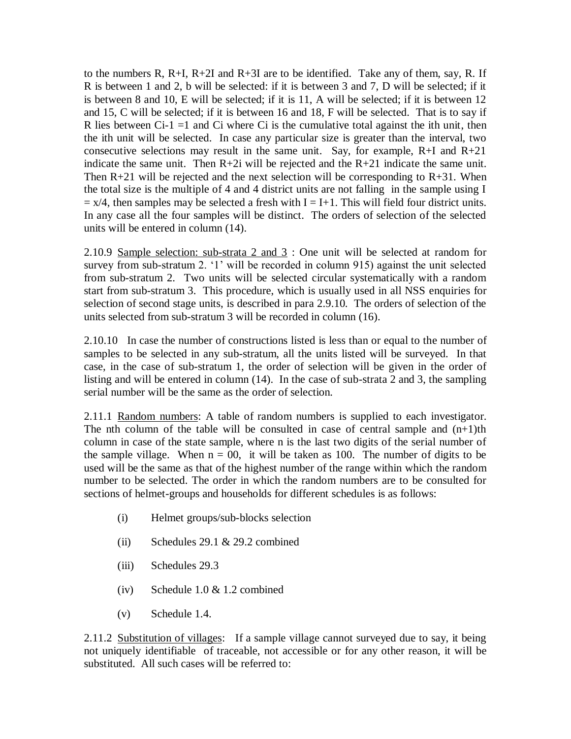to the numbers R, R+I, R+2I and R+3I are to be identified. Take any of them, say, R. If R is between 1 and 2, b will be selected: if it is between 3 and 7, D will be selected; if it is between 8 and 10, E will be selected; if it is 11, A will be selected; if it is between 12 and 15, C will be selected; if it is between 16 and 18, F will be selected. That is to say if R lies between Ci-1 =1 and Ci where Ci is the cumulative total against the ith unit, then the ith unit will be selected. In case any particular size is greater than the interval, two consecutive selections may result in the same unit. Say, for example, R+I and R+21 indicate the same unit. Then R+2i will be rejected and the R+21 indicate the same unit. Then R+21 will be rejected and the next selection will be corresponding to R+31. When the total size is the multiple of 4 and 4 district units are not falling in the sample using I = x/4, then samples may be selected a fresh with I = I+1. This will field four district units. In any case all the four samples will be distinct. The orders of selection of the selected units will be entered in column (14).

2.10.9 <u>Sample selection: sub-strata 2 and 3</u> : One unit will be selected at random for survey from sub-stratum 2. '1' will be recorded in column 915) against the unit selected from sub-stratum 2. Two units will be selected circular systematically with a random start from sub-stratum 3. This procedure, which is usually used in all NSS enquiries for selection of second stage units, is described in para 2.9.10. The orders of selection of the units selected from sub-stratum 3 will be recorded in column (16).

2.10.10 In case the number of constructions listed is less than or equal to the number of samples to be selected in any sub-stratum, all the units listed will be surveyed. In that case, in the case of sub-stratum 1, the order of selection will be given in the order of listing and will be entered in column (14). In the case of sub-strata 2 and 3, the sampling serial number will be the same as the order of selection.

2.11.1 <u>Random numbers</u>: A table of random numbers is supplied to each investigator. The nth column of the table will be consulted in case of central sample and (n+1)th column in case of the state sample, where n is the last two digits of the serial number of the sample village. When n = 00, it will be taken as 100. The number of digits to be used will be the same as that of the highest number of the range within which the random number to be selected. The order in which the random numbers are to be consulted for sections of helmet-groups and households for different schedules is as follows:

(i) Helmet groups/sub-blocks selection

(ii) Schedules 29.1 & 29.2 combined

(iii) Schedules 29.3

(iv) Schedule 1.0 & 1.2 combined

(v) Schedule 1.4.

2.11.2 <u>Substitution of villages</u>: If a sample village cannot surveyed due to say, it being not uniquely identifiable of traceable, not accessible or for any other reason, it will be substituted. All such cases will be referred to: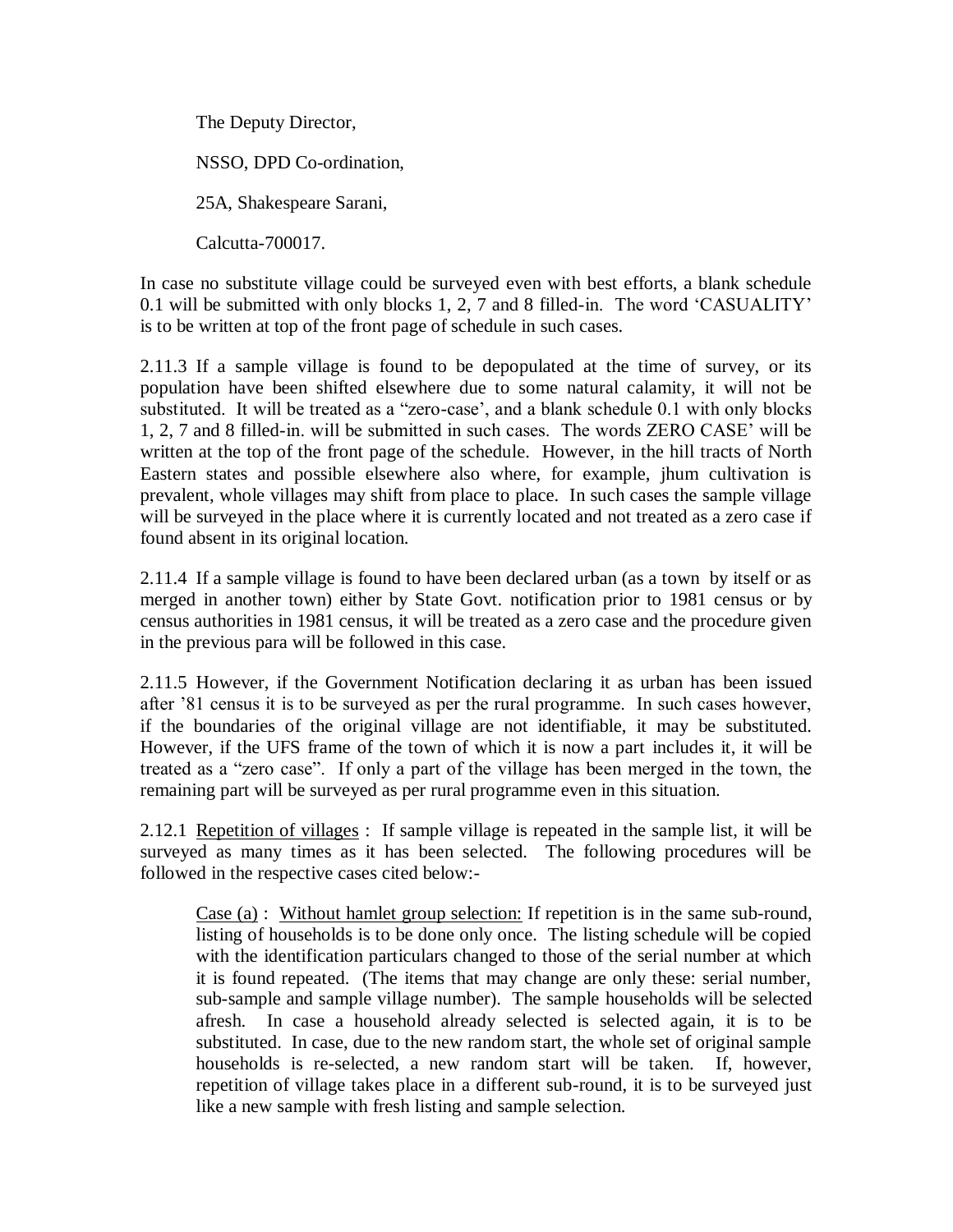The Deputy Director,

NSSO, DPD Co-ordination,

25A, Shakespeare Sarani,

Calcutta-700017.

In case no substitute village could be surveyed even with best efforts, a blank schedule 0.1 will be submitted with only blocks 1, 2, 7 and 8 filled-in. The word 'CASUALITY' is to be written at top of the front page of schedule in such cases.

2.11.3 If a sample village is found to be depopulated at the time of survey, or its population have been shifted elsewhere due to some natural calamity, it will not be substituted. It will be treated as a "zero-case', and a blank schedule 0.1 with only blocks 1, 2, 7 and 8 filled-in. will be submitted in such cases. The words ZERO CASE' will be written at the top of the front page of the schedule. However, in the hill tracts of North Eastern states and possible elsewhere also where, for example, jhum cultivation is prevalent, whole villages may shift from place to place. In such cases the sample village will be surveyed in the place where it is currently located and not treated as a zero case if found absent in its original location.

2.11.4 If a sample village is found to have been declared urban (as a town by itself or as merged in another town) either by State Govt. notification prior to 1981 census or by census authorities in 1981 census, it will be treated as a zero case and the procedure given in the previous para will be followed in this case.

2.11.5 However, if the Government Notification declaring it as urban has been issued after '81 census it is to be surveyed as per the rural programme. In such cases however, if the boundaries of the original village are not identifiable, it may be substituted. However, if the UFS frame of the town of which it is now a part includes it, it will be treated as a "zero case". If only a part of the village has been merged in the town, the remaining part will be surveyed as per rural programme even in this situation.

2.12.1 Repetition of villages : If sample village is repeated in the sample list, it will be surveyed as many times as it has been selected. The following procedures will be followed in the respective cases cited below:-

> Case (a) : Without hamlet group selection: If repetition is in the same sub-round, listing of households is to be done only once. The listing schedule will be copied with the identification particulars changed to those of the serial number at which it is found repeated. (The items that may change are only these: serial number, sub-sample and sample village number). The sample households will be selected afresh. In case a household already selected is selected again, it is to be substituted. In case, due to the new random start, the whole set of original sample households is re-selected, a new random start will be taken. If, however, repetition of village takes place in a different sub-round, it is to be surveyed just like a new sample with fresh listing and sample selection.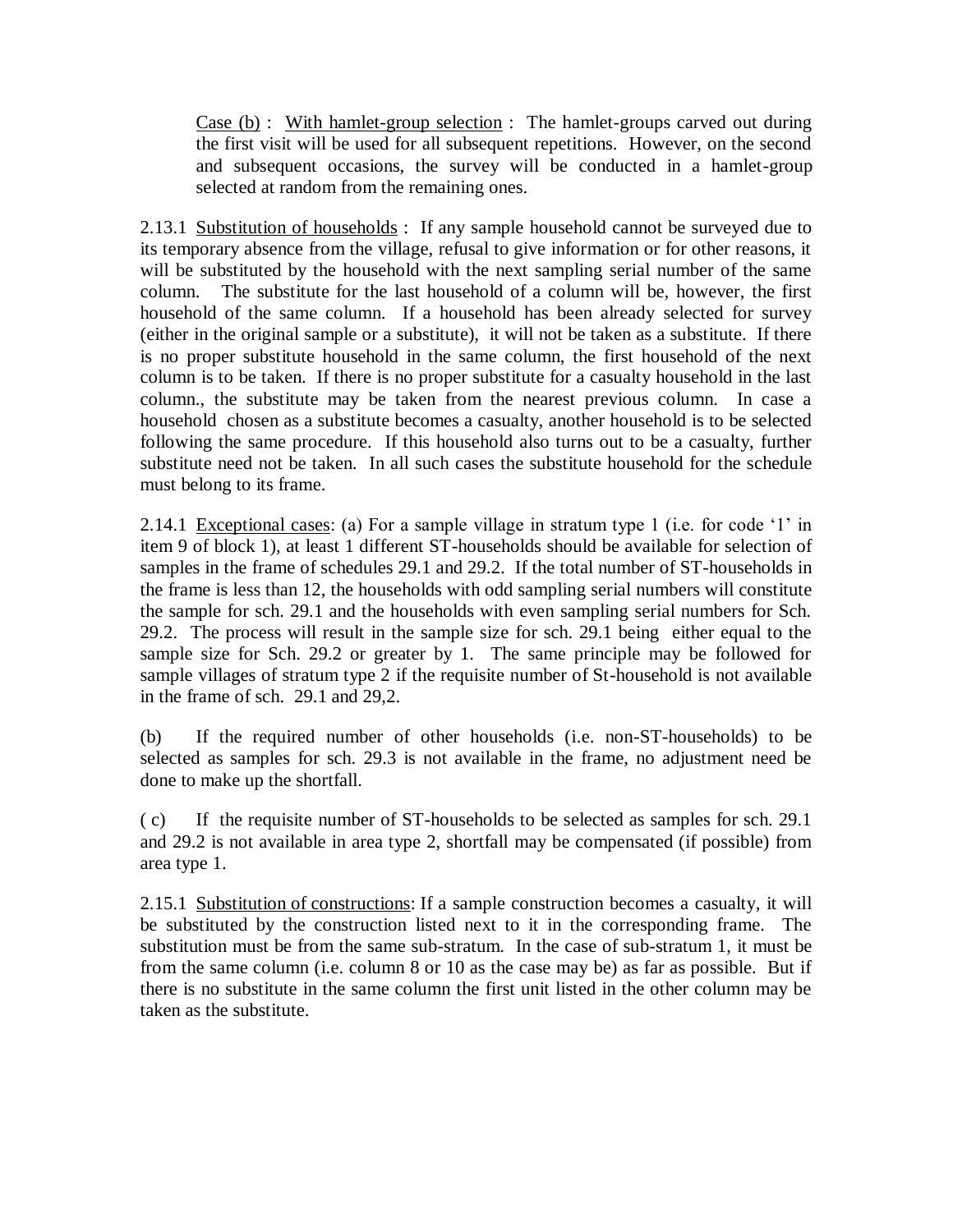Case (b) : With hamlet-group selection : The hamlet-groups carved out during the first visit will be used for all subsequent repetitions. However, on the second and subsequent occasions, the survey will be conducted in a hamlet-group selected at random from the remaining ones.

2.13.1 Substitution of households : If any sample household cannot be surveyed due to its temporary absence from the village, refusal to give information or for other reasons, it will be substituted by the household with the next sampling serial number of the same column. The substitute for the last household of a column will be, however, the first household of the same column. If a household has been already selected for survey (either in the original sample or a substitute), it will not be taken as a substitute. If there is no proper substitute household in the same column, the first household of the next column is to be taken. If there is no proper substitute for a casualty household in the last column., the substitute may be taken from the nearest previous column. In case a household chosen as a substitute becomes a casualty, another household is to be selected following the same procedure. If this household also turns out to be a casualty, further substitute need not be taken. In all such cases the substitute household for the schedule must belong to its frame.

2.14.1 Exceptional cases: (a) For a sample village in stratum type 1 (i.e. for code '1' in item 9 of block 1), at least 1 different ST-households should be available for selection of samples in the frame of schedules 29.1 and 29.2. If the total number of ST-households in the frame is less than 12, the households with odd sampling serial numbers will constitute the sample for sch. 29.1 and the households with even sampling serial numbers for Sch. 29.2. The process will result in the sample size for sch. 29.1 being either equal to the sample size for Sch. 29.2 or greater by 1. The same principle may be followed for sample villages of stratum type 2 if the requisite number of St-household is not available in the frame of sch. 29.1 and 29,2.

(b) If the required number of other households (i.e. non-ST-households) to be selected as samples for sch. 29.3 is not available in the frame, no adjustment need be done to make up the shortfall.

( c) If the requisite number of ST-households to be selected as samples for sch. 29.1 and 29.2 is not available in area type 2, shortfall may be compensated (if possible) from area type 1.

2.15.1 Substitution of constructions: If a sample construction becomes a casualty, it will be substituted by the construction listed next to it in the corresponding frame. The substitution must be from the same sub-stratum. In the case of sub-stratum 1, it must be from the same column (i.e. column 8 or 10 as the case may be) as far as possible. But if there is no substitute in the same column the first unit listed in the other column may be taken as the substitute.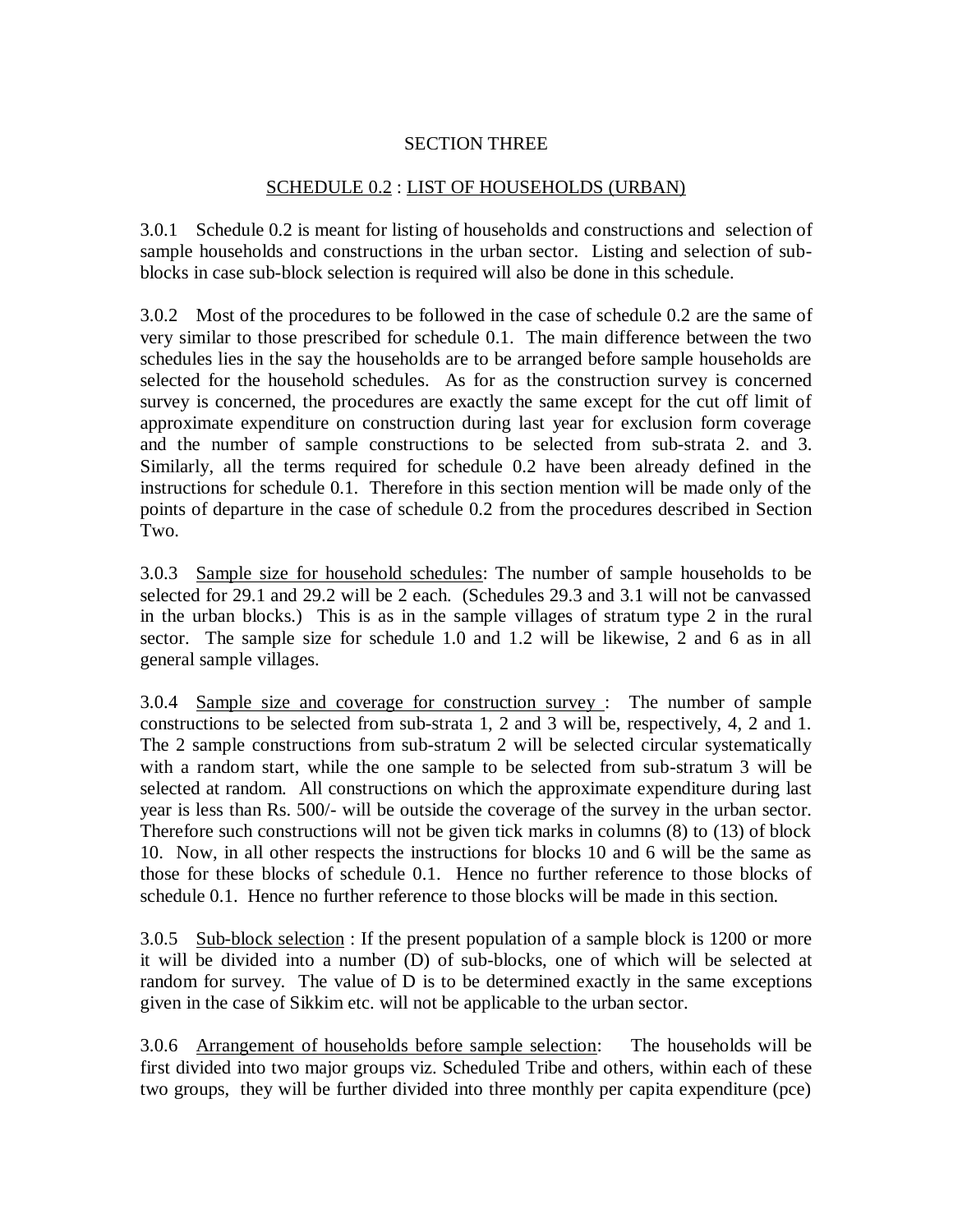SECTION THREE

SCHEDULE 0.2 : LIST OF HOUSEHOLDS (URBAN)

3.0.1 Schedule 0.2 is meant for listing of households and constructions and selection of sample households and constructions in the urban sector. Listing and selection of sub-blocks in case sub-block selection is required will also be done in this schedule.

3.0.2 Most of the procedures to be followed in the case of schedule 0.2 are the same of very similar to those prescribed for schedule 0.1. The main difference between the two schedules lies in the say the households are to be arranged before sample households are selected for the household schedules. As for as the construction survey is concerned survey is concerned, the procedures are exactly the same except for the cut off limit of approximate expenditure on construction during last year for exclusion form coverage and the number of sample constructions to be selected from sub-strata 2. and 3. Similarly, all the terms required for schedule 0.2 have been already defined in the instructions for schedule 0.1. Therefore in this section mention will be made only of the points of departure in the case of schedule 0.2 from the procedures described in Section Two.

3.0.3 Sample size for household schedules: The number of sample households to be selected for 29.1 and 29.2 will be 2 each. (Schedules 29.3 and 3.1 will not be canvassed in the urban blocks.) This is as in the sample villages of stratum type 2 in the rural sector. The sample size for schedule 1.0 and 1.2 will be likewise, 2 and 6 as in all general sample villages.

3.0.4 Sample size and coverage for construction survey : The number of sample constructions to be selected from sub-strata 1, 2 and 3 will be, respectively, 4, 2 and 1. The 2 sample constructions from sub-stratum 2 will be selected circular systematically with a random start, while the one sample to be selected from sub-stratum 3 will be selected at random. All constructions on which the approximate expenditure during last year is less than Rs. 500/- will be outside the coverage of the survey in the urban sector. Therefore such constructions will not be given tick marks in columns (8) to (13) of block 10. Now, in all other respects the instructions for blocks 10 and 6 will be the same as those for these blocks of schedule 0.1. Hence no further reference to those blocks of schedule 0.1. Hence no further reference to those blocks will be made in this section.

3.0.5 Sub-block selection : If the present population of a sample block is 1200 or more it will be divided into a number (D) of sub-blocks, one of which will be selected at random for survey. The value of D is to be determined exactly in the same exceptions given in the case of Sikkim etc. will not be applicable to the urban sector.

3.0.6 Arrangement of households before sample selection: The households will be first divided into two major groups viz. Scheduled Tribe and others, within each of these two groups, they will be further divided into three monthly per capita expenditure (pce)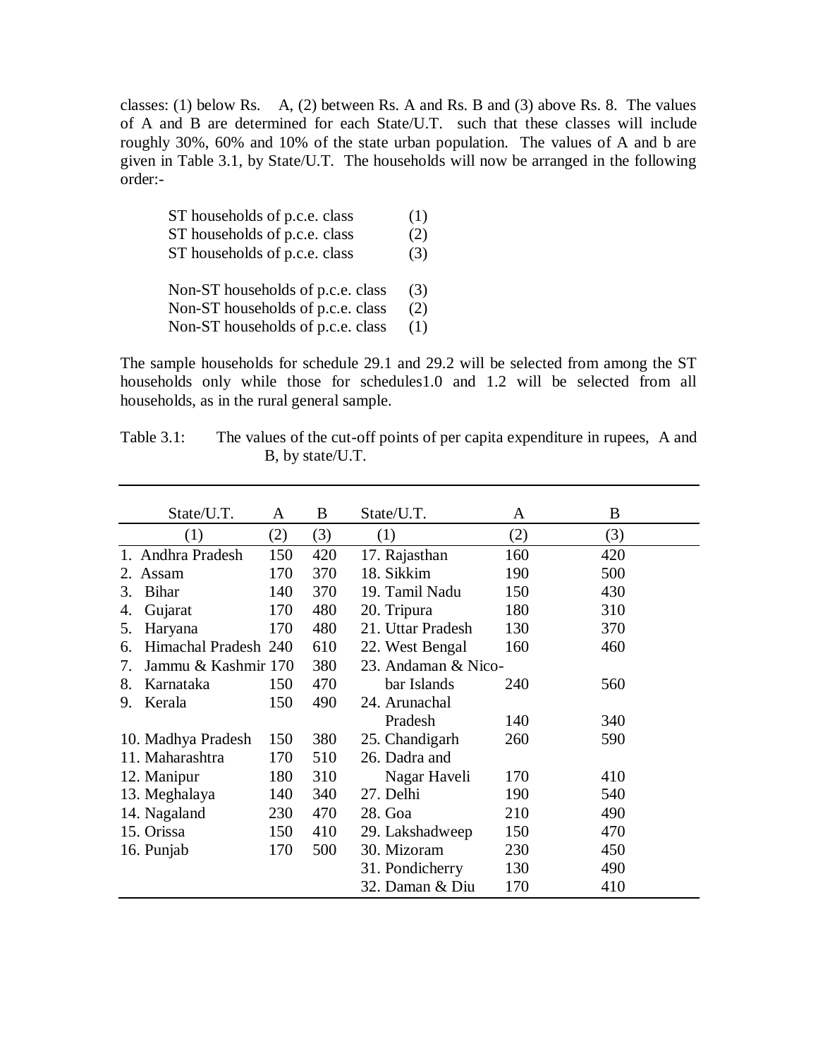classes: (1) below Rs.  A, (2) between Rs. A and Rs. B and (3) above Rs. 8. The values of A and B are determined for each State/U.T. such that these classes will include roughly 30%, 60% and 10% of the state urban population. The values of A and b are given in Table 3.1, by State/U.T. The households will now be arranged in the following order:-

ST households of p.c.e. class (1)
ST households of p.c.e. class (2)
ST households of p.c.e. class (3)

Non-ST households of p.c.e. class (3)
Non-ST households of p.c.e. class (2)
Non-ST households of p.c.e. class (1)

The sample households for schedule 29.1 and 29.2 will be selected from among the ST households only while those for schedules1.0 and 1.2 will be selected from all households, as in the rural general sample.

Table 3.1: The values of the cut-off points of per capita expenditure in rupees, A and B, by state/U.T.

| State/U.T. | A | B | State/U.T. | A | B |
|---|---|---|---|---|---|
| (1) | (2) | (3) | (1) | (2) | (3) |
| 1. Andhra Pradesh | 150 | 420 | 17. Rajasthan | 160 | 420 |
| 2. Assam | 170 | 370 | 18. Sikkim | 190 | 500 |
| 3. Bihar | 140 | 370 | 19. Tamil Nadu | 150 | 430 |
| 4. Gujarat | 170 | 480 | 20. Tripura | 180 | 310 |
| 5. Haryana | 170 | 480 | 21. Uttar Pradesh | 130 | 370 |
| 6. Himachal Pradesh | 240 | 610 | 22. West Bengal | 160 | 460 |
| 7. Jammu & Kashmir | 170 | 380 | 23. Andaman & Nicobar Islands | 240 | 560 |
| 8. Karnataka | 150 | 470 | 24. Arunachal Pradesh | 140 | 340 |
| 9. Kerala | 150 | 490 | 25. Chandigarh | 260 | 590 |
| 10. Madhya Pradesh | 150 | 380 | 26. Dadra and Nagar Haveli | 170 | 410 |
| 11. Maharashtra | 170 | 510 | 27. Delhi | 190 | 540 |
| 12. Manipur | 180 | 310 | 28. Goa | 210 | 490 |
| 13. Meghalaya | 140 | 340 | 29. Lakshadweep | 150 | 470 |
| 14. Nagaland | 230 | 470 | 30. Mizoram | 230 | 450 |
| 15. Orissa | 150 | 410 | 31. Pondicherry | 130 | 490 |
| 16. Punjab | 170 | 500 | 32. Daman & Diu | 170 | 410 |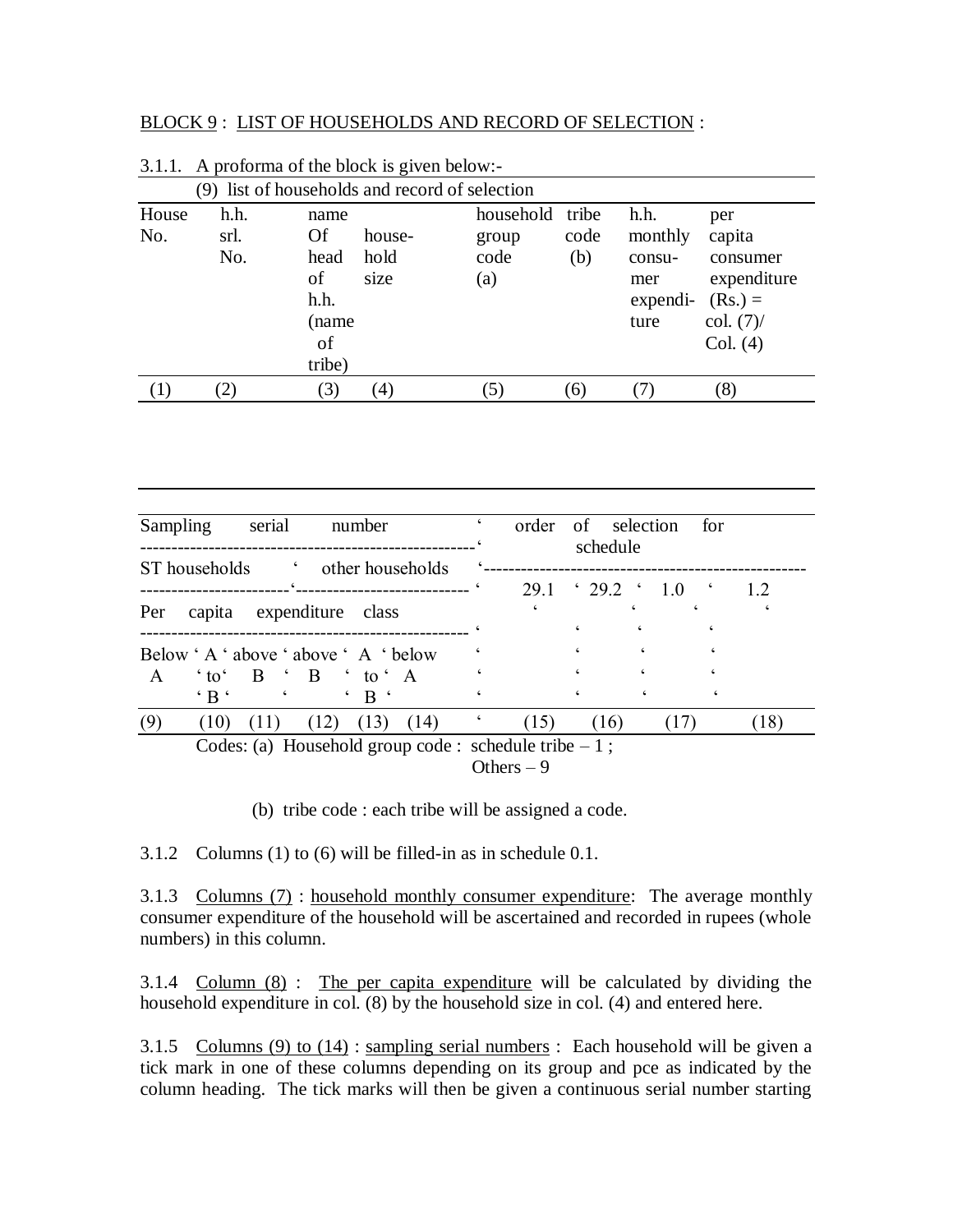BLOCK 9 : LIST OF HOUSEHOLDS AND RECORD OF SELECTION :

3.1.1. A proforma of the block is given below:-

(9) list of households and record of selection

| House No. | h.h. srl. No. | name Of head of h.h. (name of tribe) | house-hold size | household group code (a) | tribe code (b) | h.h. monthly consu-mer expendi-ture | per capita consumer expenditure (Rs.) = col. (7)/ Col. (4) |
|---|---|---|---|---|---|---|---|
| (1) | (2) | (3) | (4) | (5) | (6) | (7) | (8) |

| Sampling serial number | | | | | | order of selection for schedule | | | |
|---|---|---|---|---|---|---|---|---|---|
| ST households | | | other households | | | | | | |
| Per capita expenditure class | | | | | | 29.1 | 29.2 | 1.0 | 1.2 |
| Below 'A' | 'A' to 'B' | above 'B' | above 'B' | 'A' to 'B' | below 'A' | | | | |
| (9) | (10) | (11) | (12) | (13) | (14) | (15) | (16) | (17) | (18) |

Codes: (a) Household group code : schedule tribe – 1 ; Others – 9

(b) tribe code : each tribe will be assigned a code.

3.1.2 Columns (1) to (6) will be filled-in as in schedule 0.1.

3.1.3 Columns (7) : household monthly consumer expenditure: The average monthly consumer expenditure of the household will be ascertained and recorded in rupees (whole numbers) in this column.

3.1.4 Column (8) : The per capita expenditure will be calculated by dividing the household expenditure in col. (8) by the household size in col. (4) and entered here.

3.1.5 Columns (9) to (14) : sampling serial numbers : Each household will be given a tick mark in one of these columns depending on its group and pce as indicated by the column heading. The tick marks will then be given a continuous serial number starting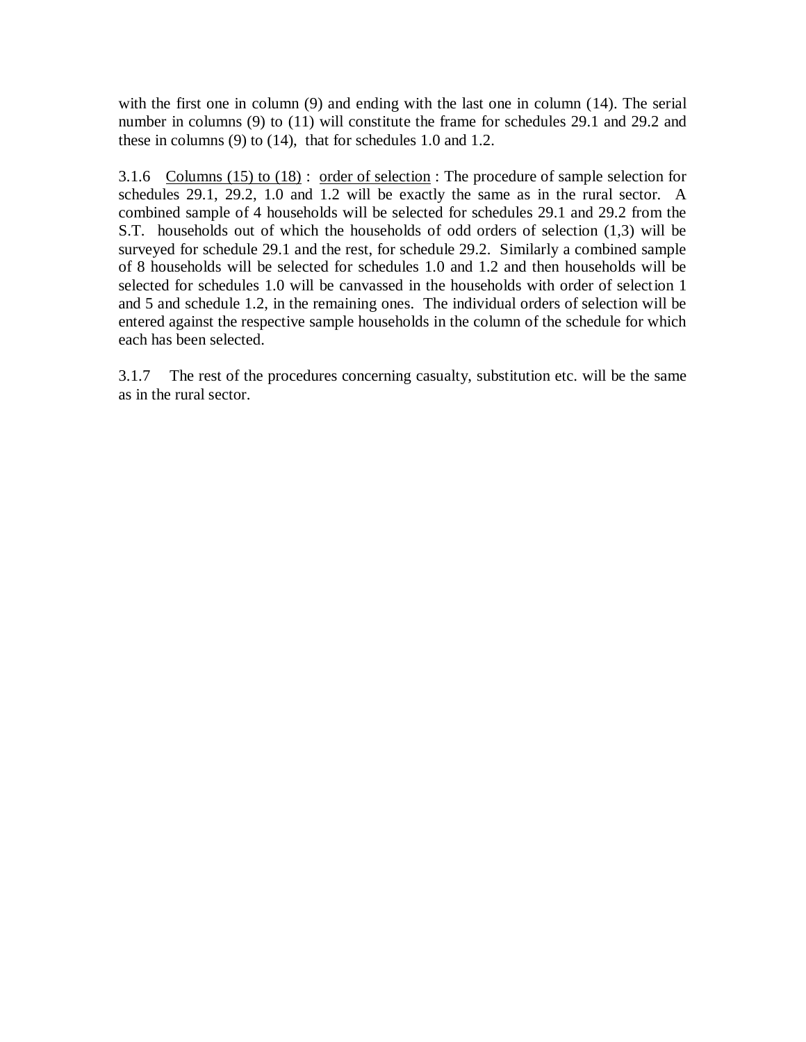with the first one in column (9) and ending with the last one in column (14). The serial number in columns (9) to (11) will constitute the frame for schedules 29.1 and 29.2 and these in columns (9) to (14), that for schedules 1.0 and 1.2.

3.1.6 Columns (15) to (18) : order of selection : The procedure of sample selection for schedules 29.1, 29.2, 1.0 and 1.2 will be exactly the same as in the rural sector. A combined sample of 4 households will be selected for schedules 29.1 and 29.2 from the S.T. households out of which the households of odd orders of selection (1,3) will be surveyed for schedule 29.1 and the rest, for schedule 29.2. Similarly a combined sample of 8 households will be selected for schedules 1.0 and 1.2 and then households will be selected for schedules 1.0 will be canvassed in the households with order of selection 1 and 5 and schedule 1.2, in the remaining ones. The individual orders of selection will be entered against the respective sample households in the column of the schedule for which each has been selected.

3.1.7 The rest of the procedures concerning casualty, substitution etc. will be the same as in the rural sector.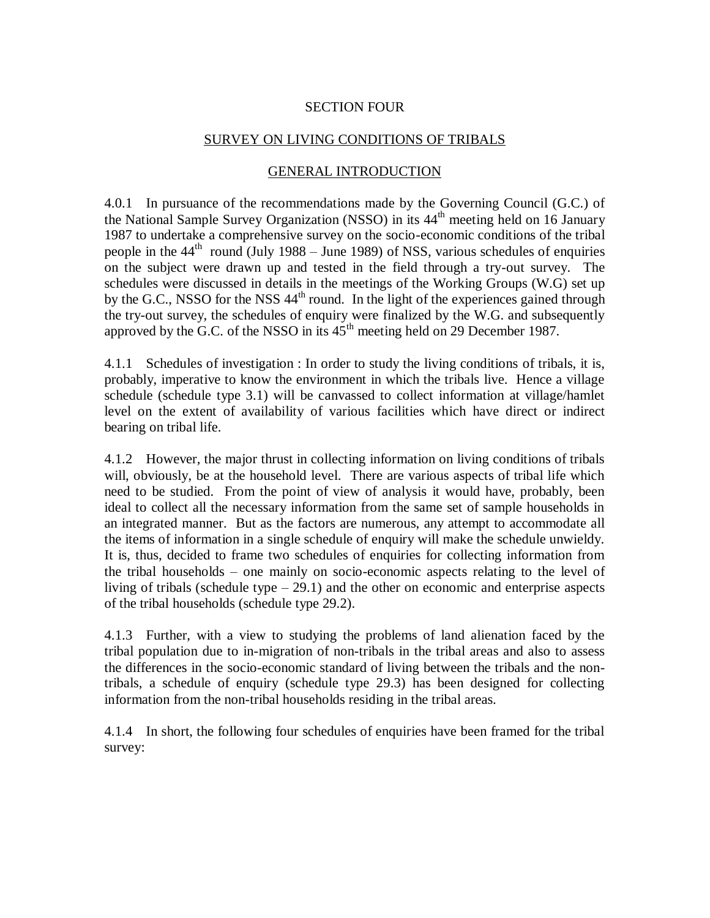# SECTION FOUR

## SURVEY ON LIVING CONDITIONS OF TRIBALS

### GENERAL INTRODUCTION

4.0.1 In pursuance of the recommendations made by the Governing Council (G.C.) of the National Sample Survey Organization (NSSO) in its 44th meeting held on 16 January 1987 to undertake a comprehensive survey on the socio-economic conditions of the tribal people in the 44th round (July 1988 – June 1989) of NSS, various schedules of enquiries on the subject were drawn up and tested in the field through a try-out survey. The schedules were discussed in details in the meetings of the Working Groups (W.G) set up by the G.C., NSSO for the NSS 44th round. In the light of the experiences gained through the try-out survey, the schedules of enquiry were finalized by the W.G. and subsequently approved by the G.C. of the NSSO in its 45th meeting held on 29 December 1987.

4.1.1 Schedules of investigation : In order to study the living conditions of tribals, it is, probably, imperative to know the environment in which the tribals live. Hence a village schedule (schedule type 3.1) will be canvassed to collect information at village/hamlet level on the extent of availability of various facilities which have direct or indirect bearing on tribal life.

4.1.2 However, the major thrust in collecting information on living conditions of tribals will, obviously, be at the household level. There are various aspects of tribal life which need to be studied. From the point of view of analysis it would have, probably, been ideal to collect all the necessary information from the same set of sample households in an integrated manner. But as the factors are numerous, any attempt to accommodate all the items of information in a single schedule of enquiry will make the schedule unwieldy. It is, thus, decided to frame two schedules of enquiries for collecting information from the tribal households – one mainly on socio-economic aspects relating to the level of living of tribals (schedule type – 29.1) and the other on economic and enterprise aspects of the tribal households (schedule type 29.2).

4.1.3 Further, with a view to studying the problems of land alienation faced by the tribal population due to in-migration of non-tribals in the tribal areas and also to assess the differences in the socio-economic standard of living between the tribals and the non-tribals, a schedule of enquiry (schedule type 29.3) has been designed for collecting information from the non-tribal households residing in the tribal areas.

4.1.4 In short, the following four schedules of enquiries have been framed for the tribal survey: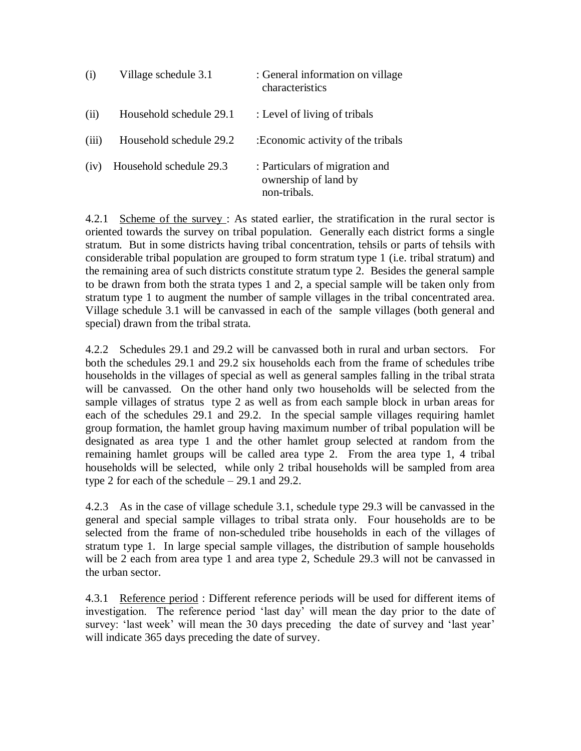| | | |
|---|---|---|
| (i) | Village schedule 3.1 | : General information on village characteristics |
| (ii) | Household schedule 29.1 | : Level of living of tribals |
| (iii) | Household schedule 29.2 | :Economic activity of the tribals |
| (iv) | Household schedule 29.3 | : Particulars of migration and ownership of land by non-tribals. |

4.2.1 Scheme of the survey : As stated earlier, the stratification in the rural sector is oriented towards the survey on tribal population. Generally each district forms a single stratum. But in some districts having tribal concentration, tehsils or parts of tehsils with considerable tribal population are grouped to form stratum type 1 (i.e. tribal stratum) and the remaining area of such districts constitute stratum type 2. Besides the general sample to be drawn from both the strata types 1 and 2, a special sample will be taken only from stratum type 1 to augment the number of sample villages in the tribal concentrated area. Village schedule 3.1 will be canvassed in each of the sample villages (both general and special) drawn from the tribal strata.

4.2.2 Schedules 29.1 and 29.2 will be canvassed both in rural and urban sectors. For both the schedules 29.1 and 29.2 six households each from the frame of schedules tribe households in the villages of special as well as general samples falling in the tribal strata will be canvassed. On the other hand only two households will be selected from the sample villages of stratus type 2 as well as from each sample block in urban areas for each of the schedules 29.1 and 29.2. In the special sample villages requiring hamlet group formation, the hamlet group having maximum number of tribal population will be designated as area type 1 and the other hamlet group selected at random from the remaining hamlet groups will be called area type 2. From the area type 1, 4 tribal households will be selected, while only 2 tribal households will be sampled from area type 2 for each of the schedule – 29.1 and 29.2.

4.2.3 As in the case of village schedule 3.1, schedule type 29.3 will be canvassed in the general and special sample villages to tribal strata only. Four households are to be selected from the frame of non-scheduled tribe households in each of the villages of stratum type 1. In large special sample villages, the distribution of sample households will be 2 each from area type 1 and area type 2, Schedule 29.3 will not be canvassed in the urban sector.

4.3.1 Reference period : Different reference periods will be used for different items of investigation. The reference period 'last day' will mean the day prior to the date of survey: 'last week' will mean the 30 days preceding the date of survey and 'last year' will indicate 365 days preceding the date of survey.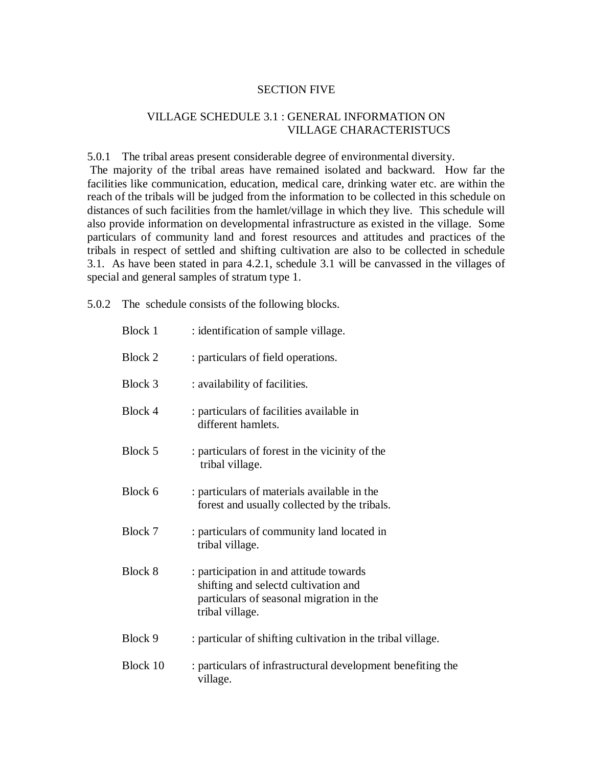## SECTION FIVE

### VILLAGE SCHEDULE 3.1 : GENERAL INFORMATION ON VILLAGE CHARACTERISTUCS

5.0.1 The tribal areas present considerable degree of environmental diversity. The majority of the tribal areas have remained isolated and backward. How far the facilities like communication, education, medical care, drinking water etc. are within the reach of the tribals will be judged from the information to be collected in this schedule on distances of such facilities from the hamlet/village in which they live. This schedule will also provide information on developmental infrastructure as existed in the village. Some particulars of community land and forest resources and attitudes and practices of the tribals in respect of settled and shifting cultivation are also to be collected in schedule 3.1. As have been stated in para 4.2.1, schedule 3.1 will be canvassed in the villages of special and general samples of stratum type 1.

5.0.2 The schedule consists of the following blocks.

| | |
|---|---|
| Block 1 | : identification of sample village. |
| Block 2 | : particulars of field operations. |
| Block 3 | : availability of facilities. |
| Block 4 | : particulars of facilities available in different hamlets. |
| Block 5 | : particulars of forest in the vicinity of the tribal village. |
| Block 6 | : particulars of materials available in the forest and usually collected by the tribals. |
| Block 7 | : particulars of community land located in tribal village. |
| Block 8 | : participation in and attitude towards shifting and selectd cultivation and particulars of seasonal migration in the tribal village. |
| Block 9 | : particular of shifting cultivation in the tribal village. |
| Block 10 | : particulars of infrastructural development benefiting the village. |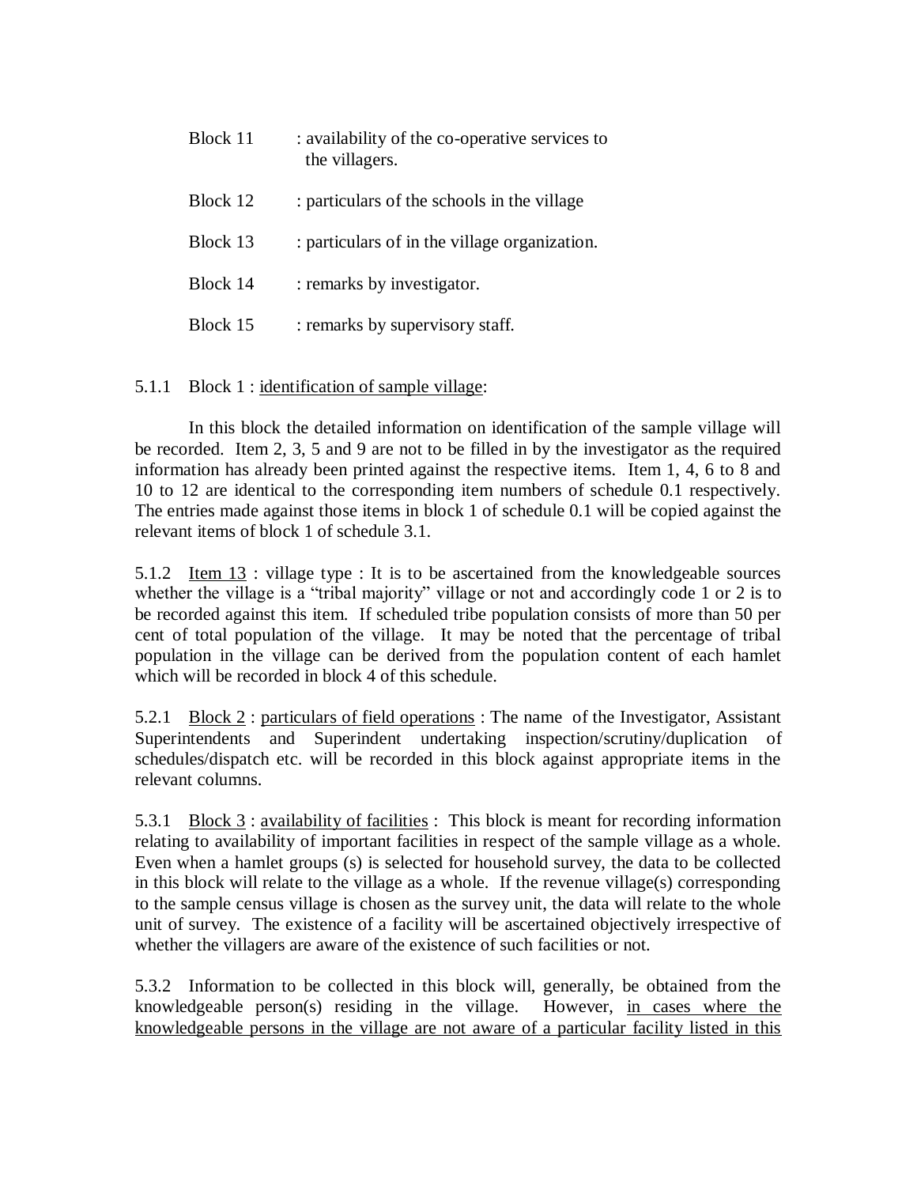| | |
|---|---|
| Block 11 | : availability of the co-operative services to the villagers. |
| Block 12 | : particulars of the schools in the village |
| Block 13 | : particulars of in the village organization. |
| Block 14 | : remarks by investigator. |
| Block 15 | : remarks by supervisory staff. |

5.1.1 Block 1 : <u>identification of sample village</u>:

In this block the detailed information on identification of the sample village will be recorded. Item 2, 3, 5 and 9 are not to be filled in by the investigator as the required information has already been printed against the respective items. Item 1, 4, 6 to 8 and 10 to 12 are identical to the corresponding item numbers of schedule 0.1 respectively. The entries made against those items in block 1 of schedule 0.1 will be copied against the relevant items of block 1 of schedule 3.1.

5.1.2 <u>Item 13</u> : village type : It is to be ascertained from the knowledgeable sources whether the village is a "tribal majority" village or not and accordingly code 1 or 2 is to be recorded against this item. If scheduled tribe population consists of more than 50 per cent of total population of the village. It may be noted that the percentage of tribal population in the village can be derived from the population content of each hamlet which will be recorded in block 4 of this schedule.

5.2.1 <u>Block 2</u> : <u>particulars of field operations</u> : The name of the Investigator, Assistant Superintendents and Superindent undertaking inspection/scrutiny/duplication of schedules/dispatch etc. will be recorded in this block against appropriate items in the relevant columns.

5.3.1 <u>Block 3</u> : <u>availability of facilities</u> : This block is meant for recording information relating to availability of important facilities in respect of the sample village as a whole. Even when a hamlet groups (s) is selected for household survey, the data to be collected in this block will relate to the village as a whole. If the revenue village(s) corresponding to the sample census village is chosen as the survey unit, the data will relate to the whole unit of survey. The existence of a facility will be ascertained objectively irrespective of whether the villagers are aware of the existence of such facilities or not.

5.3.2 Information to be collected in this block will, generally, be obtained from the knowledgeable person(s) residing in the village. However, <u>in cases where the knowledgeable persons in the village are not aware of a particular facility listed in this</u>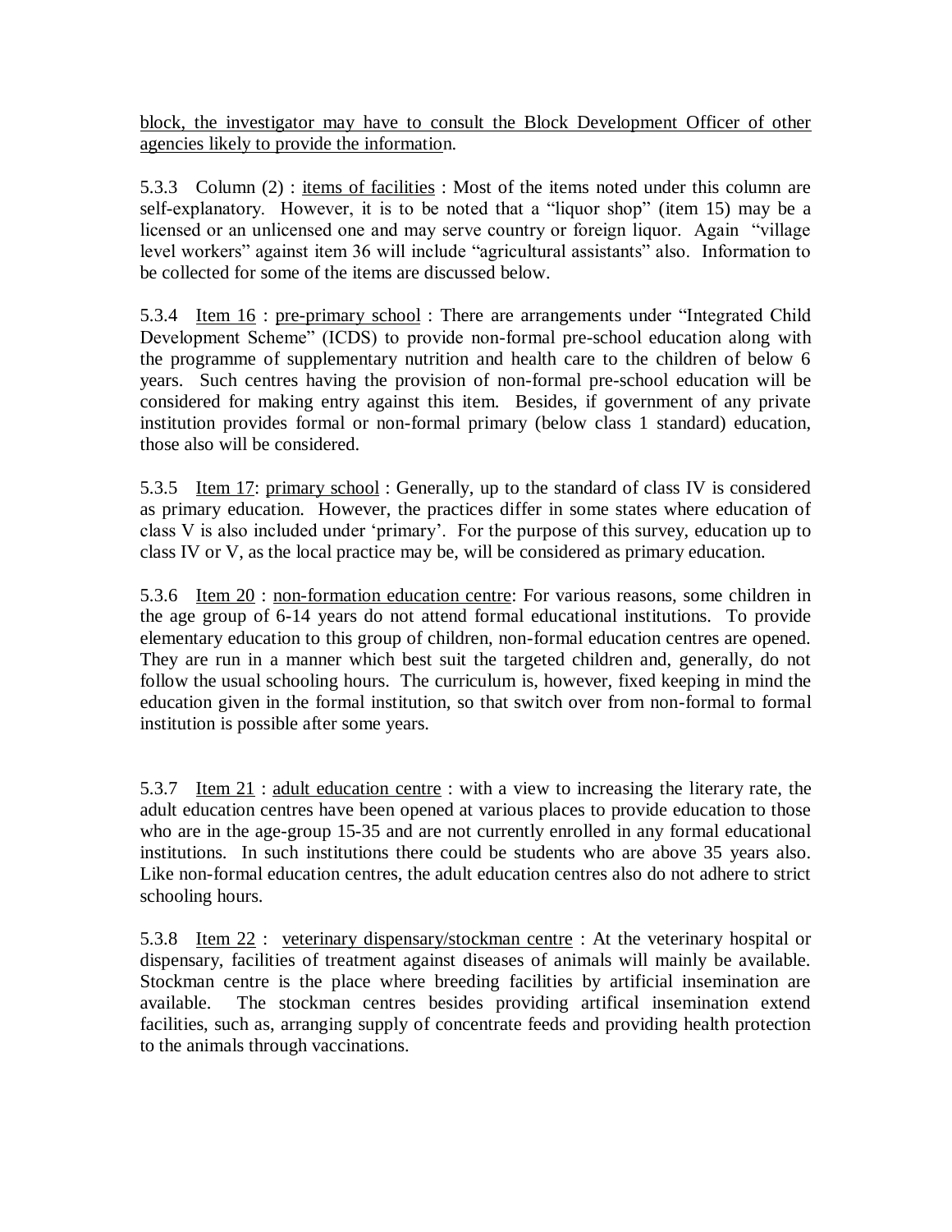<u>block, the investigator may have to consult the Block Development Officer of other agencies likely to provide the information</u>.

5.3.3 Column (2) : <u>items of facilities</u> : Most of the items noted under this column are self-explanatory. However, it is to be noted that a "liquor shop" (item 15) may be a licensed or an unlicensed one and may serve country or foreign liquor. Again "village level workers" against item 36 will include "agricultural assistants" also. Information to be collected for some of the items are discussed below.

5.3.4 <u>Item 16</u> : <u>pre-primary school</u> : There are arrangements under "Integrated Child Development Scheme" (ICDS) to provide non-formal pre-school education along with the programme of supplementary nutrition and health care to the children of below 6 years. Such centres having the provision of non-formal pre-school education will be considered for making entry against this item. Besides, if government of any private institution provides formal or non-formal primary (below class 1 standard) education, those also will be considered.

5.3.5 <u>Item 17</u>: <u>primary school</u> : Generally, up to the standard of class IV is considered as primary education. However, the practices differ in some states where education of class V is also included under 'primary'. For the purpose of this survey, education up to class IV or V, as the local practice may be, will be considered as primary education.

5.3.6 <u>Item 20</u> : <u>non-formation education centre</u>: For various reasons, some children in the age group of 6-14 years do not attend formal educational institutions. To provide elementary education to this group of children, non-formal education centres are opened. They are run in a manner which best suit the targeted children and, generally, do not follow the usual schooling hours. The curriculum is, however, fixed keeping in mind the education given in the formal institution, so that switch over from non-formal to formal institution is possible after some years.

5.3.7 <u>Item 21</u> : <u>adult education centre</u> : with a view to increasing the literary rate, the adult education centres have been opened at various places to provide education to those who are in the age-group 15-35 and are not currently enrolled in any formal educational institutions. In such institutions there could be students who are above 35 years also. Like non-formal education centres, the adult education centres also do not adhere to strict schooling hours.

5.3.8 <u>Item 22</u> : <u>veterinary dispensary/stockman centre</u> : At the veterinary hospital or dispensary, facilities of treatment against diseases of animals will mainly be available. Stockman centre is the place where breeding facilities by artificial insemination are available. The stockman centres besides providing artifical insemination extend facilities, such as, arranging supply of concentrate feeds and providing health protection to the animals through vaccinations.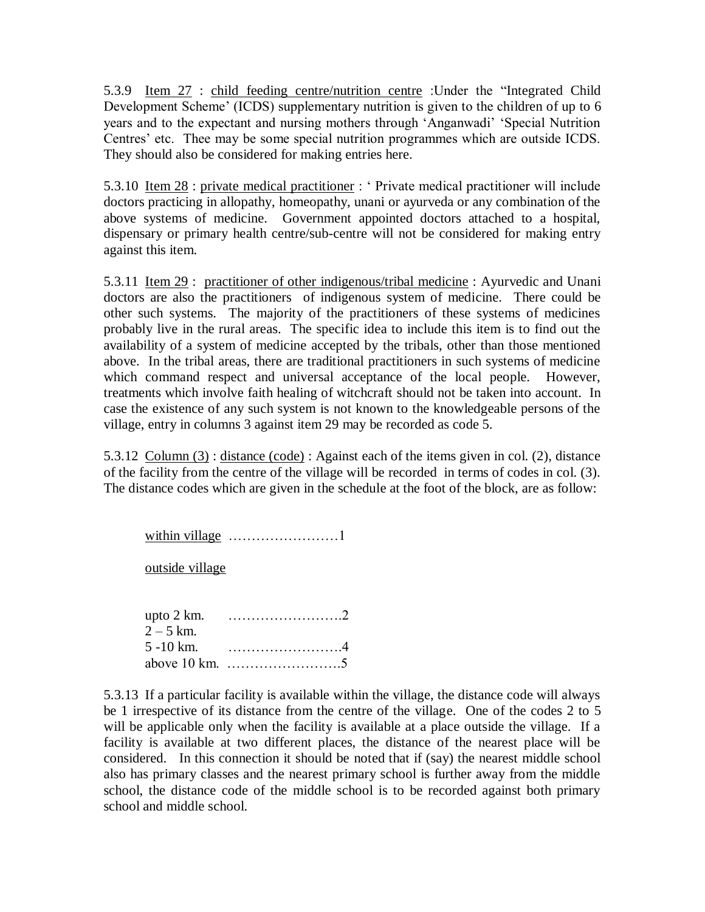5.3.9 <u>Item 27</u> : <u>child feeding centre/nutrition centre</u> :Under the "Integrated Child Development Scheme' (ICDS) supplementary nutrition is given to the children of up to 6 years and to the expectant and nursing mothers through 'Anganwadi' 'Special Nutrition Centres' etc. Thee may be some special nutrition programmes which are outside ICDS. They should also be considered for making entries here.

5.3.10 <u>Item 28</u> : <u>private medical practitioner</u> : ' Private medical practitioner will include doctors practicing in allopathy, homeopathy, unani or ayurveda or any combination of the above systems of medicine. Government appointed doctors attached to a hospital, dispensary or primary health centre/sub-centre will not be considered for making entry against this item.

5.3.11 <u>Item 29</u> : <u>practitioner of other indigenous/tribal medicine</u> : Ayurvedic and Unani doctors are also the practitioners of indigenous system of medicine. There could be other such systems. The majority of the practitioners of these systems of medicines probably live in the rural areas. The specific idea to include this item is to find out the availability of a system of medicine accepted by the tribals, other than those mentioned above. In the tribal areas, there are traditional practitioners in such systems of medicine which command respect and universal acceptance of the local people. However, treatments which involve faith healing of witchcraft should not be taken into account. In case the existence of any such system is not known to the knowledgeable persons of the village, entry in columns 3 against item 29 may be recorded as code 5.

5.3.12 <u>Column (3)</u> : <u>distance (code)</u> : Against each of the items given in col. (2), distance of the facility from the centre of the village will be recorded in terms of codes in col. (3). The distance codes which are given in the schedule at the foot of the block, are as follow:

<u>within village</u> ……………………1

<u>outside village</u>

upto 2 km. …………………….2
2 – 5 km.
5 -10 km. …………………….4
above 10 km. …………………….5

5.3.13 If a particular facility is available within the village, the distance code will always be 1 irrespective of its distance from the centre of the village. One of the codes 2 to 5 will be applicable only when the facility is available at a place outside the village. If a facility is available at two different places, the distance of the nearest place will be considered. In this connection it should be noted that if (say) the nearest middle school also has primary classes and the nearest primary school is further away from the middle school, the distance code of the middle school is to be recorded against both primary school and middle school.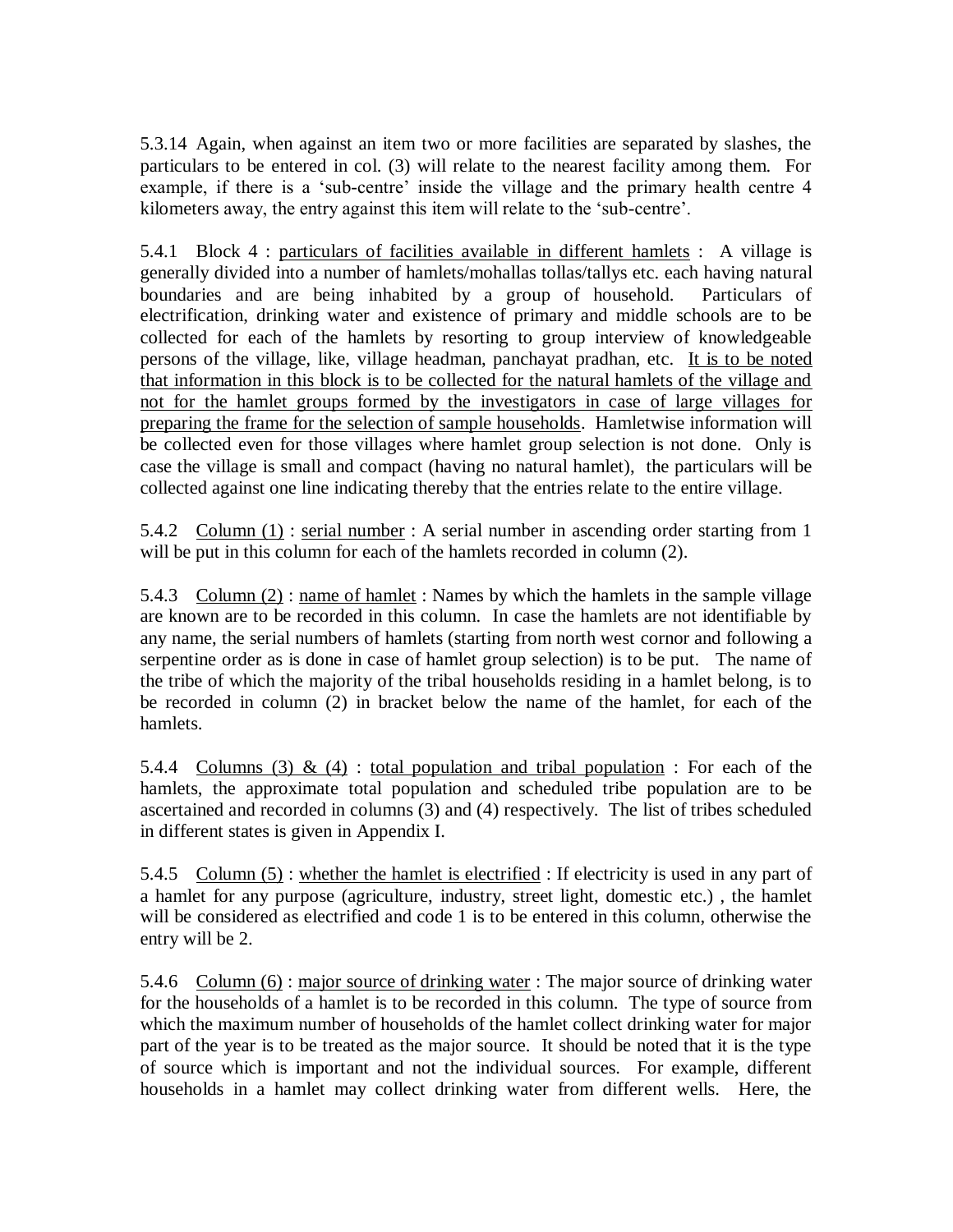5.3.14 Again, when against an item two or more facilities are separated by slashes, the particulars to be entered in col. (3) will relate to the nearest facility among them. For example, if there is a 'sub-centre' inside the village and the primary health centre 4 kilometers away, the entry against this item will relate to the 'sub-centre'.

5.4.1 Block 4 : particulars of facilities available in different hamlets : A village is generally divided into a number of hamlets/mohallas tollas/tallys etc. each having natural boundaries and are being inhabited by a group of household. Particulars of electrification, drinking water and existence of primary and middle schools are to be collected for each of the hamlets by resorting to group interview of knowledgeable persons of the village, like, village headman, panchayat pradhan, etc. It is to be noted that information in this block is to be collected for the natural hamlets of the village and not for the hamlet groups formed by the investigators in case of large villages for preparing the frame for the selection of sample households. Hamletwise information will be collected even for those villages where hamlet group selection is not done. Only is case the village is small and compact (having no natural hamlet), the particulars will be collected against one line indicating thereby that the entries relate to the entire village.

5.4.2 Column (1) : serial number : A serial number in ascending order starting from 1 will be put in this column for each of the hamlets recorded in column (2).

5.4.3 Column (2) : name of hamlet : Names by which the hamlets in the sample village are known are to be recorded in this column. In case the hamlets are not identifiable by any name, the serial numbers of hamlets (starting from north west cornor and following a serpentine order as is done in case of hamlet group selection) is to be put. The name of the tribe of which the majority of the tribal households residing in a hamlet belong, is to be recorded in column (2) in bracket below the name of the hamlet, for each of the hamlets.

5.4.4 Columns (3) & (4) : total population and tribal population : For each of the hamlets, the approximate total population and scheduled tribe population are to be ascertained and recorded in columns (3) and (4) respectively. The list of tribes scheduled in different states is given in Appendix I.

5.4.5 Column (5) : whether the hamlet is electrified : If electricity is used in any part of a hamlet for any purpose (agriculture, industry, street light, domestic etc.) , the hamlet will be considered as electrified and code 1 is to be entered in this column, otherwise the entry will be 2.

5.4.6 Column (6) : major source of drinking water : The major source of drinking water for the households of a hamlet is to be recorded in this column. The type of source from which the maximum number of households of the hamlet collect drinking water for major part of the year is to be treated as the major source. It should be noted that it is the type of source which is important and not the individual sources. For example, different households in a hamlet may collect drinking water from different wells. Here, the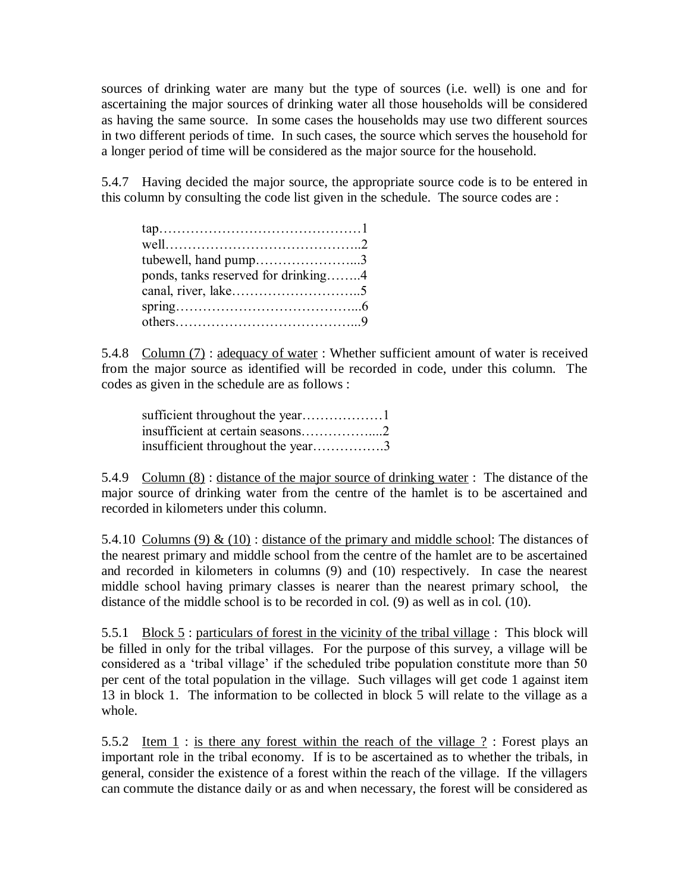sources of drinking water are many but the type of sources (i.e. well) is one and for ascertaining the major sources of drinking water all those households will be considered as having the same source. In some cases the households may use two different sources in two different periods of time. In such cases, the source which serves the household for a longer period of time will be considered as the major source for the household.

5.4.7 Having decided the major source, the appropriate source code is to be entered in this column by consulting the code list given in the schedule. The source codes are :

tap……………………………………1
well……………………………………..2
tubewell, hand pump…………………...3
ponds, tanks reserved for drinking……..4
canal, river, lake………………………..5
spring…………………………………...6
others…………………………………...9

5.4.8 Column (7) : adequacy of water : Whether sufficient amount of water is received from the major source as identified will be recorded in code, under this column. The codes as given in the schedule are as follows :

sufficient throughout the year………………1
insufficient at certain seasons……………....2
insufficient throughout the year…………….3

5.4.9 Column (8) : distance of the major source of drinking water : The distance of the major source of drinking water from the centre of the hamlet is to be ascertained and recorded in kilometers under this column.

5.4.10 Columns (9) & (10) : distance of the primary and middle school: The distances of the nearest primary and middle school from the centre of the hamlet are to be ascertained and recorded in kilometers in columns (9) and (10) respectively. In case the nearest middle school having primary classes is nearer than the nearest primary school, the distance of the middle school is to be recorded in col. (9) as well as in col. (10).

5.5.1 Block 5 : particulars of forest in the vicinity of the tribal village : This block will be filled in only for the tribal villages. For the purpose of this survey, a village will be considered as a 'tribal village' if the scheduled tribe population constitute more than 50 per cent of the total population in the village. Such villages will get code 1 against item 13 in block 1. The information to be collected in block 5 will relate to the village as a whole.

5.5.2 Item 1 : is there any forest within the reach of the village ? : Forest plays an important role in the tribal economy. If is to be ascertained as to whether the tribals, in general, consider the existence of a forest within the reach of the village. If the villagers can commute the distance daily or as and when necessary, the forest will be considered as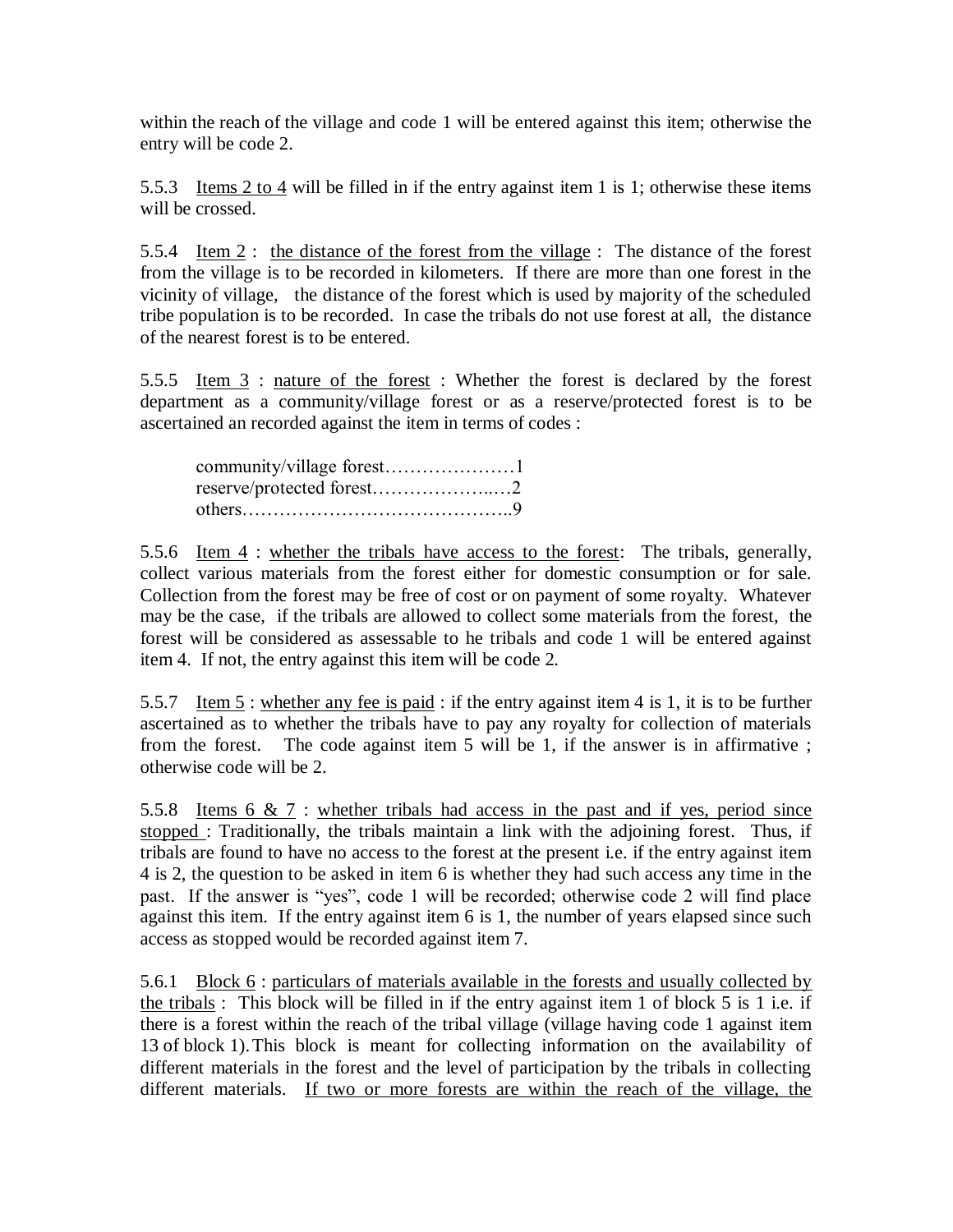within the reach of the village and code 1 will be entered against this item; otherwise the entry will be code 2.

5.5.3 Items 2 to 4 will be filled in if the entry against item 1 is 1; otherwise these items will be crossed.

5.5.4 Item 2 : the distance of the forest from the village : The distance of the forest from the village is to be recorded in kilometers. If there are more than one forest in the vicinity of village, the distance of the forest which is used by majority of the scheduled tribe population is to be recorded. In case the tribals do not use forest at all, the distance of the nearest forest is to be entered.

5.5.5 Item 3 : nature of the forest : Whether the forest is declared by the forest department as a community/village forest or as a reserve/protected forest is to be ascertained an recorded against the item in terms of codes :

community/village forest…………………1
reserve/protected forest………………..…2
others……………………………………..9

5.5.6 Item 4 : whether the tribals have access to the forest: The tribals, generally, collect various materials from the forest either for domestic consumption or for sale. Collection from the forest may be free of cost or on payment of some royalty. Whatever may be the case, if the tribals are allowed to collect some materials from the forest, the forest will be considered as assessable to he tribals and code 1 will be entered against item 4. If not, the entry against this item will be code 2.

5.5.7 Item 5 : whether any fee is paid : if the entry against item 4 is 1, it is to be further ascertained as to whether the tribals have to pay any royalty for collection of materials from the forest. The code against item 5 will be 1, if the answer is in affirmative ; otherwise code will be 2.

5.5.8 Items 6 & 7 : whether tribals had access in the past and if yes, period since stopped : Traditionally, the tribals maintain a link with the adjoining forest. Thus, if tribals are found to have no access to the forest at the present i.e. if the entry against item 4 is 2, the question to be asked in item 6 is whether they had such access any time in the past. If the answer is "yes", code 1 will be recorded; otherwise code 2 will find place against this item. If the entry against item 6 is 1, the number of years elapsed since such access as stopped would be recorded against item 7.

5.6.1 Block 6 : particulars of materials available in the forests and usually collected by the tribals : This block will be filled in if the entry against item 1 of block 5 is 1 i.e. if there is a forest within the reach of the tribal village (village having code 1 against item 13 of block 1). This block is meant for collecting information on the availability of different materials in the forest and the level of participation by the tribals in collecting different materials. If two or more forests are within the reach of the village, the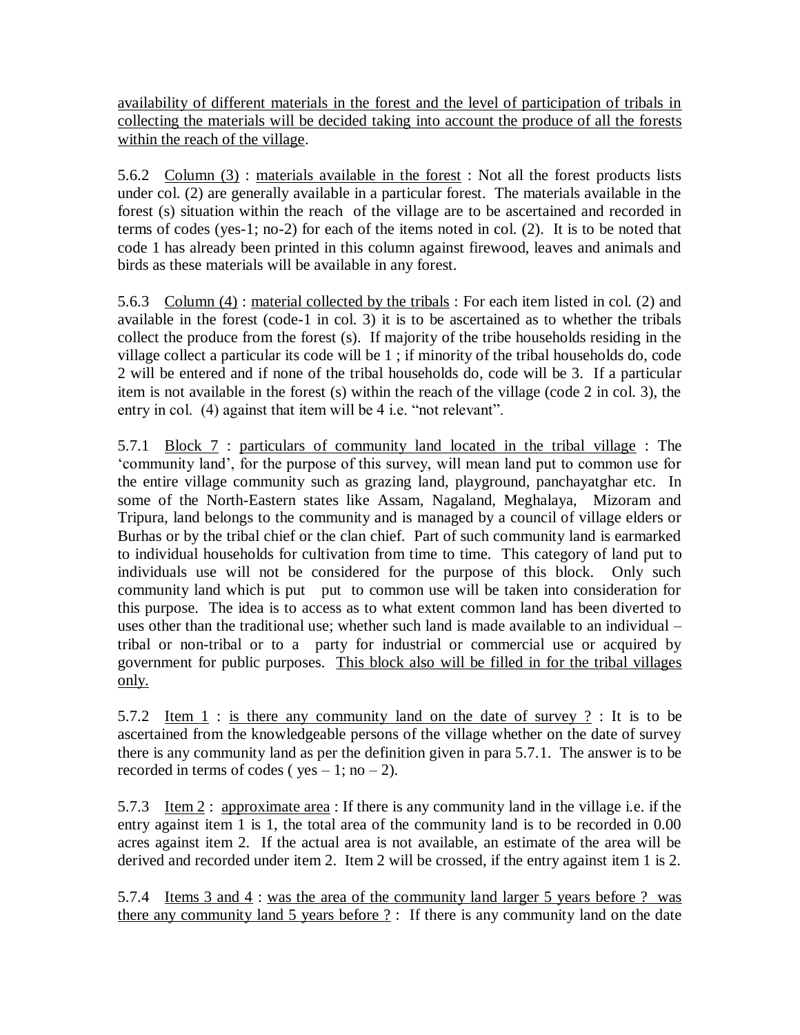availability of different materials in the forest and the level of participation of tribals in collecting the materials will be decided taking into account the produce of all the forests within the reach of the village.

5.6.2 Column (3) : materials available in the forest : Not all the forest products lists under col. (2) are generally available in a particular forest. The materials available in the forest (s) situation within the reach of the village are to be ascertained and recorded in terms of codes (yes-1; no-2) for each of the items noted in col. (2). It is to be noted that code 1 has already been printed in this column against firewood, leaves and animals and birds as these materials will be available in any forest.

5.6.3 Column (4) : material collected by the tribals : For each item listed in col. (2) and available in the forest (code-1 in col. 3) it is to be ascertained as to whether the tribals collect the produce from the forest (s). If majority of the tribe households residing in the village collect a particular its code will be 1 ; if minority of the tribal households do, code 2 will be entered and if none of the tribal households do, code will be 3. If a particular item is not available in the forest (s) within the reach of the village (code 2 in col. 3), the entry in col. (4) against that item will be 4 i.e. "not relevant".

5.7.1 Block 7 : particulars of community land located in the tribal village : The 'community land', for the purpose of this survey, will mean land put to common use for the entire village community such as grazing land, playground, panchayatghar etc. In some of the North-Eastern states like Assam, Nagaland, Meghalaya, Mizoram and Tripura, land belongs to the community and is managed by a council of village elders or Burhas or by the tribal chief or the clan chief. Part of such community land is earmarked to individual households for cultivation from time to time. This category of land put to individuals use will not be considered for the purpose of this block. Only such community land which is put put to common use will be taken into consideration for this purpose. The idea is to access as to what extent common land has been diverted to uses other than the traditional use; whether such land is made available to an individual – tribal or non-tribal or to a party for industrial or commercial use or acquired by government for public purposes. This block also will be filled in for the tribal villages only.

5.7.2 Item 1 : is there any community land on the date of survey ? : It is to be ascertained from the knowledgeable persons of the village whether on the date of survey there is any community land as per the definition given in para 5.7.1. The answer is to be recorded in terms of codes ( yes – 1; no – 2).

5.7.3 Item 2 : approximate area : If there is any community land in the village i.e. if the entry against item 1 is 1, the total area of the community land is to be recorded in 0.00 acres against item 2. If the actual area is not available, an estimate of the area will be derived and recorded under item 2. Item 2 will be crossed, if the entry against item 1 is 2.

5.7.4 Items 3 and 4 : was the area of the community land larger 5 years before ? was there any community land 5 years before ? : If there is any community land on the date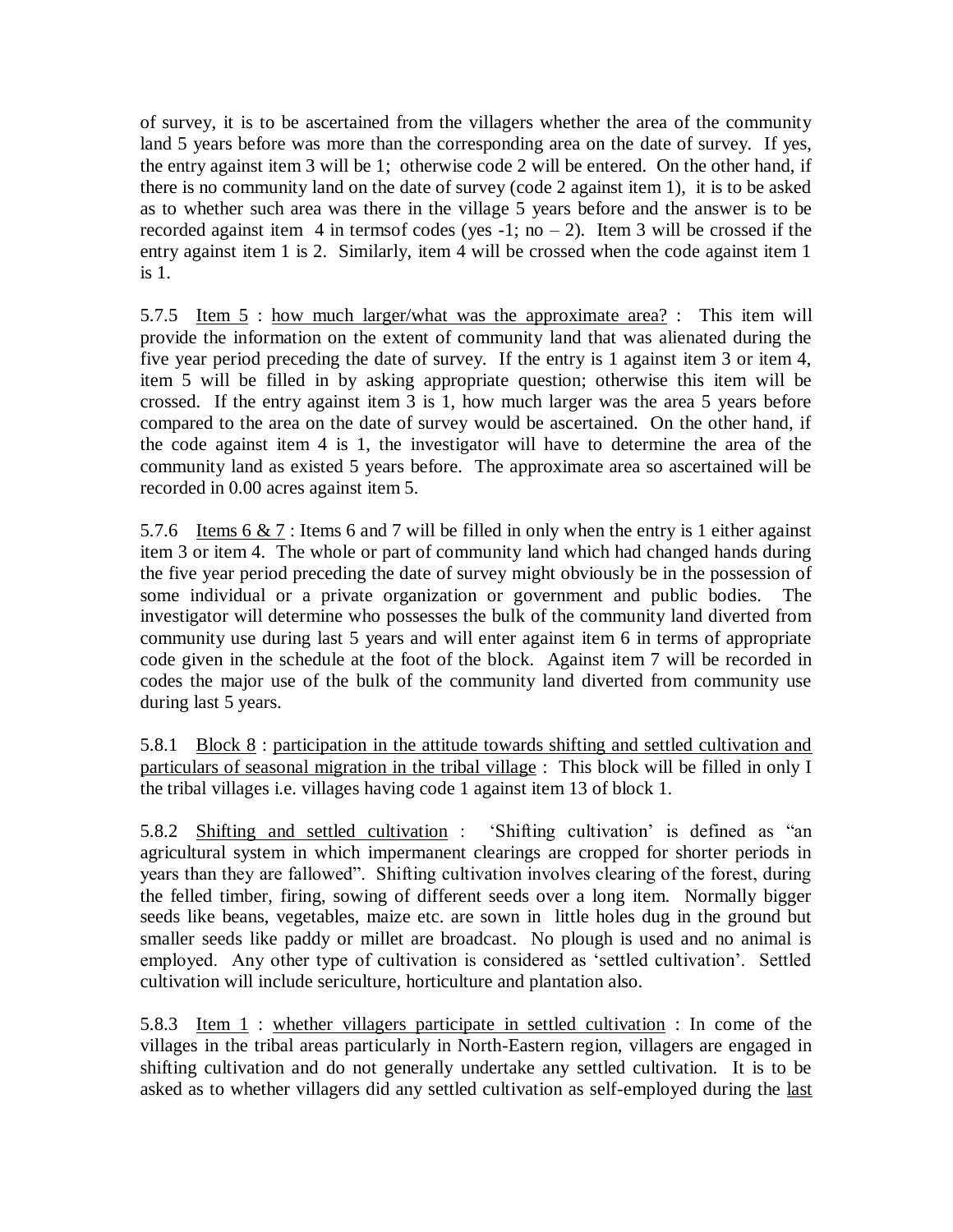of survey, it is to be ascertained from the villagers whether the area of the community land 5 years before was more than the corresponding area on the date of survey. If yes, the entry against item 3 will be 1; otherwise code 2 will be entered. On the other hand, if there is no community land on the date of survey (code 2 against item 1), it is to be asked as to whether such area was there in the village 5 years before and the answer is to be recorded against item 4 in termsof codes (yes -1; no – 2). Item 3 will be crossed if the entry against item 1 is 2. Similarly, item 4 will be crossed when the code against item 1 is 1.

5.7.5 <u>Item 5</u> : <u>how much larger/what was the approximate area?</u> : This item will provide the information on the extent of community land that was alienated during the five year period preceding the date of survey. If the entry is 1 against item 3 or item 4, item 5 will be filled in by asking appropriate question; otherwise this item will be crossed. If the entry against item 3 is 1, how much larger was the area 5 years before compared to the area on the date of survey would be ascertained. On the other hand, if the code against item 4 is 1, the investigator will have to determine the area of the community land as existed 5 years before. The approximate area so ascertained will be recorded in 0.00 acres against item 5.

5.7.6 <u>Items 6 & 7</u> : Items 6 and 7 will be filled in only when the entry is 1 either against item 3 or item 4. The whole or part of community land which had changed hands during the five year period preceding the date of survey might obviously be in the possession of some individual or a private organization or government and public bodies. The investigator will determine who possesses the bulk of the community land diverted from community use during last 5 years and will enter against item 6 in terms of appropriate code given in the schedule at the foot of the block. Against item 7 will be recorded in codes the major use of the bulk of the community land diverted from community use during last 5 years.

5.8.1 <u>Block 8</u> : <u>participation in the attitude towards shifting and settled cultivation and particulars of seasonal migration in the tribal village</u> : This block will be filled in only I the tribal villages i.e. villages having code 1 against item 13 of block 1.

5.8.2 <u>Shifting and settled cultivation</u> : 'Shifting cultivation' is defined as "an agricultural system in which impermanent clearings are cropped for shorter periods in years than they are fallowed". Shifting cultivation involves clearing of the forest, during the felled timber, firing, sowing of different seeds over a long item. Normally bigger seeds like beans, vegetables, maize etc. are sown in little holes dug in the ground but smaller seeds like paddy or millet are broadcast. No plough is used and no animal is employed. Any other type of cultivation is considered as 'settled cultivation'. Settled cultivation will include sericulture, horticulture and plantation also.

5.8.3 <u>Item 1</u> : <u>whether villagers participate in settled cultivation</u> : In come of the villages in the tribal areas particularly in North-Eastern region, villagers are engaged in shifting cultivation and do not generally undertake any settled cultivation. It is to be asked as to whether villagers did any settled cultivation as self-employed during the <u>last</u>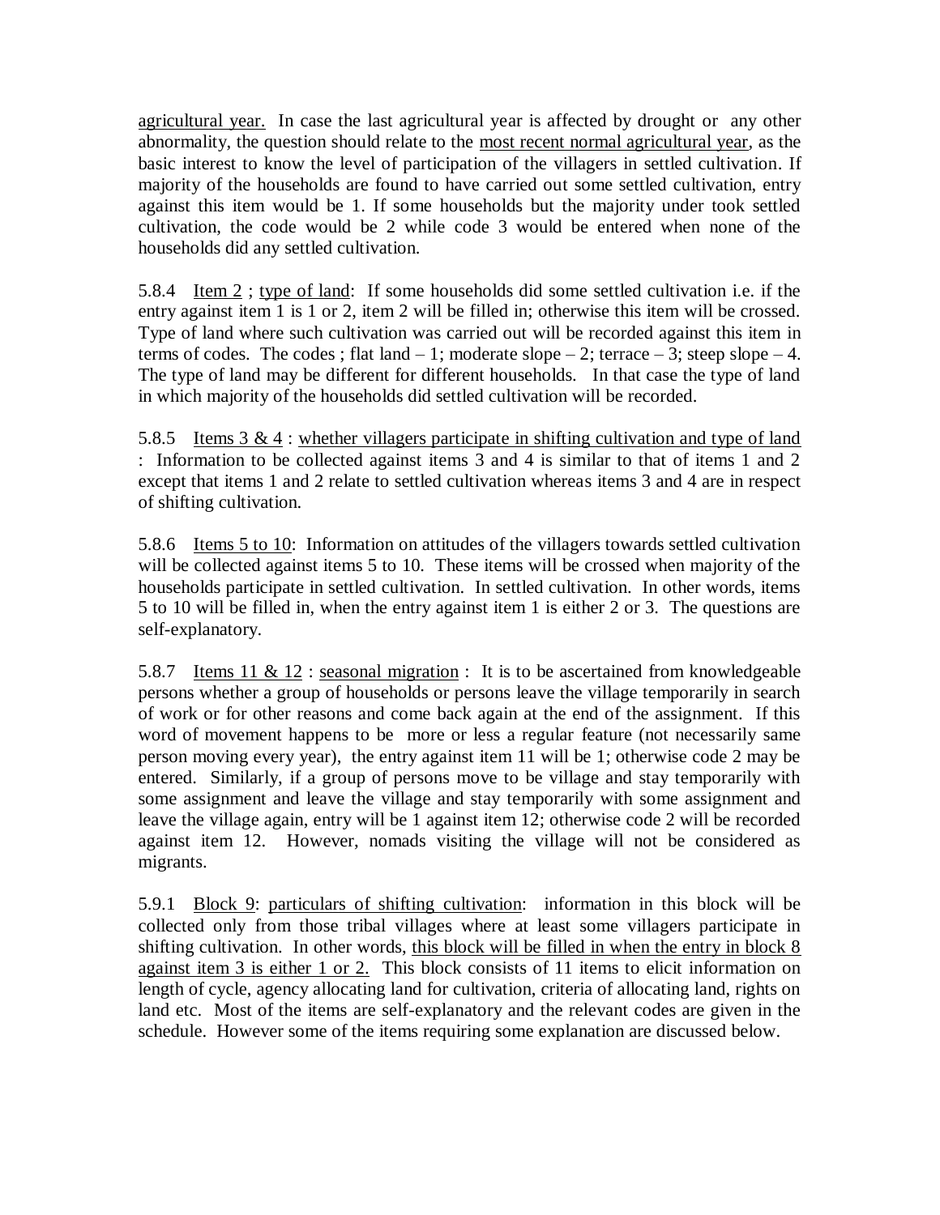agricultural year. In case the last agricultural year is affected by drought or any other abnormality, the question should relate to the most recent normal agricultural year, as the basic interest to know the level of participation of the villagers in settled cultivation. If majority of the households are found to have carried out some settled cultivation, entry against this item would be 1. If some households but the majority under took settled cultivation, the code would be 2 while code 3 would be entered when none of the households did any settled cultivation.

5.8.4 Item 2 ; type of land: If some households did some settled cultivation i.e. if the entry against item 1 is 1 or 2, item 2 will be filled in; otherwise this item will be crossed. Type of land where such cultivation was carried out will be recorded against this item in terms of codes. The codes ; flat land – 1; moderate slope – 2; terrace – 3; steep slope – 4. The type of land may be different for different households. In that case the type of land in which majority of the households did settled cultivation will be recorded.

5.8.5 Items 3 & 4 : whether villagers participate in shifting cultivation and type of land : Information to be collected against items 3 and 4 is similar to that of items 1 and 2 except that items 1 and 2 relate to settled cultivation whereas items 3 and 4 are in respect of shifting cultivation.

5.8.6 Items 5 to 10: Information on attitudes of the villagers towards settled cultivation will be collected against items 5 to 10. These items will be crossed when majority of the households participate in settled cultivation. In settled cultivation. In other words, items 5 to 10 will be filled in, when the entry against item 1 is either 2 or 3. The questions are self-explanatory.

5.8.7 Items 11 & 12 : seasonal migration : It is to be ascertained from knowledgeable persons whether a group of households or persons leave the village temporarily in search of work or for other reasons and come back again at the end of the assignment. If this word of movement happens to be more or less a regular feature (not necessarily same person moving every year), the entry against item 11 will be 1; otherwise code 2 may be entered. Similarly, if a group of persons move to be village and stay temporarily with some assignment and leave the village and stay temporarily with some assignment and leave the village again, entry will be 1 against item 12; otherwise code 2 will be recorded against item 12. However, nomads visiting the village will not be considered as migrants.

5.9.1 Block 9: particulars of shifting cultivation: information in this block will be collected only from those tribal villages where at least some villagers participate in shifting cultivation. In other words, this block will be filled in when the entry in block 8 against item 3 is either 1 or 2. This block consists of 11 items to elicit information on length of cycle, agency allocating land for cultivation, criteria of allocating land, rights on land etc. Most of the items are self-explanatory and the relevant codes are given in the schedule. However some of the items requiring some explanation are discussed below.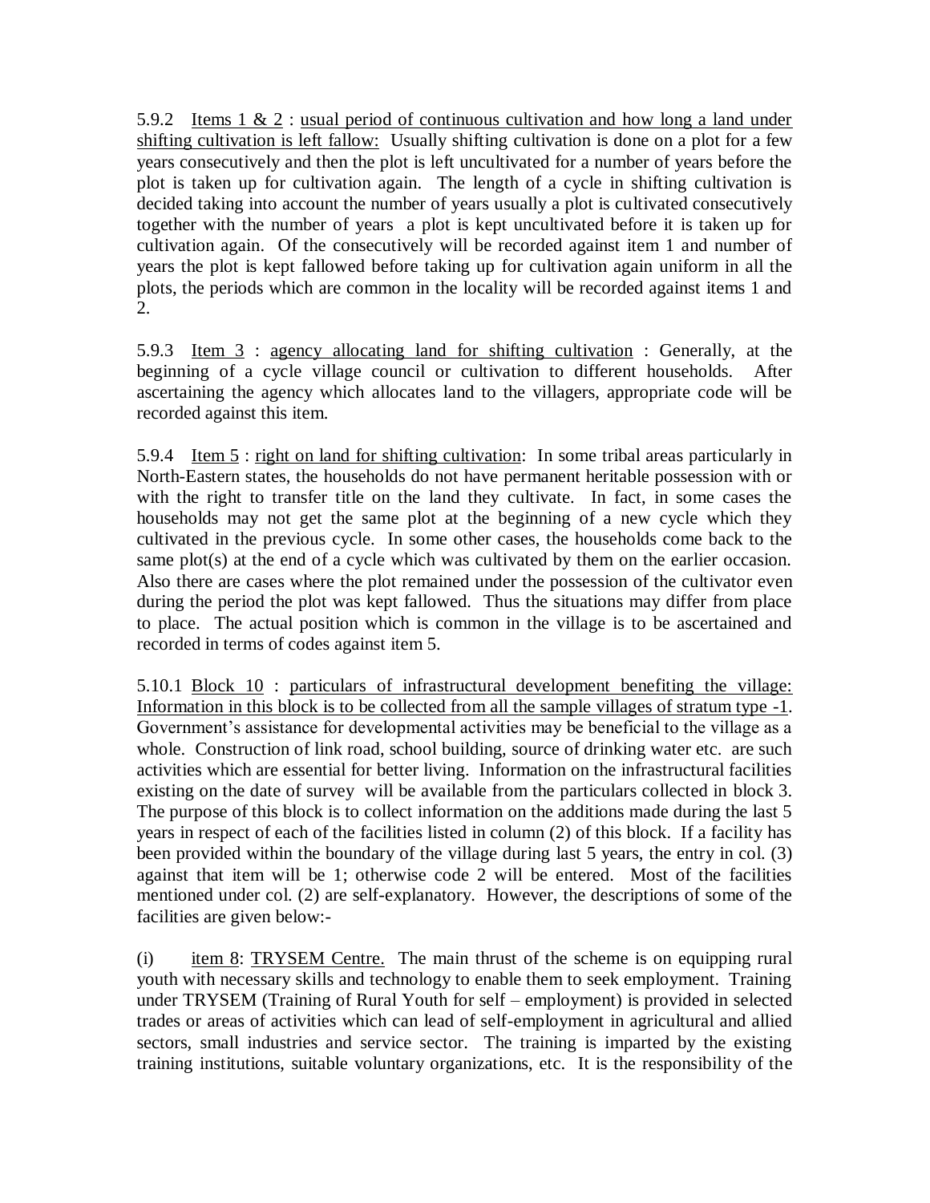5.9.2 Items 1 & 2 : <u>usual period of continuous cultivation and how long a land under shifting cultivation is left fallow:</u> Usually shifting cultivation is done on a plot for a few years consecutively and then the plot is left uncultivated for a number of years before the plot is taken up for cultivation again. The length of a cycle in shifting cultivation is decided taking into account the number of years usually a plot is cultivated consecutively together with the number of years a plot is kept uncultivated before it is taken up for cultivation again. Of the consecutively will be recorded against item 1 and number of years the plot is kept fallowed before taking up for cultivation again uniform in all the plots, the periods which are common in the locality will be recorded against items 1 and 2.

5.9.3 <u>Item 3</u> : <u>agency allocating land for shifting cultivation</u> : Generally, at the beginning of a cycle village council or cultivation to different households. After ascertaining the agency which allocates land to the villagers, appropriate code will be recorded against this item.

5.9.4 <u>Item 5</u> : <u>right on land for shifting cultivation</u>: In some tribal areas particularly in North-Eastern states, the households do not have permanent heritable possession with or with the right to transfer title on the land they cultivate. In fact, in some cases the households may not get the same plot at the beginning of a new cycle which they cultivated in the previous cycle. In some other cases, the households come back to the same plot(s) at the end of a cycle which was cultivated by them on the earlier occasion. Also there are cases where the plot remained under the possession of the cultivator even during the period the plot was kept fallowed. Thus the situations may differ from place to place. The actual position which is common in the village is to be ascertained and recorded in terms of codes against item 5.

5.10.1 <u>Block 10</u> : <u>particulars of infrastructural development benefiting the village: Information in this block is to be collected from all the sample villages of stratum type -1</u>. Government's assistance for developmental activities may be beneficial to the village as a whole. Construction of link road, school building, source of drinking water etc. are such activities which are essential for better living. Information on the infrastructural facilities existing on the date of survey will be available from the particulars collected in block 3. The purpose of this block is to collect information on the additions made during the last 5 years in respect of each of the facilities listed in column (2) of this block. If a facility has been provided within the boundary of the village during last 5 years, the entry in col. (3) against that item will be 1; otherwise code 2 will be entered. Most of the facilities mentioned under col. (2) are self-explanatory. However, the descriptions of some of the facilities are given below:-

(i) <u>item 8</u>: <u>TRYSEM Centre.</u> The main thrust of the scheme is on equipping rural youth with necessary skills and technology to enable them to seek employment. Training under TRYSEM (Training of Rural Youth for self – employment) is provided in selected trades or areas of activities which can lead of self-employment in agricultural and allied sectors, small industries and service sector. The training is imparted by the existing training institutions, suitable voluntary organizations, etc. It is the responsibility of the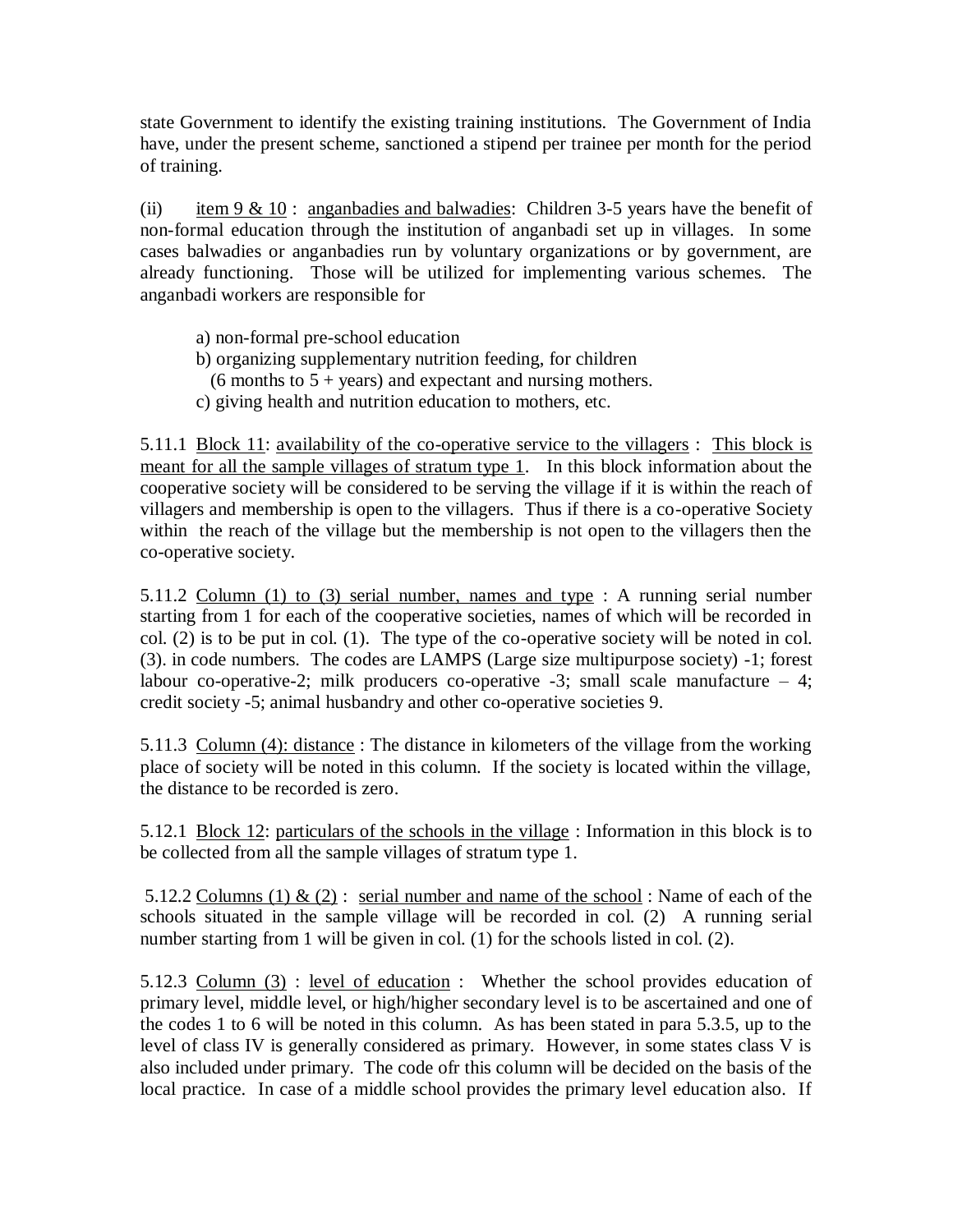state Government to identify the existing training institutions. The Government of India have, under the present scheme, sanctioned a stipend per trainee per month for the period of training.

(ii) item 9 & 10 : anganbadies and balwadies: Children 3-5 years have the benefit of non-formal education through the institution of anganbadi set up in villages. In some cases balwadies or anganbadies run by voluntary organizations or by government, are already functioning. Those will be utilized for implementing various schemes. The anganbadi workers are responsible for

a) non-formal pre-school education
b) organizing supplementary nutrition feeding, for children (6 months to 5 + years) and expectant and nursing mothers.
c) giving health and nutrition education to mothers, etc.

5.11.1 Block 11: availability of the co-operative service to the villagers : This block is meant for all the sample villages of stratum type 1. In this block information about the cooperative society will be considered to be serving the village if it is within the reach of villagers and membership is open to the villagers. Thus if there is a co-operative Society within the reach of the village but the membership is not open to the villagers then the co-operative society.

5.11.2 Column (1) to (3) serial number, names and type : A running serial number starting from 1 for each of the cooperative societies, names of which will be recorded in col. (2) is to be put in col. (1). The type of the co-operative society will be noted in col. (3). in code numbers. The codes are LAMPS (Large size multipurpose society) -1; forest labour co-operative-2; milk producers co-operative -3; small scale manufacture – 4; credit society -5; animal husbandry and other co-operative societies 9.

5.11.3 Column (4): distance : The distance in kilometers of the village from the working place of society will be noted in this column. If the society is located within the village, the distance to be recorded is zero.

5.12.1 Block 12: particulars of the schools in the village : Information in this block is to be collected from all the sample villages of stratum type 1.

5.12.2 Columns (1) & (2) : serial number and name of the school : Name of each of the schools situated in the sample village will be recorded in col. (2) A running serial number starting from 1 will be given in col. (1) for the schools listed in col. (2).

5.12.3 Column (3) : level of education : Whether the school provides education of primary level, middle level, or high/higher secondary level is to be ascertained and one of the codes 1 to 6 will be noted in this column. As has been stated in para 5.3.5, up to the level of class IV is generally considered as primary. However, in some states class V is also included under primary. The code ofr this column will be decided on the basis of the local practice. In case of a middle school provides the primary level education also. If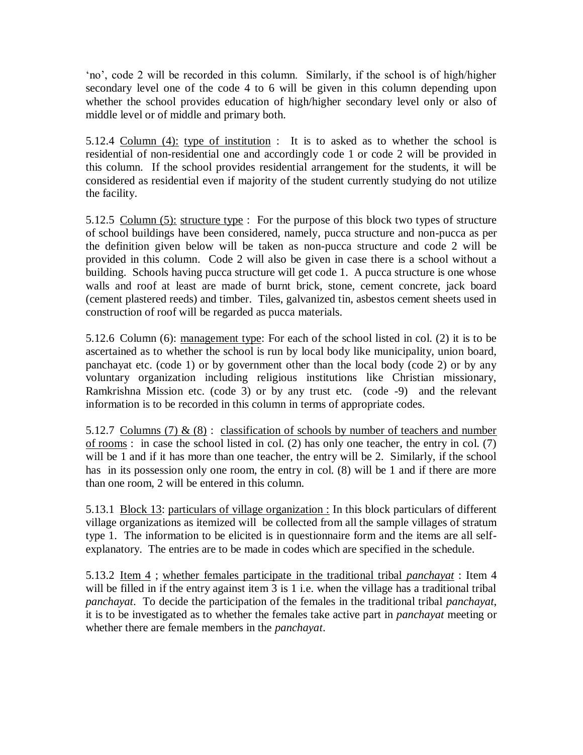'no', code 2 will be recorded in this column. Similarly, if the school is of high/higher secondary level one of the code 4 to 6 will be given in this column depending upon whether the school provides education of high/higher secondary level only or also of middle level or of middle and primary both.

5.12.4 <u>Column (4):</u> <u>type of institution</u> : It is to asked as to whether the school is residential of non-residential one and accordingly code 1 or code 2 will be provided in this column. If the school provides residential arrangement for the students, it will be considered as residential even if majority of the student currently studying do not utilize the facility.

5.12.5 <u>Column (5):</u> <u>structure type</u> : For the purpose of this block two types of structure of school buildings have been considered, namely, pucca structure and non-pucca as per the definition given below will be taken as non-pucca structure and code 2 will be provided in this column. Code 2 will also be given in case there is a school without a building. Schools having pucca structure will get code 1. A pucca structure is one whose walls and roof at least are made of burnt brick, stone, cement concrete, jack board (cement plastered reeds) and timber. Tiles, galvanized tin, asbestos cement sheets used in construction of roof will be regarded as pucca materials.

5.12.6 Column (6): <u>management type</u>: For each of the school listed in col. (2) it is to be ascertained as to whether the school is run by local body like municipality, union board, panchayat etc. (code 1) or by government other than the local body (code 2) or by any voluntary organization including religious institutions like Christian missionary, Ramkrishna Mission etc. (code 3) or by any trust etc. (code -9) and the relevant information is to be recorded in this column in terms of appropriate codes.

5.12.7 <u>Columns (7) & (8)</u> : <u>classification of schools by number of teachers and number of rooms</u> : in case the school listed in col. (2) has only one teacher, the entry in col. (7) will be 1 and if it has more than one teacher, the entry will be 2. Similarly, if the school has in its possession only one room, the entry in col. (8) will be 1 and if there are more than one room, 2 will be entered in this column.

5.13.1 <u>Block 13</u>: <u>particulars of village organization :</u> In this block particulars of different village organizations as itemized will be collected from all the sample villages of stratum type 1. The information to be elicited is in questionnaire form and the items are all self-explanatory. The entries are to be made in codes which are specified in the schedule.

5.13.2 <u>Item 4</u> ; <u>whether females participate in the traditional tribal *panchayat*</u> : Item 4 will be filled in if the entry against item 3 is 1 i.e. when the village has a traditional tribal *panchayat*. To decide the participation of the females in the traditional tribal *panchayat*, it is to be investigated as to whether the females take active part in *panchayat* meeting or whether there are female members in the *panchayat*.